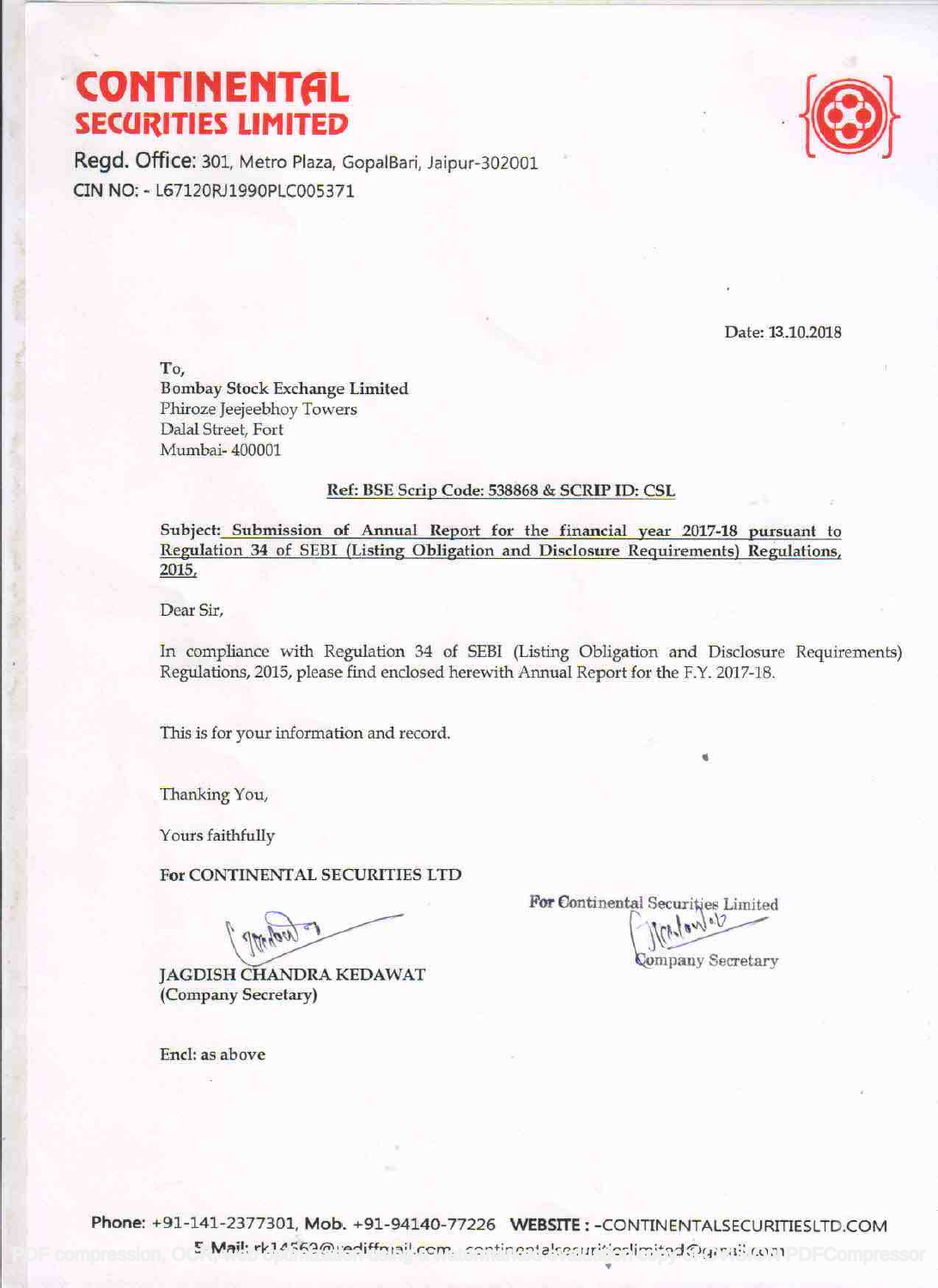# CONTINENTAL SECURITIES LIMITED

**Regd. Office:** 301, Metro Plaza, GopalBari, Jaipur-302001

CIN NO: - L67120RJ1990PLC005371

Date: 13.10.2018

To,
**Bombay Stock Exchange Limited**
Phiroze Jeejeebhoy Towers
Dalal Street, Fort
Mumbai- 400001

**Ref: BSE Scrip Code: 538868 & SCRIP ID: CSL**

**Subject: Submission of Annual Report for the financial year 2017-18 pursuant to Regulation 34 of SEBI (Listing Obligation and Disclosure Requirements) Regulations, 2015.**

Dear Sir,

In compliance with Regulation 34 of SEBI (Listing Obligation and Disclosure Requirements) Regulations, 2015, please find enclosed herewith Annual Report for the F.Y. 2017-18.

This is for your information and record.

Thanking You,

Yours faithfully

**For CONTINENTAL SECURITIES LTD**

For Continental Securities Limited

Company Secretary

**JAGDISH CHANDRA KEDAWAT**
**(Company Secretary)**

Encl: as above

**Phone:** +91-141-2377301, **Mob.** +91-94140-77226 **WEBSITE :** -CONTINENTALSECURITIESLTD.COM

**E Mail:** rk14562@rediffmail.com, continentalsecuritieslimited@gmail.com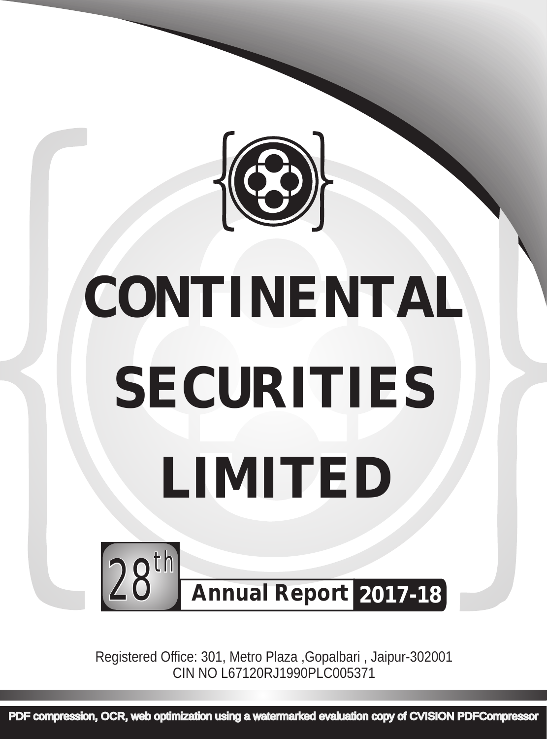# CONTINENTAL SECURITIES LIMITED

28th Annual Report 2017-18

Registered Office: 301, Metro Plaza ,Gopalbari , Jaipur-302001
CIN NO L67120RJ1990PLC005371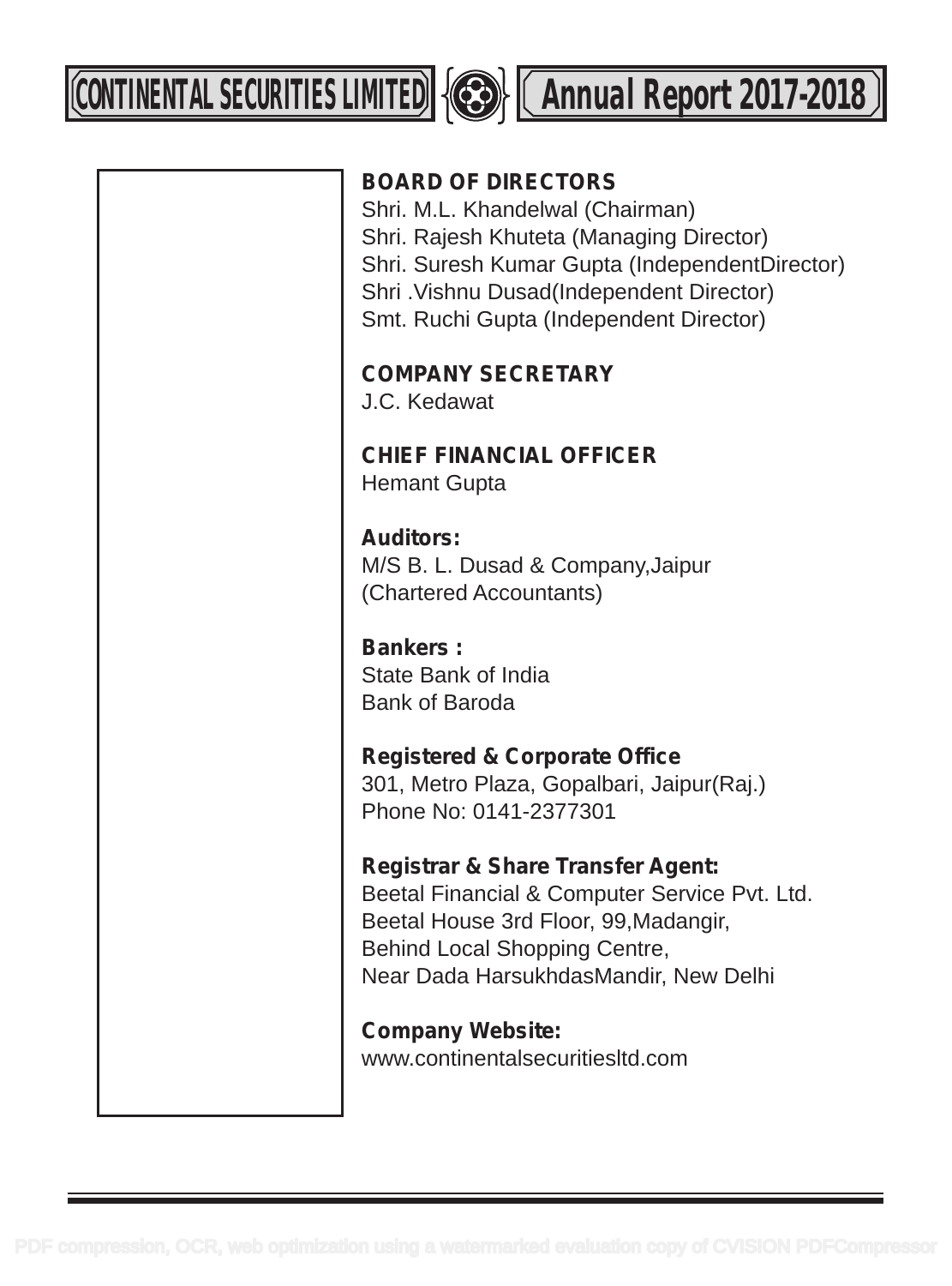## BOARD OF DIRECTORS

Shri. M.L. Khandelwal (Chairman)
Shri. Rajesh Khuteta (Managing Director)
Shri. Suresh Kumar Gupta (IndependentDirector)
Shri .Vishnu Dusad(Independent Director)
Smt. Ruchi Gupta (Independent Director)

## COMPANY SECRETARY

J.C. Kedawat

## CHIEF FINANCIAL OFFICER

Hemant Gupta

**Auditors:**
M/S B. L. Dusad & Company,Jaipur
(Chartered Accountants)

**Bankers :**
State Bank of India
Bank of Baroda

**Registered & Corporate Office**
301, Metro Plaza, Gopalbari, Jaipur(Raj.)
Phone No: 0141-2377301

**Registrar & Share Transfer Agent:**
Beetal Financial & Computer Service Pvt. Ltd.
Beetal House 3rd Floor, 99,Madangir,
Behind Local Shopping Centre,
Near Dada HarsukhdasMandir, New Delhi

**Company Website:**
www.continentalsecuritiesltd.com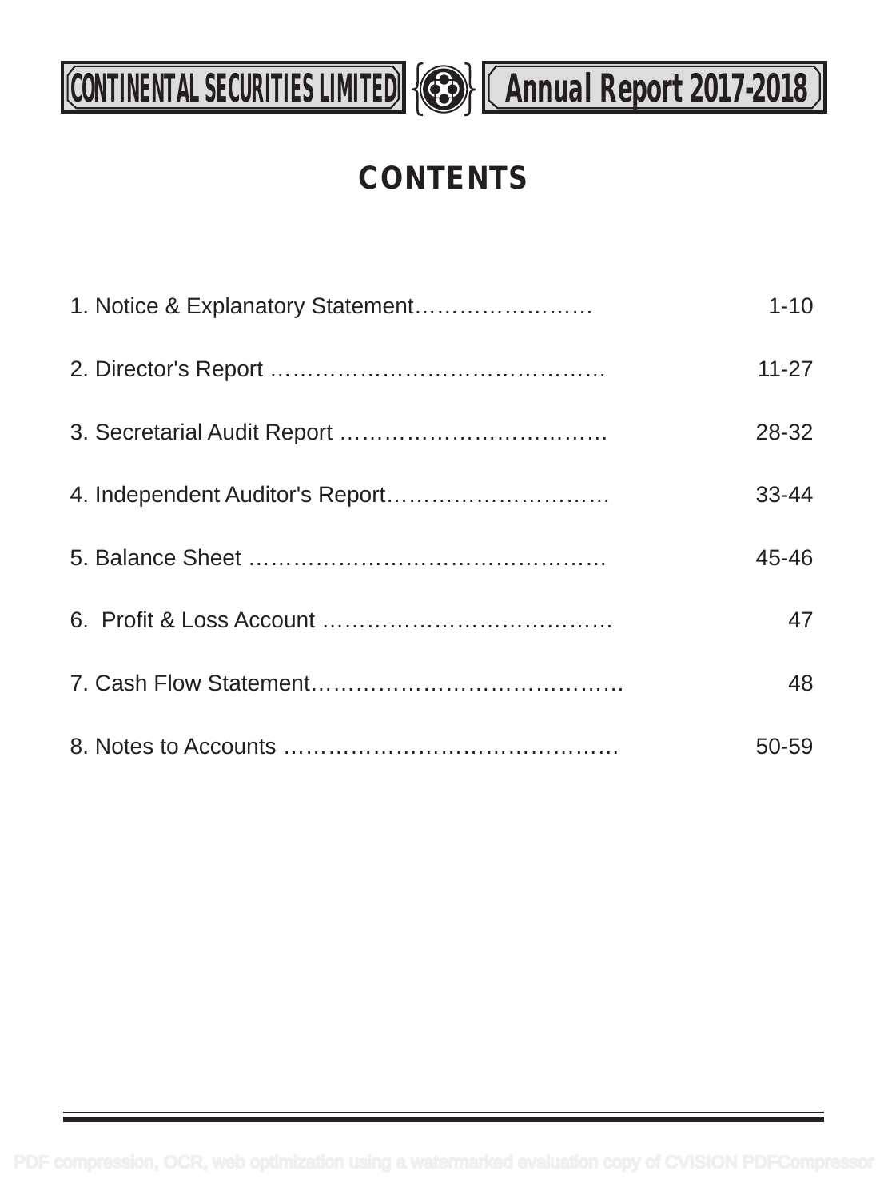# CONTENTS

| | |
|---|---|
| 1. Notice & Explanatory Statement | 1-10 |
| 2. Director's Report | 11-27 |
| 3. Secretarial Audit Report | 28-32 |
| 4. Independent Auditor's Report | 33-44 |
| 5. Balance Sheet | 45-46 |
| 6. Profit & Loss Account | 47 |
| 7. Cash Flow Statement | 48 |
| 8. Notes to Accounts | 50-59 |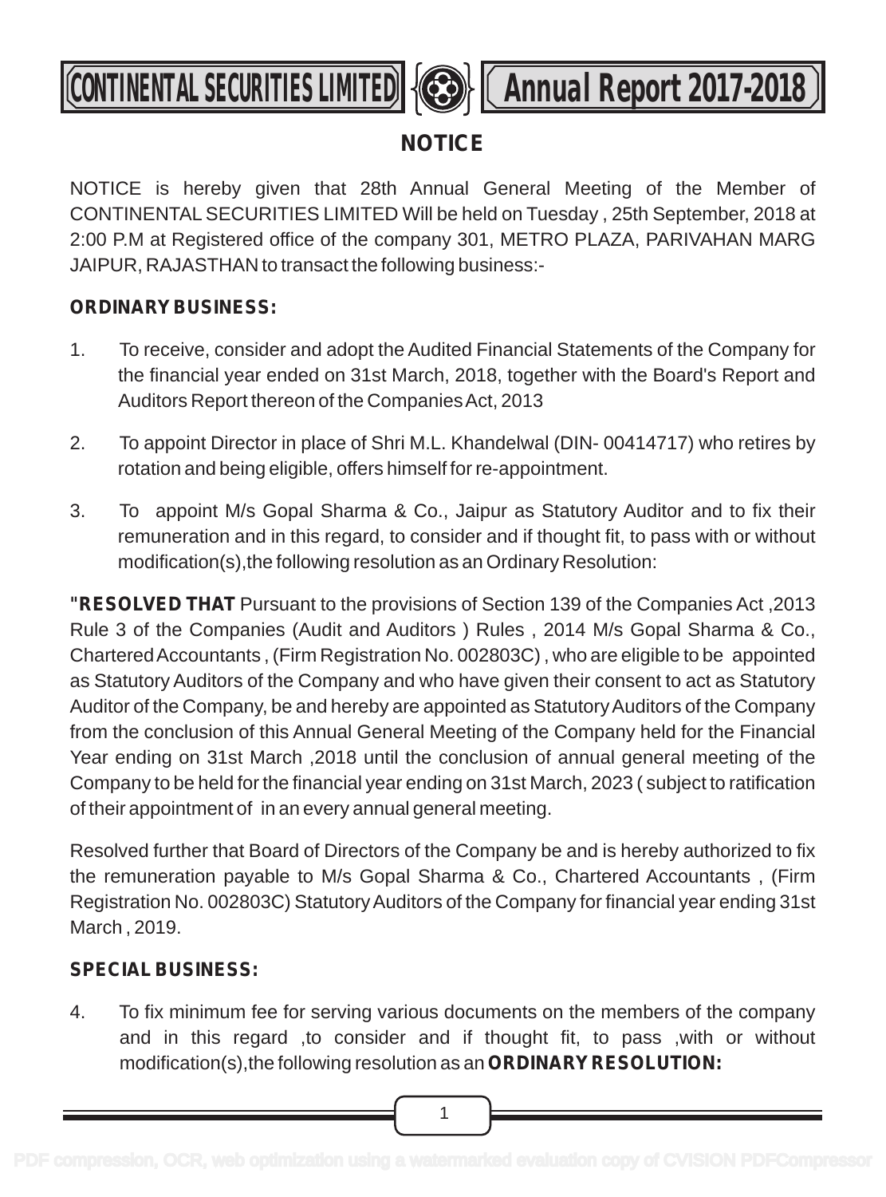# NOTICE

NOTICE is hereby given that 28th Annual General Meeting of the Member of CONTINENTAL SECURITIES LIMITED Will be held on Tuesday , 25th September, 2018 at 2:00 P.M at Registered office of the company 301, METRO PLAZA, PARIVAHAN MARG JAIPUR, RAJASTHAN to transact the following business:-

**ORDINARY BUSINESS:**

1. To receive, consider and adopt the Audited Financial Statements of the Company for the financial year ended on 31st March, 2018, together with the Board's Report and Auditors Report thereon of the Companies Act, 2013

2. To appoint Director in place of Shri M.L. Khandelwal (DIN- 00414717) who retires by rotation and being eligible, offers himself for re-appointment.

3. To appoint M/s Gopal Sharma & Co., Jaipur as Statutory Auditor and to fix their remuneration and in this regard, to consider and if thought fit, to pass with or without modification(s),the following resolution as an Ordinary Resolution:

**"RESOLVED THAT** Pursuant to the provisions of Section 139 of the Companies Act ,2013 Rule 3 of the Companies (Audit and Auditors ) Rules , 2014 M/s Gopal Sharma & Co., Chartered Accountants , (Firm Registration No. 002803C) , who are eligible to be appointed as Statutory Auditors of the Company and who have given their consent to act as Statutory Auditor of the Company, be and hereby are appointed as Statutory Auditors of the Company from the conclusion of this Annual General Meeting of the Company held for the Financial Year ending on 31st March ,2018 until the conclusion of annual general meeting of the Company to be held for the financial year ending on 31st March, 2023 ( subject to ratification of their appointment of in an every annual general meeting.

Resolved further that Board of Directors of the Company be and is hereby authorized to fix the remuneration payable to M/s Gopal Sharma & Co., Chartered Accountants , (Firm Registration No. 002803C) Statutory Auditors of the Company for financial year ending 31st March , 2019.

**SPECIAL BUSINESS:**

4. To fix minimum fee for serving various documents on the members of the company and in this regard ,to consider and if thought fit, to pass ,with or without modification(s),the following resolution as an **ORDINARY RESOLUTION:**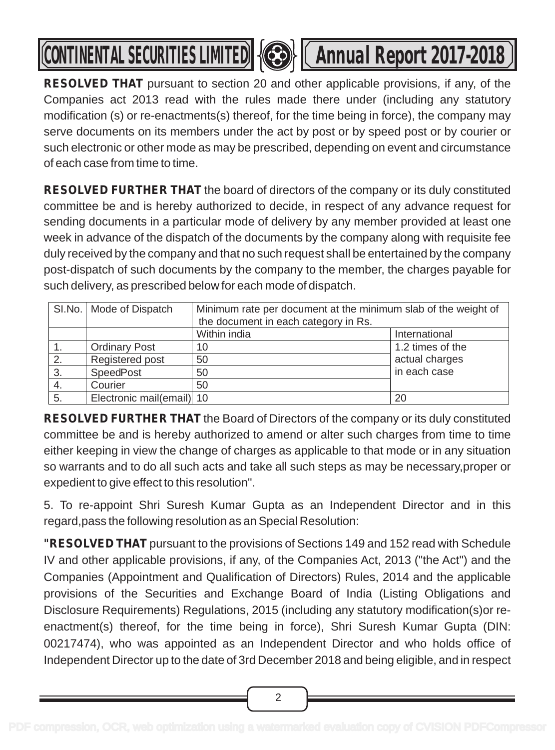**RESOLVED THAT** pursuant to section 20 and other applicable provisions, if any, of the Companies act 2013 read with the rules made there under (including any statutory modification (s) or re-enactments(s) thereof, for the time being in force), the company may serve documents on its members under the act by post or by speed post or by courier or such electronic or other mode as may be prescribed, depending on event and circumstance of each case from time to time.

**RESOLVED FURTHER THAT** the board of directors of the company or its duly constituted committee be and is hereby authorized to decide, in respect of any advance request for sending documents in a particular mode of delivery by any member provided at least one week in advance of the dispatch of the documents by the company along with requisite fee duly received by the company and that no such request shall be entertained by the company post-dispatch of such documents by the company to the member, the charges payable for such delivery, as prescribed below for each mode of dispatch.

| SI.No. | Mode of Dispatch | Minimum rate per document at the minimum slab of the weight of the document in each category in Rs. | |
|---|---|---|---|
| | | Within india | International |
| 1. | Ordinary Post | 10 | 1.2 times of the actual charges in each case |
| 2. | Registered post | 50 | |
| 3. | SpeedPost | 50 | |
| 4. | Courier | 50 | |
| 5. | Electronic mail(email) | 10 | 20 |

**RESOLVED FURTHER THAT** the Board of Directors of the company or its duly constituted committee be and is hereby authorized to amend or alter such charges from time to time either keeping in view the change of charges as applicable to that mode or in any situation so warrants and to do all such acts and take all such steps as may be necessary,proper or expedient to give effect to this resolution".

5. To re-appoint Shri Suresh Kumar Gupta as an Independent Director and in this regard,pass the following resolution as an Special Resolution:

**"RESOLVED THAT** pursuant to the provisions of Sections 149 and 152 read with Schedule IV and other applicable provisions, if any, of the Companies Act, 2013 ("the Act") and the Companies (Appointment and Qualification of Directors) Rules, 2014 and the applicable provisions of the Securities and Exchange Board of India (Listing Obligations and Disclosure Requirements) Regulations, 2015 (including any statutory modification(s)or re-enactment(s) thereof, for the time being in force), Shri Suresh Kumar Gupta (DIN: 00217474), who was appointed as an Independent Director and who holds office of Independent Director up to the date of 3rd December 2018 and being eligible, and in respect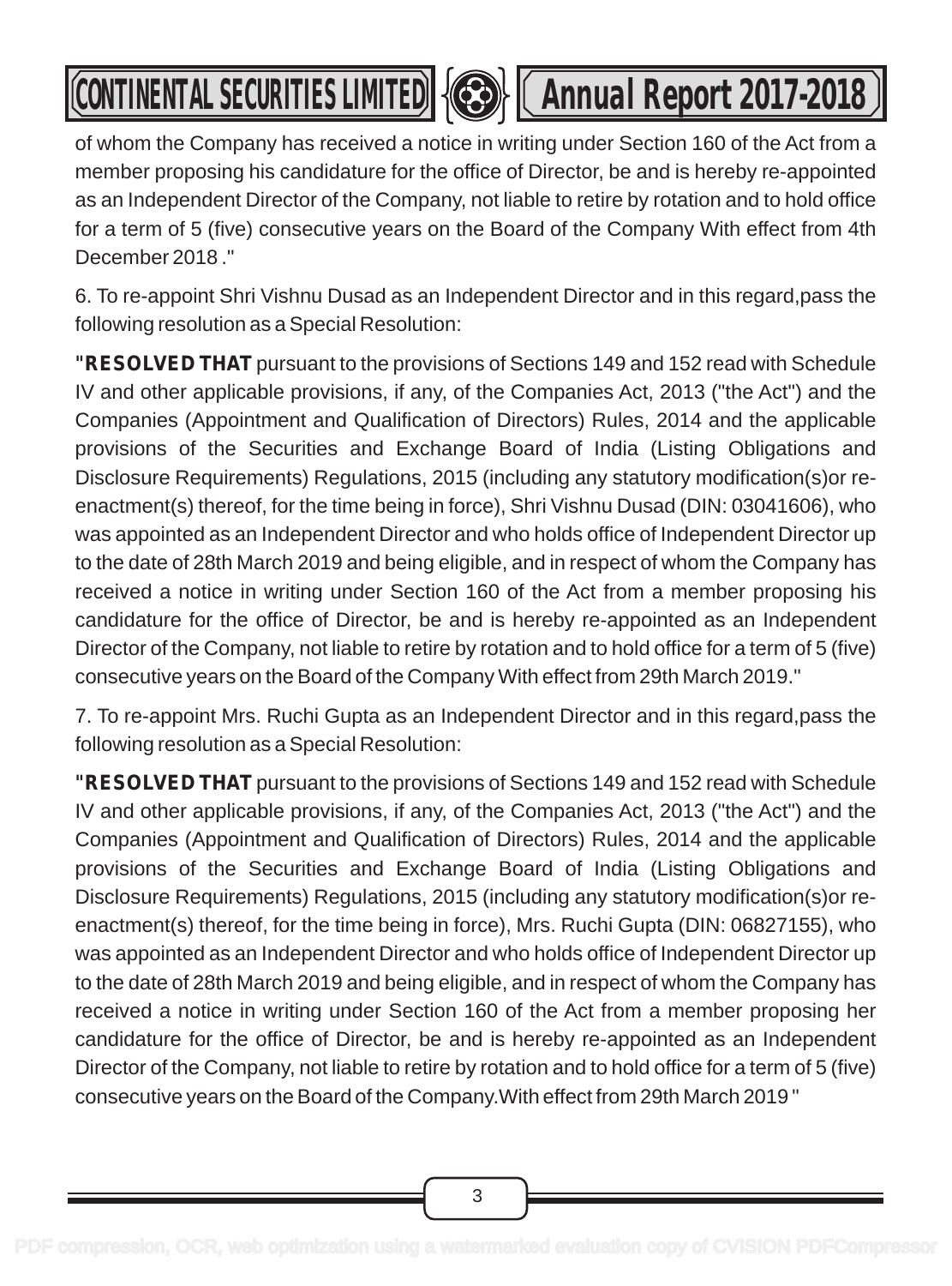of whom the Company has received a notice in writing under Section 160 of the Act from a member proposing his candidature for the office of Director, be and is hereby re-appointed as an Independent Director of the Company, not liable to retire by rotation and to hold office for a term of 5 (five) consecutive years on the Board of the Company With effect from 4th December 2018 ."

6. To re-appoint Shri Vishnu Dusad as an Independent Director and in this regard,pass the following resolution as a Special Resolution:

**"RESOLVED THAT** pursuant to the provisions of Sections 149 and 152 read with Schedule IV and other applicable provisions, if any, of the Companies Act, 2013 ("the Act") and the Companies (Appointment and Qualification of Directors) Rules, 2014 and the applicable provisions of the Securities and Exchange Board of India (Listing Obligations and Disclosure Requirements) Regulations, 2015 (including any statutory modification(s)or re-enactment(s) thereof, for the time being in force), Shri Vishnu Dusad (DIN: 03041606), who was appointed as an Independent Director and who holds office of Independent Director up to the date of 28th March 2019 and being eligible, and in respect of whom the Company has received a notice in writing under Section 160 of the Act from a member proposing his candidature for the office of Director, be and is hereby re-appointed as an Independent Director of the Company, not liable to retire by rotation and to hold office for a term of 5 (five) consecutive years on the Board of the Company With effect from 29th March 2019."

7. To re-appoint Mrs. Ruchi Gupta as an Independent Director and in this regard,pass the following resolution as a Special Resolution:

**"RESOLVED THAT** pursuant to the provisions of Sections 149 and 152 read with Schedule IV and other applicable provisions, if any, of the Companies Act, 2013 ("the Act") and the Companies (Appointment and Qualification of Directors) Rules, 2014 and the applicable provisions of the Securities and Exchange Board of India (Listing Obligations and Disclosure Requirements) Regulations, 2015 (including any statutory modification(s)or re-enactment(s) thereof, for the time being in force), Mrs. Ruchi Gupta (DIN: 06827155), who was appointed as an Independent Director and who holds office of Independent Director up to the date of 28th March 2019 and being eligible, and in respect of whom the Company has received a notice in writing under Section 160 of the Act from a member proposing her candidature for the office of Director, be and is hereby re-appointed as an Independent Director of the Company, not liable to retire by rotation and to hold office for a term of 5 (five) consecutive years on the Board of the Company.With effect from 29th March 2019 "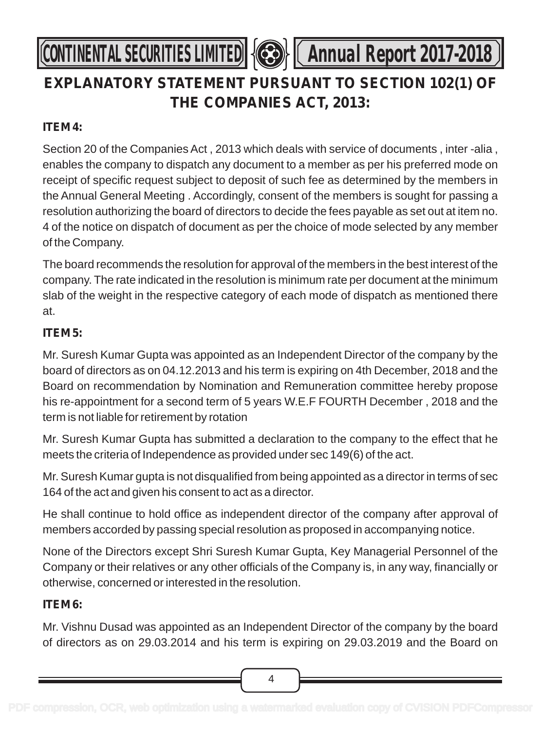# EXPLANATORY STATEMENT PURSUANT TO SECTION 102(1) OF THE COMPANIES ACT, 2013:

**ITEM 4:**

Section 20 of the Companies Act , 2013 which deals with service of documents , inter -alia , enables the company to dispatch any document to a member as per his preferred mode on receipt of specific request subject to deposit of such fee as determined by the members in the Annual General Meeting . Accordingly, consent of the members is sought for passing a resolution authorizing the board of directors to decide the fees payable as set out at item no. 4 of the notice on dispatch of document as per the choice of mode selected by any member of the Company.

The board recommends the resolution for approval of the members in the best interest of the company. The rate indicated in the resolution is minimum rate per document at the minimum slab of the weight in the respective category of each mode of dispatch as mentioned there at.

**ITEM 5:**

Mr. Suresh Kumar Gupta was appointed as an Independent Director of the company by the board of directors as on 04.12.2013 and his term is expiring on 4th December, 2018 and the Board on recommendation by Nomination and Remuneration committee hereby propose his re-appointment for a second term of 5 years W.E.F FOURTH December , 2018 and the term is not liable for retirement by rotation

Mr. Suresh Kumar Gupta has submitted a declaration to the company to the effect that he meets the criteria of Independence as provided under sec 149(6) of the act.

Mr. Suresh Kumar gupta is not disqualified from being appointed as a director in terms of sec 164 of the act and given his consent to act as a director.

He shall continue to hold office as independent director of the company after approval of members accorded by passing special resolution as proposed in accompanying notice.

None of the Directors except Shri Suresh Kumar Gupta, Key Managerial Personnel of the Company or their relatives or any other officials of the Company is, in any way, financially or otherwise, concerned or interested in the resolution.

**ITEM 6:**

Mr. Vishnu Dusad was appointed as an Independent Director of the company by the board of directors as on 29.03.2014 and his term is expiring on 29.03.2019 and the Board on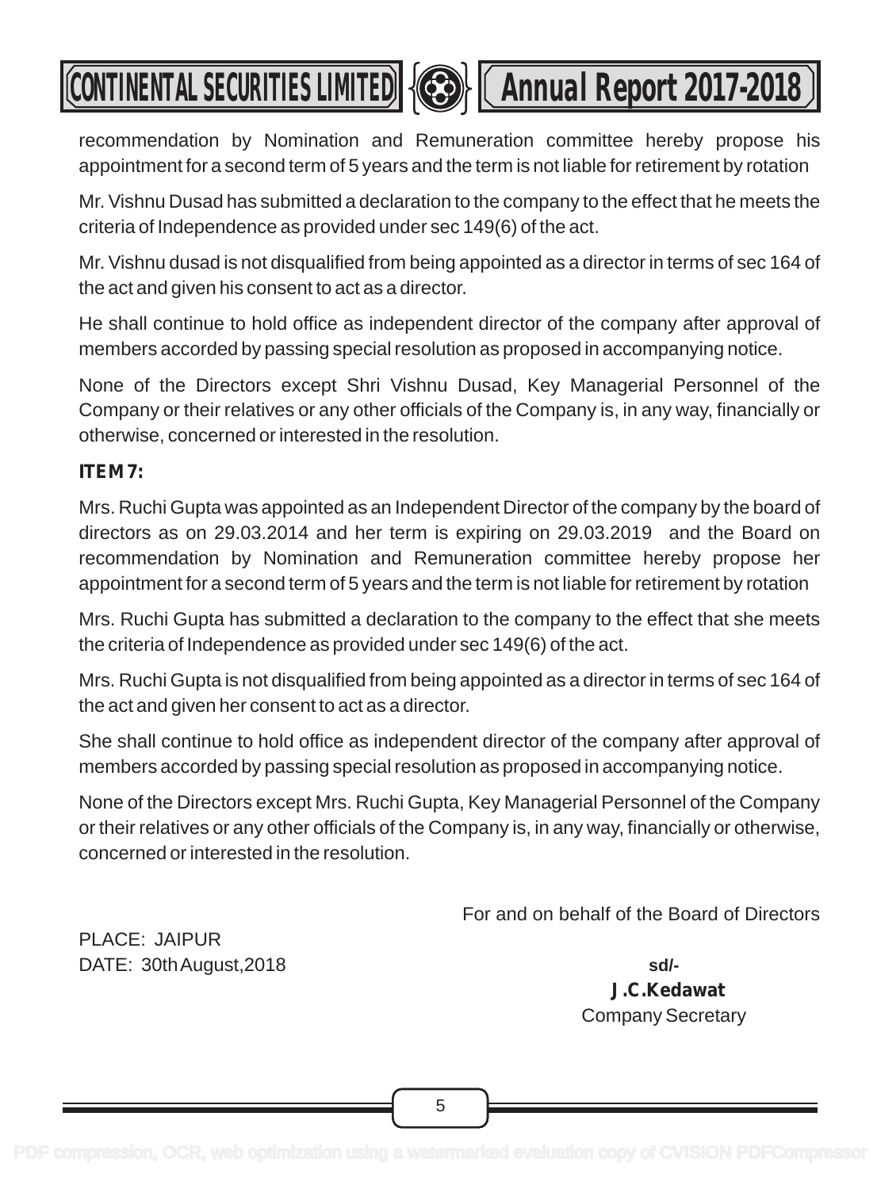recommendation by Nomination and Remuneration committee hereby propose his appointment for a second term of 5 years and the term is not liable for retirement by rotation

Mr. Vishnu Dusad has submitted a declaration to the company to the effect that he meets the criteria of Independence as provided under sec 149(6) of the act.

Mr. Vishnu dusad is not disqualified from being appointed as a director in terms of sec 164 of the act and given his consent to act as a director.

He shall continue to hold office as independent director of the company after approval of members accorded by passing special resolution as proposed in accompanying notice.

None of the Directors except Shri Vishnu Dusad, Key Managerial Personnel of the Company or their relatives or any other officials of the Company is, in any way, financially or otherwise, concerned or interested in the resolution.

**ITEM 7:**

Mrs. Ruchi Gupta was appointed as an Independent Director of the company by the board of directors as on 29.03.2014 and her term is expiring on 29.03.2019 and the Board on recommendation by Nomination and Remuneration committee hereby propose her appointment for a second term of 5 years and the term is not liable for retirement by rotation

Mrs. Ruchi Gupta has submitted a declaration to the company to the effect that she meets the criteria of Independence as provided under sec 149(6) of the act.

Mrs. Ruchi Gupta is not disqualified from being appointed as a director in terms of sec 164 of the act and given her consent to act as a director.

She shall continue to hold office as independent director of the company after approval of members accorded by passing special resolution as proposed in accompanying notice.

None of the Directors except Mrs. Ruchi Gupta, Key Managerial Personnel of the Company or their relatives or any other officials of the Company is, in any way, financially or otherwise, concerned or interested in the resolution.

For and on behalf of the Board of Directors

PLACE: JAIPUR
DATE: 30th August,2018

sd/-
**J.C.Kedawat**
Company Secretary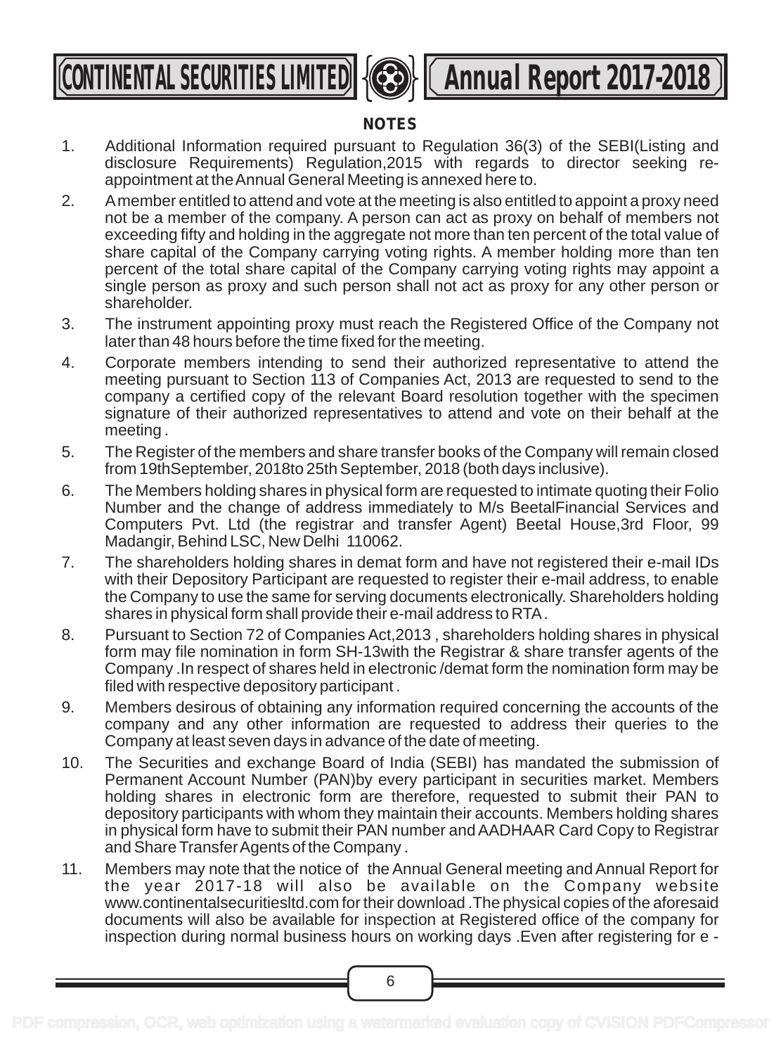## NOTES

1. Additional Information required pursuant to Regulation 36(3) of the SEBI(Listing and disclosure Requirements) Regulation,2015 with regards to director seeking re-appointment at the Annual General Meeting is annexed here to.
2. A member entitled to attend and vote at the meeting is also entitled to appoint a proxy need not be a member of the company. A person can act as proxy on behalf of members not exceeding fifty and holding in the aggregate not more than ten percent of the total value of share capital of the Company carrying voting rights. A member holding more than ten percent of the total share capital of the Company carrying voting rights may appoint a single person as proxy and such person shall not act as proxy for any other person or shareholder.
3. The instrument appointing proxy must reach the Registered Office of the Company not later than 48 hours before the time fixed for the meeting.
4. Corporate members intending to send their authorized representative to attend the meeting pursuant to Section 113 of Companies Act, 2013 are requested to send to the company a certified copy of the relevant Board resolution together with the specimen signature of their authorized representatives to attend and vote on their behalf at the meeting .
5. The Register of the members and share transfer books of the Company will remain closed from 19thSeptember, 2018to 25th September, 2018 (both days inclusive).
6. The Members holding shares in physical form are requested to intimate quoting their Folio Number and the change of address immediately to M/s BeetalFinancial Services and Computers Pvt. Ltd (the registrar and transfer Agent) Beetal House,3rd Floor, 99 Madangir, Behind LSC, New Delhi 110062.
7. The shareholders holding shares in demat form and have not registered their e-mail IDs with their Depository Participant are requested to register their e-mail address, to enable the Company to use the same for serving documents electronically. Shareholders holding shares in physical form shall provide their e-mail address to RTA.
8. Pursuant to Section 72 of Companies Act,2013 , shareholders holding shares in physical form may file nomination in form SH-13with the Registrar & share transfer agents of the Company .In respect of shares held in electronic /demat form the nomination form may be filed with respective depository participant .
9. Members desirous of obtaining any information required concerning the accounts of the company and any other information are requested to address their queries to the Company at least seven days in advance of the date of meeting.
10. The Securities and exchange Board of India (SEBI) has mandated the submission of Permanent Account Number (PAN)by every participant in securities market. Members holding shares in electronic form are therefore, requested to submit their PAN to depository participants with whom they maintain their accounts. Members holding shares in physical form have to submit their PAN number and AADHAAR Card Copy to Registrar and Share Transfer Agents of the Company .
11. Members may note that the notice of the Annual General meeting and Annual Report for the year 2017-18 will also be available on the Company website www.continentalsecuritiesltd.com for their download .The physical copies of the aforesaid documents will also be available for inspection at Registered office of the company for inspection during normal business hours on working days .Even after registering for e -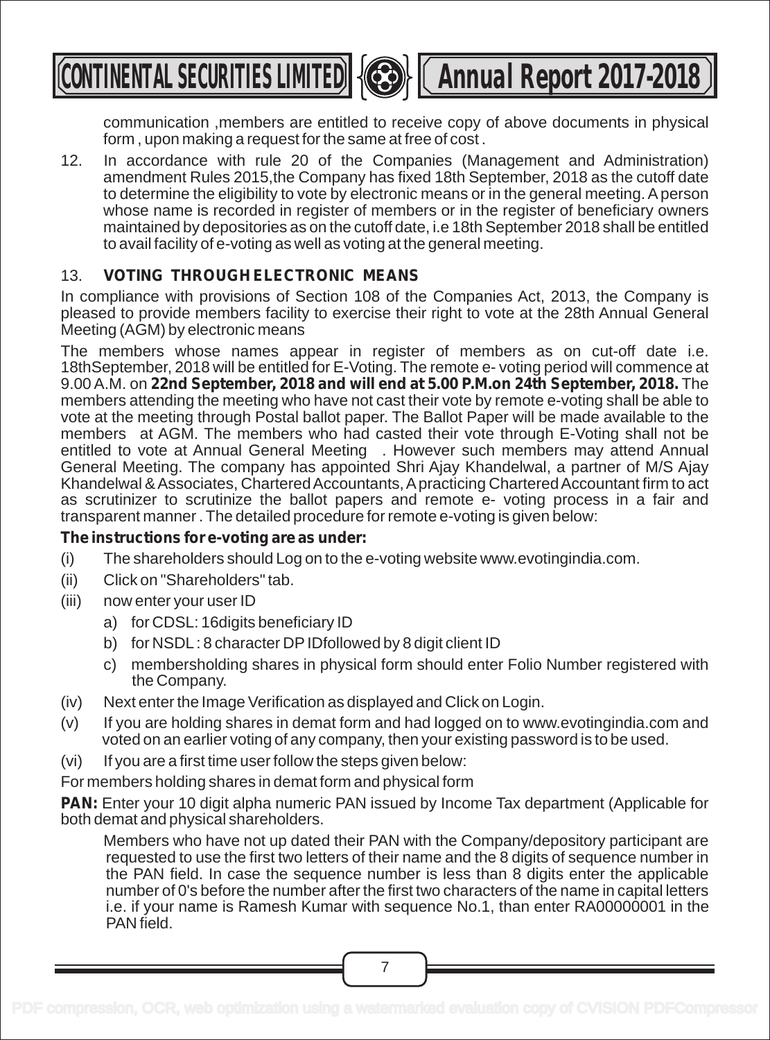communication ,members are entitled to receive copy of above documents in physical form , upon making a request for the same at free of cost .

12. In accordance with rule 20 of the Companies (Management and Administration) amendment Rules 2015,the Company has fixed 18th September, 2018 as the cutoff date to determine the eligibility to vote by electronic means or in the general meeting. A person whose name is recorded in register of members or in the register of beneficiary owners maintained by depositories as on the cutoff date, i.e 18th September 2018 shall be entitled to avail facility of e-voting as well as voting at the general meeting.

13. **VOTING THROUGH ELECTRONIC MEANS**

In compliance with provisions of Section 108 of the Companies Act, 2013, the Company is pleased to provide members facility to exercise their right to vote at the 28th Annual General Meeting (AGM) by electronic means

The members whose names appear in register of members as on cut-off date i.e. 18thSeptember, 2018 will be entitled for E-Voting. The remote e- voting period will commence at 9.00 A.M. on **22nd September, 2018 and will end at 5.00 P.M.on 24th September, 2018.** The members attending the meeting who have not cast their vote by remote e-voting shall be able to vote at the meeting through Postal ballot paper. The Ballot Paper will be made available to the members at AGM. The members who had casted their vote through E-Voting shall not be entitled to vote at Annual General Meeting . However such members may attend Annual General Meeting. The company has appointed Shri Ajay Khandelwal, a partner of M/S Ajay Khandelwal & Associates, Chartered Accountants, A practicing Chartered Accountant firm to act as scrutinizer to scrutinize the ballot papers and remote e- voting process in a fair and transparent manner . The detailed procedure for remote e-voting is given below:

**The instructions for e-voting are as under:**

(i) The shareholders should Log on to the e-voting website www.evotingindia.com.

(ii) Click on "Shareholders" tab.

(iii) now enter your user ID

a) for CDSL: 16digits beneficiary ID

b) for NSDL : 8 character DP IDfollowed by 8 digit client ID

c) membersholding shares in physical form should enter Folio Number registered with the Company.

(iv) Next enter the Image Verification as displayed and Click on Login.

(v) If you are holding shares in demat form and had logged on to www.evotingindia.com and voted on an earlier voting of any company, then your existing password is to be used.

(vi) If you are a first time user follow the steps given below:

For members holding shares in demat form and physical form

**PAN:** Enter your 10 digit alpha numeric PAN issued by Income Tax department (Applicable for both demat and physical shareholders.

Members who have not up dated their PAN with the Company/depository participant are requested to use the first two letters of their name and the 8 digits of sequence number in the PAN field. In case the sequence number is less than 8 digits enter the applicable number of 0's before the number after the first two characters of the name in capital letters i.e. if your name is Ramesh Kumar with sequence No.1, than enter RA00000001 in the PAN field.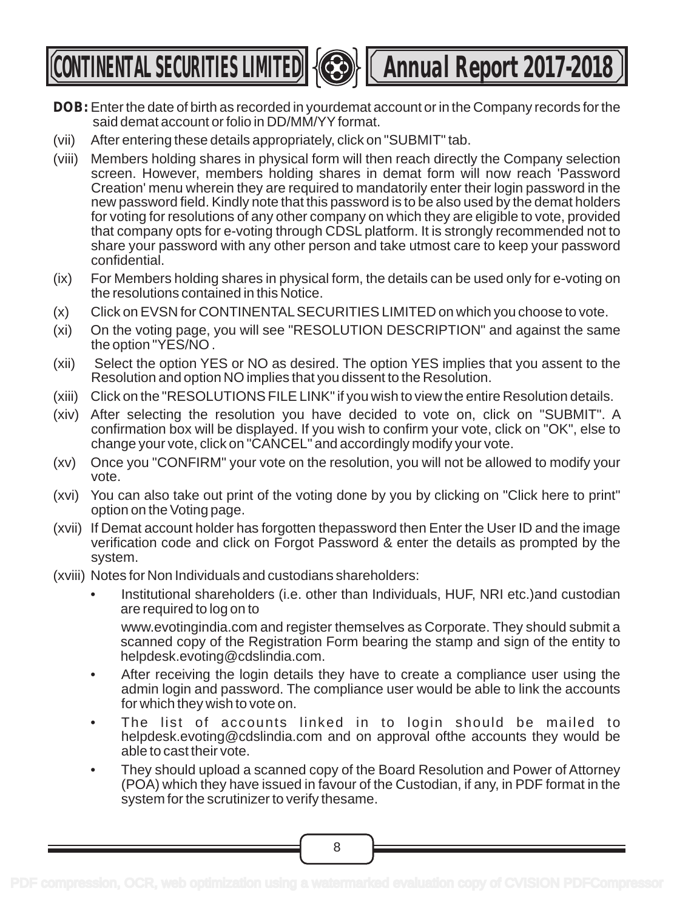**DOB:** Enter the date of birth as recorded in yourdemat account or in the Company records for the said demat account or folio in DD/MM/YY format.

(vii) After entering these details appropriately, click on "SUBMIT" tab.

(viii) Members holding shares in physical form will then reach directly the Company selection screen. However, members holding shares in demat form will now reach 'Password Creation' menu wherein they are required to mandatorily enter their login password in the new password field. Kindly note that this password is to be also used by the demat holders for voting for resolutions of any other company on which they are eligible to vote, provided that company opts for e-voting through CDSL platform. It is strongly recommended not to share your password with any other person and take utmost care to keep your password confidential.

(ix) For Members holding shares in physical form, the details can be used only for e-voting on the resolutions contained in this Notice.

(x) Click on EVSN for CONTINENTAL SECURITIES LIMITED on which you choose to vote.

(xi) On the voting page, you will see "RESOLUTION DESCRIPTION" and against the same the option "YES/NO .

(xii) Select the option YES or NO as desired. The option YES implies that you assent to the Resolution and option NO implies that you dissent to the Resolution.

(xiii) Click on the "RESOLUTIONS FILE LINK" if you wish to view the entire Resolution details.

(xiv) After selecting the resolution you have decided to vote on, click on "SUBMIT". A confirmation box will be displayed. If you wish to confirm your vote, click on "OK", else to change your vote, click on "CANCEL" and accordingly modify your vote.

(xv) Once you "CONFIRM" your vote on the resolution, you will not be allowed to modify your vote.

(xvi) You can also take out print of the voting done by you by clicking on "Click here to print" option on the Voting page.

(xvii) If Demat account holder has forgotten thepassword then Enter the User ID and the image verification code and click on Forgot Password & enter the details as prompted by the system.

(xviii) Notes for Non Individuals and custodians shareholders:

- Institutional shareholders (i.e. other than Individuals, HUF, NRI etc.)and custodian are required to log on to

  www.evotingindia.com and register themselves as Corporate. They should submit a scanned copy of the Registration Form bearing the stamp and sign of the entity to helpdesk.evoting@cdslindia.com.

- After receiving the login details they have to create a compliance user using the admin login and password. The compliance user would be able to link the accounts for which they wish to vote on.

- The list of accounts linked in to login should be mailed to helpdesk.evoting@cdslindia.com and on approval ofthe accounts they would be able to cast their vote.

- They should upload a scanned copy of the Board Resolution and Power of Attorney (POA) which they have issued in favour of the Custodian, if any, in PDF format in the system for the scrutinizer to verify thesame.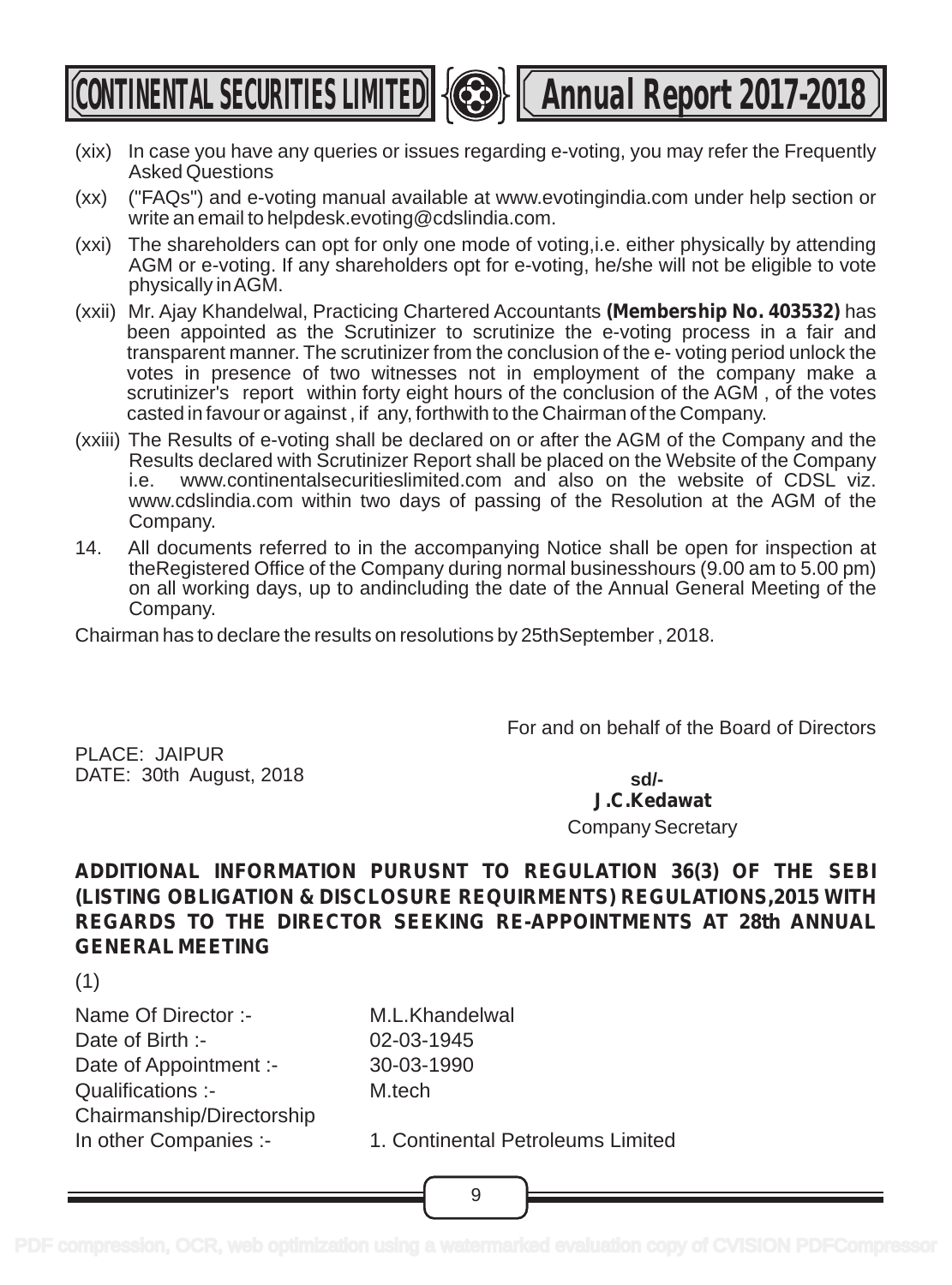(xix) In case you have any queries or issues regarding e-voting, you may refer the Frequently Asked Questions

(xx) ("FAQs") and e-voting manual available at www.evotingindia.com under help section or write an email to helpdesk.evoting@cdslindia.com.

(xxi) The shareholders can opt for only one mode of voting,i.e. either physically by attending AGM or e-voting. If any shareholders opt for e-voting, he/she will not be eligible to vote physically in AGM.

(xxii) Mr. Ajay Khandelwal, Practicing Chartered Accountants **(Membership No. 403532)** has been appointed as the Scrutinizer to scrutinize the e-voting process in a fair and transparent manner. The scrutinizer from the conclusion of the e- voting period unlock the votes in presence of two witnesses not in employment of the company make a scrutinizer's report within forty eight hours of the conclusion of the AGM , of the votes casted in favour or against , if any, forthwith to the Chairman of the Company.

(xxiii) The Results of e-voting shall be declared on or after the AGM of the Company and the Results declared with Scrutinizer Report shall be placed on the Website of the Company i.e. www.continentalsecuritieslimited.com and also on the website of CDSL viz. www.cdslindia.com within two days of passing of the Resolution at the AGM of the Company.

14. All documents referred to in the accompanying Notice shall be open for inspection at theRegistered Office of the Company during normal businesshours (9.00 am to 5.00 pm) on all working days, up to andincluding the date of the Annual General Meeting of the Company.

Chairman has to declare the results on resolutions by 25thSeptember , 2018.

For and on behalf of the Board of Directors

PLACE: JAIPUR
DATE: 30th August, 2018

sd/-
**J.C.Kedawat**
Company Secretary

**ADDITIONAL INFORMATION PURUSNT TO REGULATION 36(3) OF THE SEBI (LISTING OBLIGATION & DISCLOSURE REQUIRMENTS) REGULATIONS,2015 WITH REGARDS TO THE DIRECTOR SEEKING RE-APPOINTMENTS AT 28th ANNUAL GENERAL MEETING**

(1)

| | |
|---|---|
| Name Of Director :- | M.L.Khandelwal |
| Date of Birth :- | 02-03-1945 |
| Date of Appointment :- | 30-03-1990 |
| Qualifications :- | M.tech |
| Chairmanship/Directorship In other Companies :- | 1. Continental Petroleums Limited |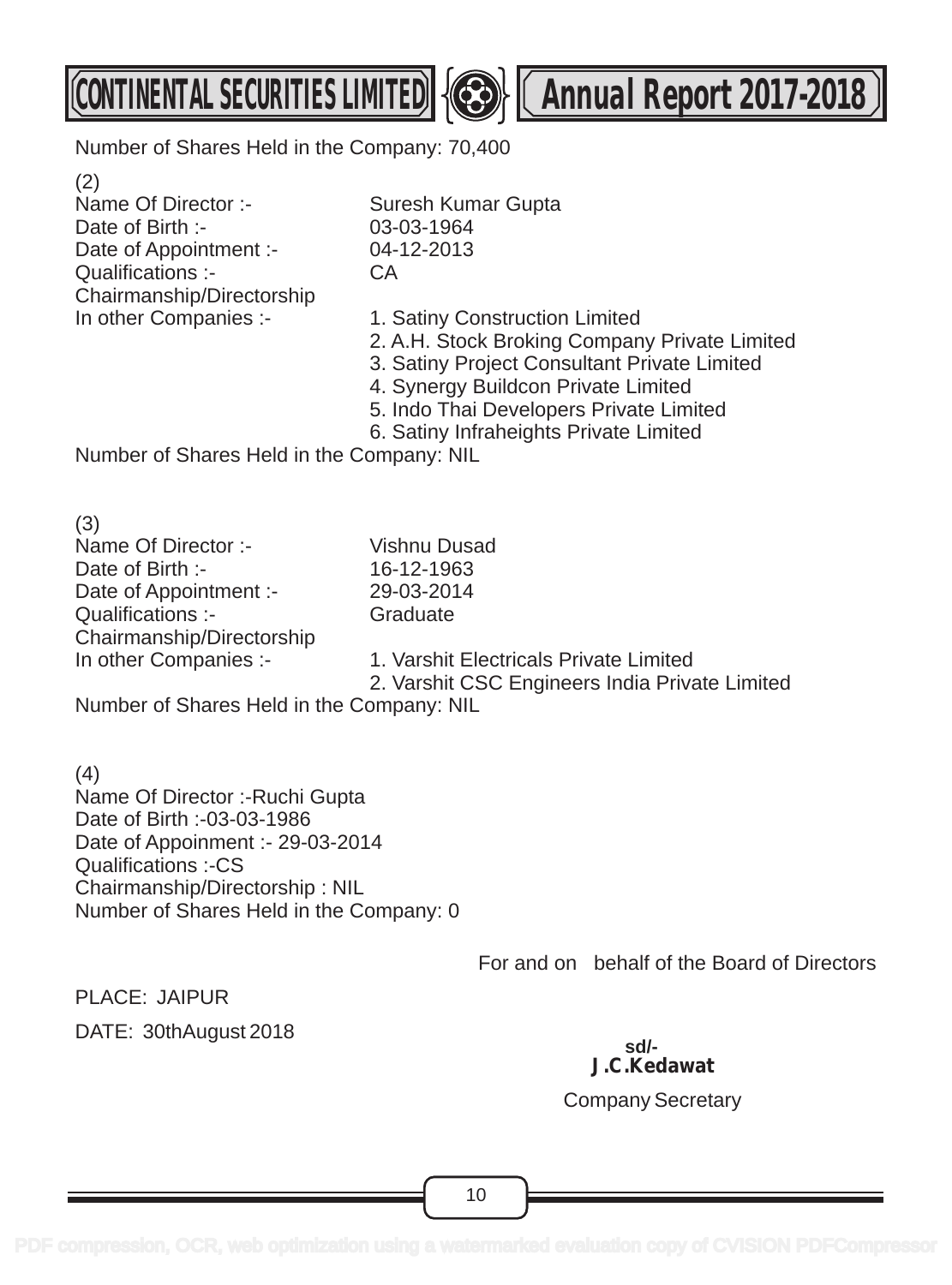Number of Shares Held in the Company: 70,400

(2)
Name Of Director :- Suresh Kumar Gupta
Date of Birth :- 03-03-1964
Date of Appointment :- 04-12-2013
Qualifications :- CA
Chairmanship/Directorship
In other Companies :-
1. Satiny Construction Limited
2. A.H. Stock Broking Company Private Limited
3. Satiny Project Consultant Private Limited
4. Synergy Buildcon Private Limited
5. Indo Thai Developers Private Limited
6. Satiny Infraheights Private Limited

Number of Shares Held in the Company: NIL

(3)
Name Of Director :- Vishnu Dusad
Date of Birth :- 16-12-1963
Date of Appointment :- 29-03-2014
Qualifications :- Graduate
Chairmanship/Directorship
In other Companies :-
1. Varshit Electricals Private Limited
2. Varshit CSC Engineers India Private Limited

Number of Shares Held in the Company: NIL

(4)
Name Of Director :-Ruchi Gupta
Date of Birth :-03-03-1986
Date of Appoinment :- 29-03-2014
Qualifications :-CS
Chairmanship/Directorship : NIL
Number of Shares Held in the Company: 0

For and on behalf of the Board of Directors

PLACE: JAIPUR

DATE: 30thAugust 2018

**sd/-**
**J.C.Kedawat**
Company Secretary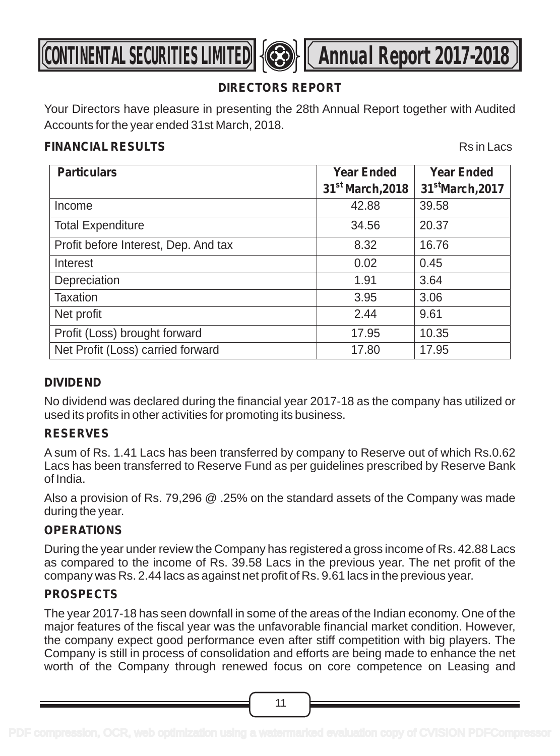## DIRECTORS REPORT

Your Directors have pleasure in presenting the 28th Annual Report together with Audited Accounts for the year ended 31st March, 2018.

**FINANCIAL RESULTS** Rs in Lacs

| Particulars | Year Ended 31st March,2018 | Year Ended 31stMarch,2017 |
|---|---|---|
| Income | 42.88 | 39.58 |
| Total Expenditure | 34.56 | 20.37 |
| Profit before Interest, Dep. And tax | 8.32 | 16.76 |
| Interest | 0.02 | 0.45 |
| Depreciation | 1.91 | 3.64 |
| Taxation | 3.95 | 3.06 |
| Net profit | 2.44 | 9.61 |
| Profit (Loss) brought forward | 17.95 | 10.35 |
| Net Profit (Loss) carried forward | 17.80 | 17.95 |

**DIVIDEND**

No dividend was declared during the financial year 2017-18 as the company has utilized or used its profits in other activities for promoting its business.

**RESERVES**

A sum of Rs. 1.41 Lacs has been transferred by company to Reserve out of which Rs.0.62 Lacs has been transferred to Reserve Fund as per guidelines prescribed by Reserve Bank of India.

Also a provision of Rs. 79,296 @ .25% on the standard assets of the Company was made during the year.

**OPERATIONS**

During the year under review the Company has registered a gross income of Rs. 42.88 Lacs as compared to the income of Rs. 39.58 Lacs in the previous year. The net profit of the company was Rs. 2.44 lacs as against net profit of Rs. 9.61 lacs in the previous year.

**PROSPECTS**

The year 2017-18 has seen downfall in some of the areas of the Indian economy. One of the major features of the fiscal year was the unfavorable financial market condition. However, the company expect good performance even after stiff competition with big players. The Company is still in process of consolidation and efforts are being made to enhance the net worth of the Company through renewed focus on core competence on Leasing and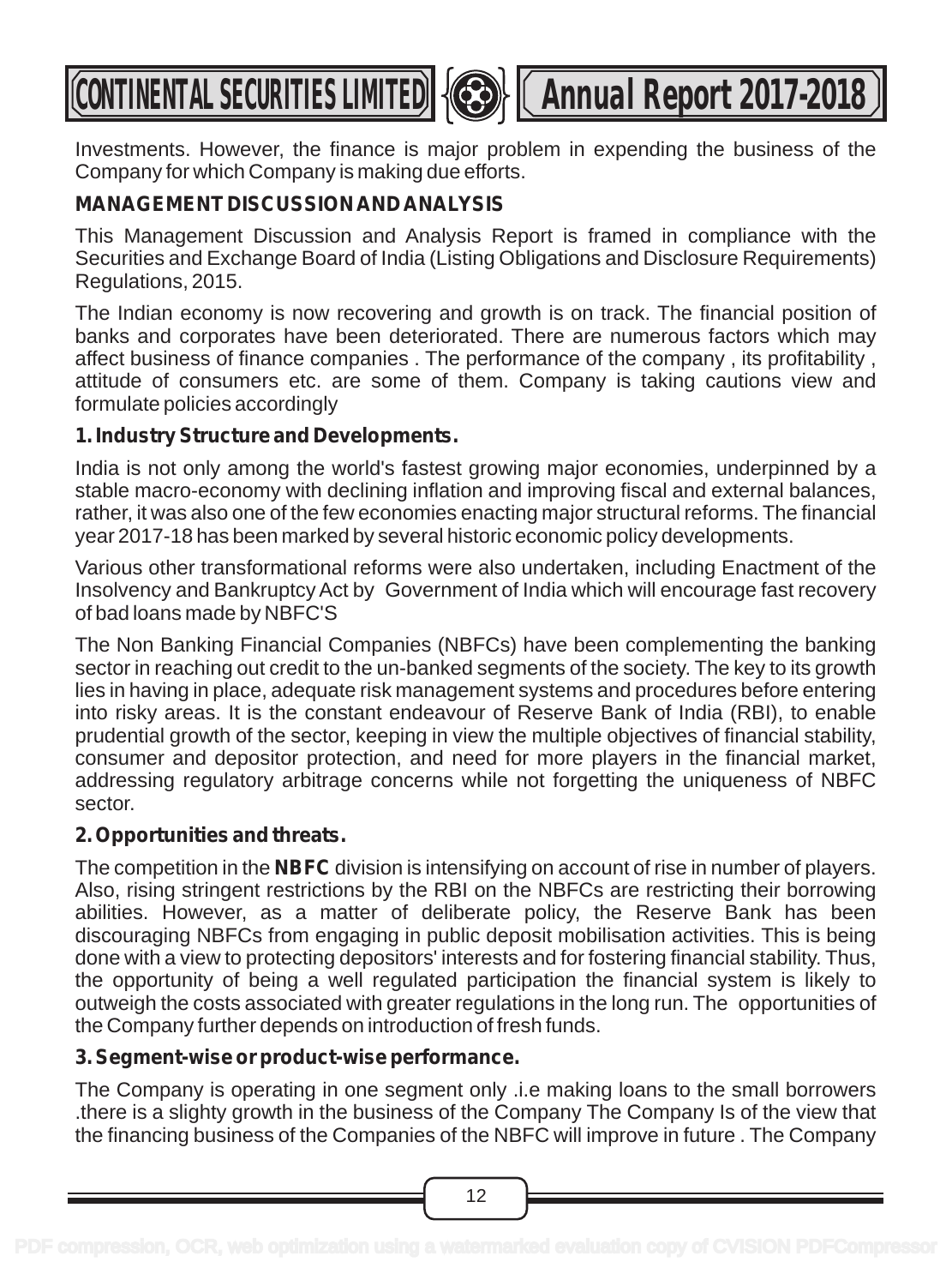Investments. However, the finance is major problem in expending the business of the Company for which Company is making due efforts.

## MANAGEMENT DISCUSSION AND ANALYSIS

This Management Discussion and Analysis Report is framed in compliance with the Securities and Exchange Board of India (Listing Obligations and Disclosure Requirements) Regulations, 2015.

The Indian economy is now recovering and growth is on track. The financial position of banks and corporates have been deteriorated. There are numerous factors which may affect business of finance companies . The performance of the company , its profitability , attitude of consumers etc. are some of them. Company is taking cautions view and formulate policies accordingly

### 1. Industry Structure and Developments.

India is not only among the world's fastest growing major economies, underpinned by a stable macro-economy with declining inflation and improving fiscal and external balances, rather, it was also one of the few economies enacting major structural reforms. The financial year 2017-18 has been marked by several historic economic policy developments.

Various other transformational reforms were also undertaken, including Enactment of the Insolvency and Bankruptcy Act by Government of India which will encourage fast recovery of bad loans made by NBFC'S

The Non Banking Financial Companies (NBFCs) have been complementing the banking sector in reaching out credit to the un-banked segments of the society. The key to its growth lies in having in place, adequate risk management systems and procedures before entering into risky areas. It is the constant endeavour of Reserve Bank of India (RBI), to enable prudential growth of the sector, keeping in view the multiple objectives of financial stability, consumer and depositor protection, and need for more players in the financial market, addressing regulatory arbitrage concerns while not forgetting the uniqueness of NBFC sector.

### 2. Opportunities and threats.

The competition in the **NBFC** division is intensifying on account of rise in number of players. Also, rising stringent restrictions by the RBI on the NBFCs are restricting their borrowing abilities. However, as a matter of deliberate policy, the Reserve Bank has been discouraging NBFCs from engaging in public deposit mobilisation activities. This is being done with a view to protecting depositors' interests and for fostering financial stability. Thus, the opportunity of being a well regulated participation the financial system is likely to outweigh the costs associated with greater regulations in the long run. The opportunities of the Company further depends on introduction of fresh funds.

### 3. Segment-wise or product-wise performance.

The Company is operating in one segment only .i.e making loans to the small borrowers .there is a slighty growth in the business of the Company The Company Is of the view that the financing business of the Companies of the NBFC will improve in future . The Company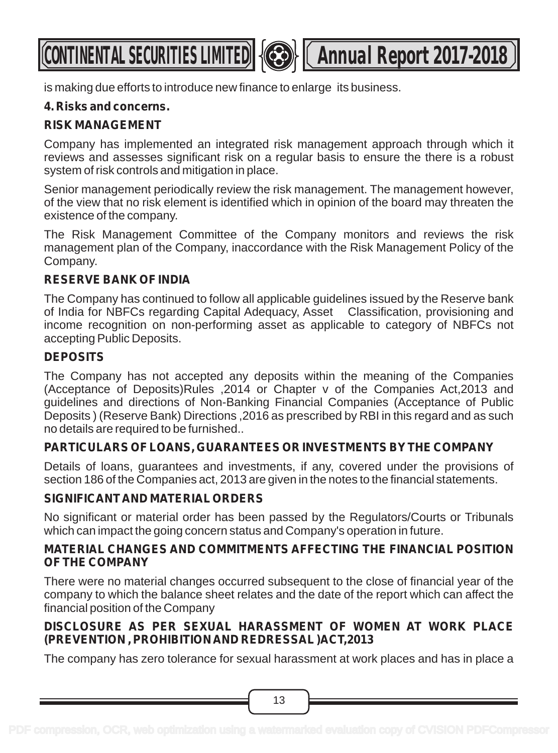is making due efforts to introduce new finance to enlarge its business.

**4. Risks and concerns.**

**RISK MANAGEMENT**

Company has implemented an integrated risk management approach through which it reviews and assesses significant risk on a regular basis to ensure the there is a robust system of risk controls and mitigation in place.

Senior management periodically review the risk management. The management however, of the view that no risk element is identified which in opinion of the board may threaten the existence of the company.

The Risk Management Committee of the Company monitors and reviews the risk management plan of the Company, inaccordance with the Risk Management Policy of the Company.

**RESERVE BANK OF INDIA**

The Company has continued to follow all applicable guidelines issued by the Reserve bank of India for NBFCs regarding Capital Adequacy, Asset Classification, provisioning and income recognition on non-performing asset as applicable to category of NBFCs not accepting Public Deposits.

**DEPOSITS**

The Company has not accepted any deposits within the meaning of the Companies (Acceptance of Deposits)Rules ,2014 or Chapter v of the Companies Act,2013 and guidelines and directions of Non-Banking Financial Companies (Acceptance of Public Deposits ) (Reserve Bank) Directions ,2016 as prescribed by RBI in this regard and as such no details are required to be furnished..

**PARTICULARS OF LOANS, GUARANTEES OR INVESTMENTS BY THE COMPANY**

Details of loans, guarantees and investments, if any, covered under the provisions of section 186 of the Companies act, 2013 are given in the notes to the financial statements.

**SIGNIFICANT AND MATERIAL ORDERS**

No significant or material order has been passed by the Regulators/Courts or Tribunals which can impact the going concern status and Company's operation in future.

**MATERIAL CHANGES AND COMMITMENTS AFFECTING THE FINANCIAL POSITION OF THE COMPANY**

There were no material changes occurred subsequent to the close of financial year of the company to which the balance sheet relates and the date of the report which can affect the financial position of the Company

**DISCLOSURE AS PER SEXUAL HARASSMENT OF WOMEN AT WORK PLACE (PREVENTION , PROHIBITION AND REDRESSAL )ACT,2013**

The company has zero tolerance for sexual harassment at work places and has in place a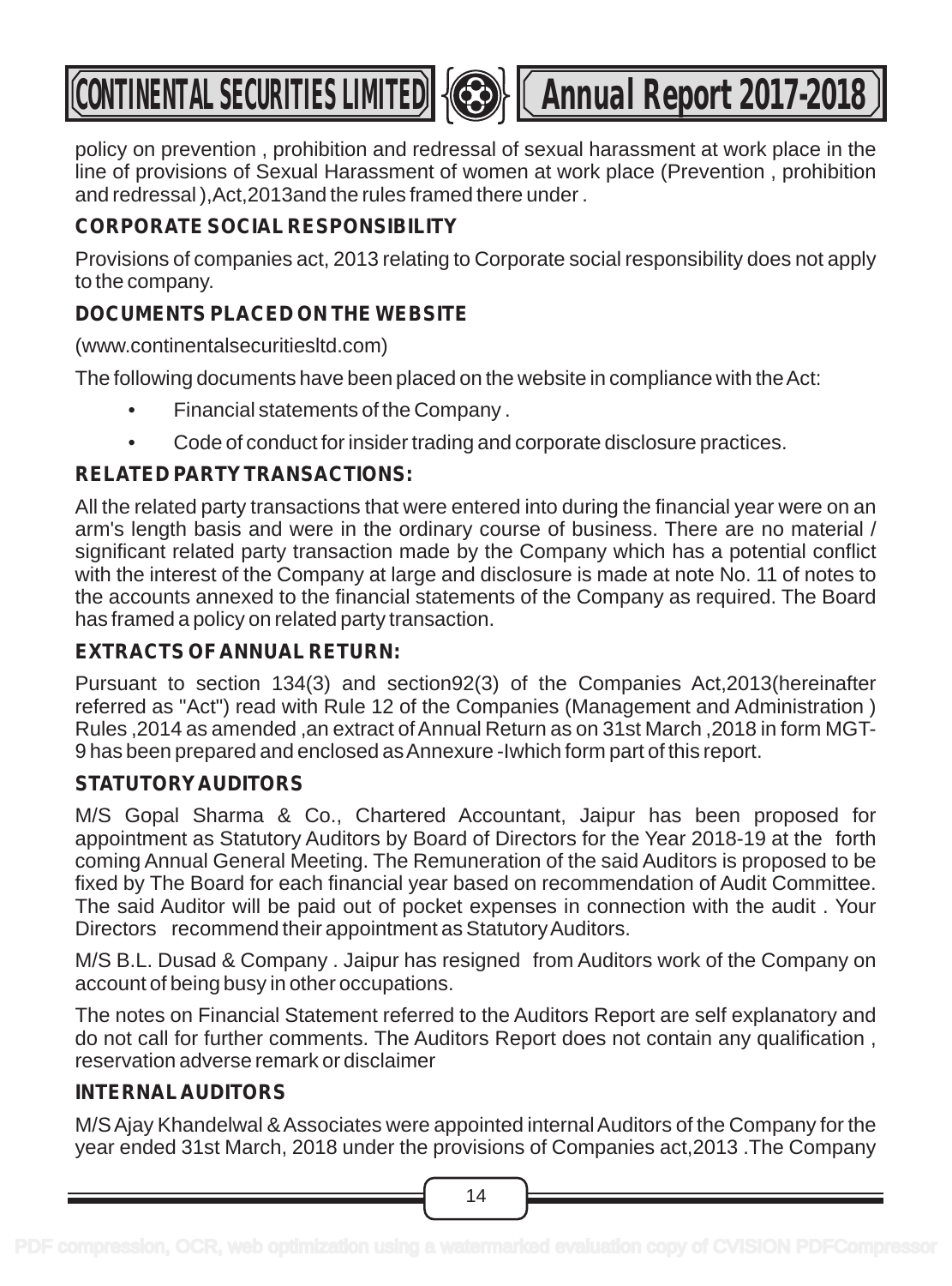policy on prevention , prohibition and redressal of sexual harassment at work place in the line of provisions of Sexual Harassment of women at work place (Prevention , prohibition and redressal ),Act,2013and the rules framed there under .

**CORPORATE SOCIAL RESPONSIBILITY**

Provisions of companies act, 2013 relating to Corporate social responsibility does not apply to the company.

**DOCUMENTS PLACED ON THE WEBSITE**

(www.continentalsecuritiesltd.com)

The following documents have been placed on the website in compliance with the Act:

- Financial statements of the Company .
- Code of conduct for insider trading and corporate disclosure practices.

**RELATED PARTY TRANSACTIONS:**

All the related party transactions that were entered into during the financial year were on an arm's length basis and were in the ordinary course of business. There are no material / significant related party transaction made by the Company which has a potential conflict with the interest of the Company at large and disclosure is made at note No. 11 of notes to the accounts annexed to the financial statements of the Company as required. The Board has framed a policy on related party transaction.

**EXTRACTS OF ANNUAL RETURN:**

Pursuant to section 134(3) and section92(3) of the Companies Act,2013(hereinafter referred as "Act") read with Rule 12 of the Companies (Management and Administration ) Rules ,2014 as amended ,an extract of Annual Return as on 31st March ,2018 in form MGT-9 has been prepared and enclosed as Annexure -Iwhich form part of this report.

**STATUTORY AUDITORS**

M/S Gopal Sharma & Co., Chartered Accountant, Jaipur has been proposed for appointment as Statutory Auditors by Board of Directors for the Year 2018-19 at the forth coming Annual General Meeting. The Remuneration of the said Auditors is proposed to be fixed by The Board for each financial year based on recommendation of Audit Committee. The said Auditor will be paid out of pocket expenses in connection with the audit . Your Directors recommend their appointment as Statutory Auditors.

M/S B.L. Dusad & Company . Jaipur has resigned from Auditors work of the Company on account of being busy in other occupations.

The notes on Financial Statement referred to the Auditors Report are self explanatory and do not call for further comments. The Auditors Report does not contain any qualification , reservation adverse remark or disclaimer

**INTERNAL AUDITORS**

M/S Ajay Khandelwal & Associates were appointed internal Auditors of the Company for the year ended 31st March, 2018 under the provisions of Companies act,2013 .The Company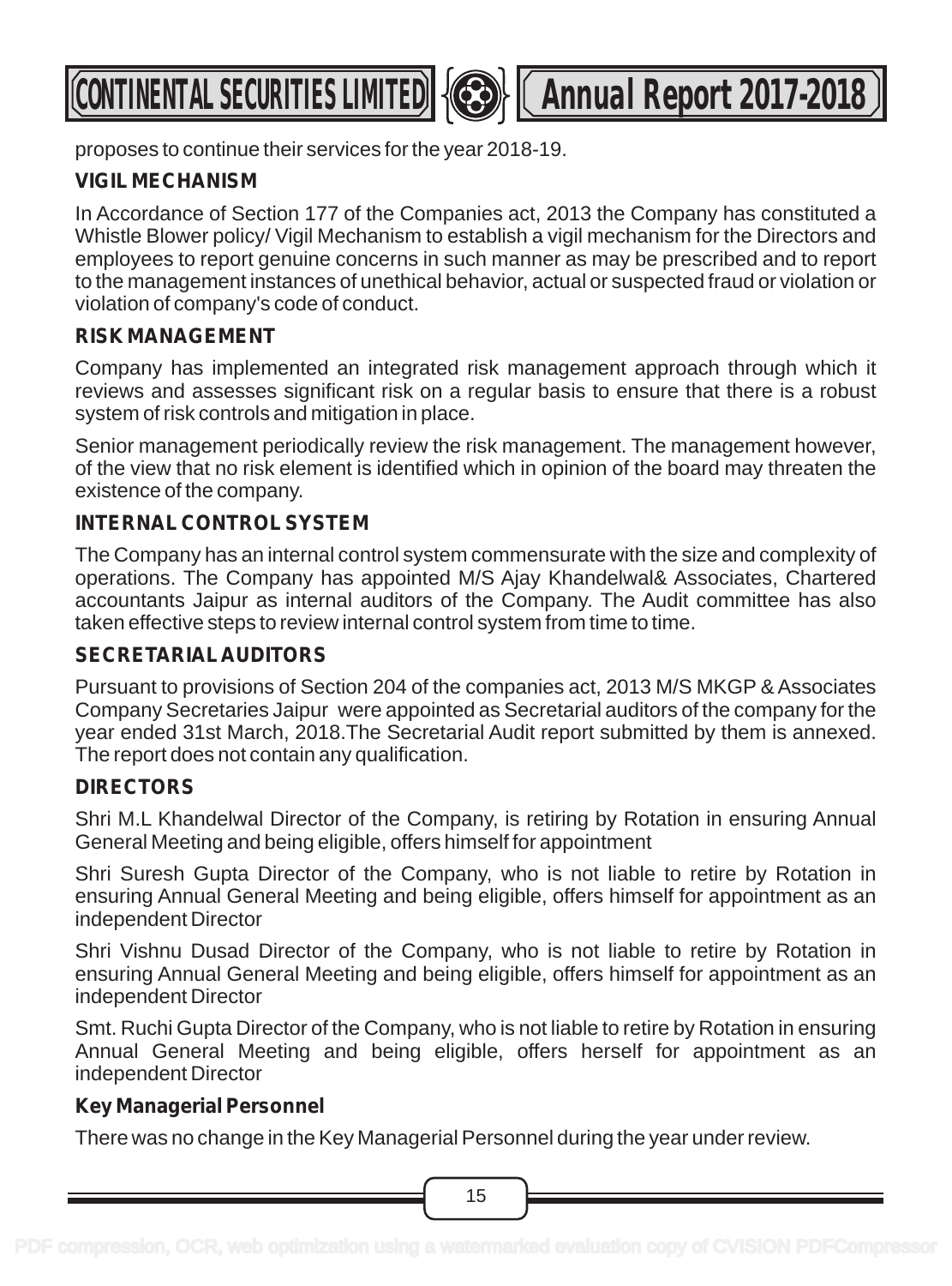proposes to continue their services for the year 2018-19.

**VIGIL MECHANISM**

In Accordance of Section 177 of the Companies act, 2013 the Company has constituted a Whistle Blower policy/ Vigil Mechanism to establish a vigil mechanism for the Directors and employees to report genuine concerns in such manner as may be prescribed and to report to the management instances of unethical behavior, actual or suspected fraud or violation or violation of company's code of conduct.

**RISK MANAGEMENT**

Company has implemented an integrated risk management approach through which it reviews and assesses significant risk on a regular basis to ensure that there is a robust system of risk controls and mitigation in place.

Senior management periodically review the risk management. The management however, of the view that no risk element is identified which in opinion of the board may threaten the existence of the company.

**INTERNAL CONTROL SYSTEM**

The Company has an internal control system commensurate with the size and complexity of operations. The Company has appointed M/S Ajay Khandelwal& Associates, Chartered accountants Jaipur as internal auditors of the Company. The Audit committee has also taken effective steps to review internal control system from time to time.

**SECRETARIAL AUDITORS**

Pursuant to provisions of Section 204 of the companies act, 2013 M/S MKGP & Associates Company Secretaries Jaipur were appointed as Secretarial auditors of the company for the year ended 31st March, 2018.The Secretarial Audit report submitted by them is annexed. The report does not contain any qualification.

**DIRECTORS**

Shri M.L Khandelwal Director of the Company, is retiring by Rotation in ensuring Annual General Meeting and being eligible, offers himself for appointment

Shri Suresh Gupta Director of the Company, who is not liable to retire by Rotation in ensuring Annual General Meeting and being eligible, offers himself for appointment as an independent Director

Shri Vishnu Dusad Director of the Company, who is not liable to retire by Rotation in ensuring Annual General Meeting and being eligible, offers himself for appointment as an independent Director

Smt. Ruchi Gupta Director of the Company, who is not liable to retire by Rotation in ensuring Annual General Meeting and being eligible, offers herself for appointment as an independent Director

**Key Managerial Personnel**

There was no change in the Key Managerial Personnel during the year under review.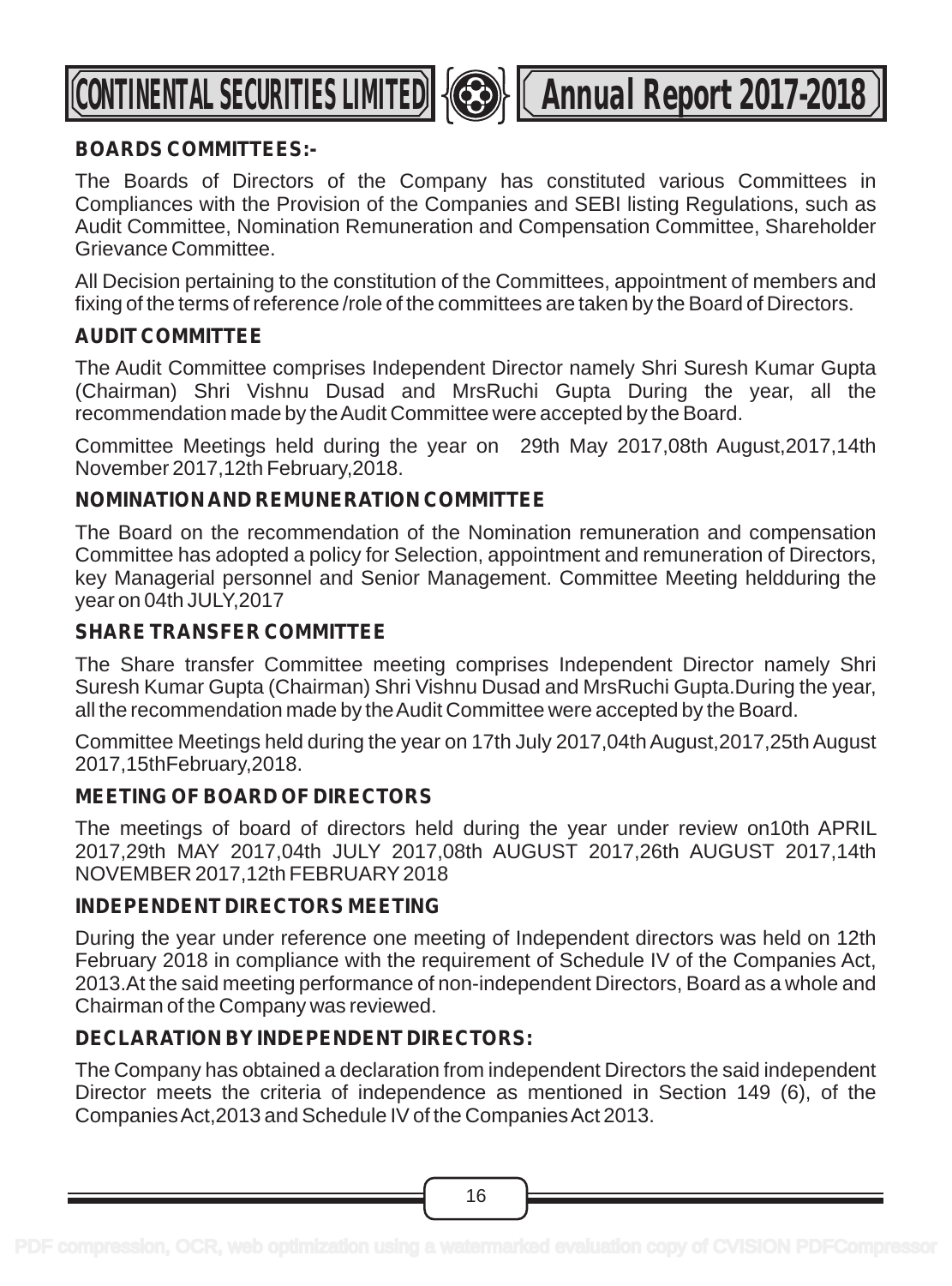### BOARDS COMMITTEES:-

The Boards of Directors of the Company has constituted various Committees in Compliances with the Provision of the Companies and SEBI listing Regulations, such as Audit Committee, Nomination Remuneration and Compensation Committee, Shareholder Grievance Committee.

All Decision pertaining to the constitution of the Committees, appointment of members and fixing of the terms of reference /role of the committees are taken by the Board of Directors.

### AUDIT COMMITTEE

The Audit Committee comprises Independent Director namely Shri Suresh Kumar Gupta (Chairman) Shri Vishnu Dusad and MrsRuchi Gupta During the year, all the recommendation made by the Audit Committee were accepted by the Board.

Committee Meetings held during the year on 29th May 2017,08th August,2017,14th November 2017,12th February,2018.

### NOMINATION AND REMUNERATION COMMITTEE

The Board on the recommendation of the Nomination remuneration and compensation Committee has adopted a policy for Selection, appointment and remuneration of Directors, key Managerial personnel and Senior Management. Committee Meeting heldduring the year on 04th JULY,2017

### SHARE TRANSFER COMMITTEE

The Share transfer Committee meeting comprises Independent Director namely Shri Suresh Kumar Gupta (Chairman) Shri Vishnu Dusad and MrsRuchi Gupta.During the year, all the recommendation made by the Audit Committee were accepted by the Board.

Committee Meetings held during the year on 17th July 2017,04th August,2017,25th August 2017,15thFebruary,2018.

### MEETING OF BOARD OF DIRECTORS

The meetings of board of directors held during the year under review on10th APRIL 2017,29th MAY 2017,04th JULY 2017,08th AUGUST 2017,26th AUGUST 2017,14th NOVEMBER 2017,12th FEBRUARY 2018

### INDEPENDENT DIRECTORS MEETING

During the year under reference one meeting of Independent directors was held on 12th February 2018 in compliance with the requirement of Schedule IV of the Companies Act, 2013.At the said meeting performance of non-independent Directors, Board as a whole and Chairman of the Company was reviewed.

### DECLARATION BY INDEPENDENT DIRECTORS:

The Company has obtained a declaration from independent Directors the said independent Director meets the criteria of independence as mentioned in Section 149 (6), of the Companies Act,2013 and Schedule IV of the Companies Act 2013.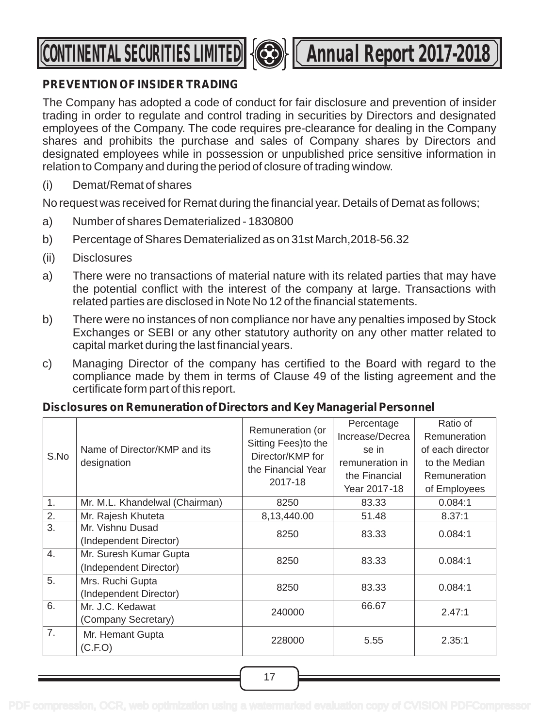## PREVENTION OF INSIDER TRADING

The Company has adopted a code of conduct for fair disclosure and prevention of insider trading in order to regulate and control trading in securities by Directors and designated employees of the Company. The code requires pre-clearance for dealing in the Company shares and prohibits the purchase and sales of Company shares by Directors and designated employees while in possession or unpublished price sensitive information in relation to Company and during the period of closure of trading window.

(i) Demat/Remat of shares

No request was received for Remat during the financial year. Details of Demat as follows;

a) Number of shares Dematerialized - 1830800

b) Percentage of Shares Dematerialized as on 31st March,2018-56.32

(ii) Disclosures

a) There were no transactions of material nature with its related parties that may have the potential conflict with the interest of the company at large. Transactions with related parties are disclosed in Note No 12 of the financial statements.

b) There were no instances of non compliance nor have any penalties imposed by Stock Exchanges or SEBI or any other statutory authority on any other matter related to capital market during the last financial years.

c) Managing Director of the company has certified to the Board with regard to the compliance made by them in terms of Clause 49 of the listing agreement and the certificate form part of this report.

### Disclosures on Remuneration of Directors and Key Managerial Personnel

| S.No | Name of Director/KMP and its designation | Remuneration (or Sitting Fees)to the Director/KMP for the Financial Year 2017-18 | Percentage Increase/Decrease in remuneration in the Financial Year 2017-18 | Ratio of Remuneration of each director to the Median Remuneration of Employees |
|---|---|---|---|---|
| 1. | Mr. M.L. Khandelwal (Chairman) | 8250 | 83.33 | 0.084:1 |
| 2. | Mr. Rajesh Khuteta | 8,13,440.00 | 51.48 | 8.37:1 |
| 3. | Mr. Vishnu Dusad (Independent Director) | 8250 | 83.33 | 0.084:1 |
| 4. | Mr. Suresh Kumar Gupta (Independent Director) | 8250 | 83.33 | 0.084:1 |
| 5. | Mrs. Ruchi Gupta (Independent Director) | 8250 | 83.33 | 0.084:1 |
| 6. | Mr. J.C. Kedawat (Company Secretary) | 240000 | 66.67 | 2.47:1 |
| 7. | Mr. Hemant Gupta (C.F.O) | 228000 | 5.55 | 2.35:1 |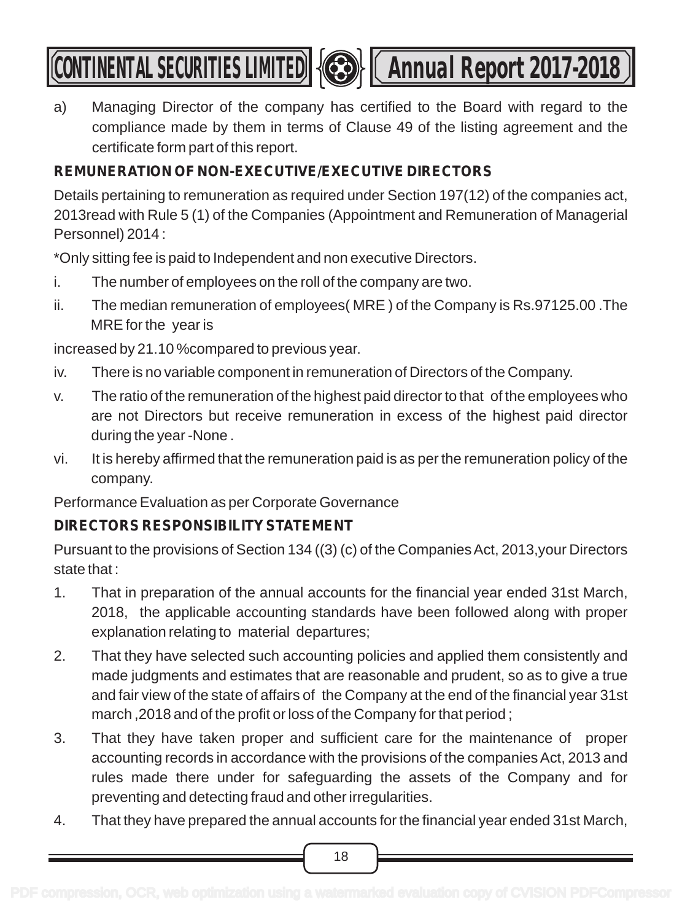a) Managing Director of the company has certified to the Board with regard to the compliance made by them in terms of Clause 49 of the listing agreement and the certificate form part of this report.

**REMUNERATION OF NON-EXECUTIVE/EXECUTIVE DIRECTORS**

Details pertaining to remuneration as required under Section 197(12) of the companies act, 2013read with Rule 5 (1) of the Companies (Appointment and Remuneration of Managerial Personnel) 2014 :

*Only sitting fee is paid to Independent and non executive Directors.

i. The number of employees on the roll of the company are two.

ii. The median remuneration of employees( MRE ) of the Company is Rs.97125.00 .The MRE for the year is

increased by 21.10 %compared to previous year.

iv. There is no variable component in remuneration of Directors of the Company.

v. The ratio of the remuneration of the highest paid director to that of the employees who are not Directors but receive remuneration in excess of the highest paid director during the year -None .

vi. It is hereby affirmed that the remuneration paid is as per the remuneration policy of the company.

Performance Evaluation as per Corporate Governance

**DIRECTORS RESPONSIBILITY STATEMENT**

Pursuant to the provisions of Section 134 ((3) (c) of the Companies Act, 2013,your Directors state that :

1. That in preparation of the annual accounts for the financial year ended 31st March, 2018, the applicable accounting standards have been followed along with proper explanation relating to material departures;
2. That they have selected such accounting policies and applied them consistently and made judgments and estimates that are reasonable and prudent, so as to give a true and fair view of the state of affairs of the Company at the end of the financial year 31st march ,2018 and of the profit or loss of the Company for that period ;
3. That they have taken proper and sufficient care for the maintenance of proper accounting records in accordance with the provisions of the companies Act, 2013 and rules made there under for safeguarding the assets of the Company and for preventing and detecting fraud and other irregularities.
4. That they have prepared the annual accounts for the financial year ended 31st March,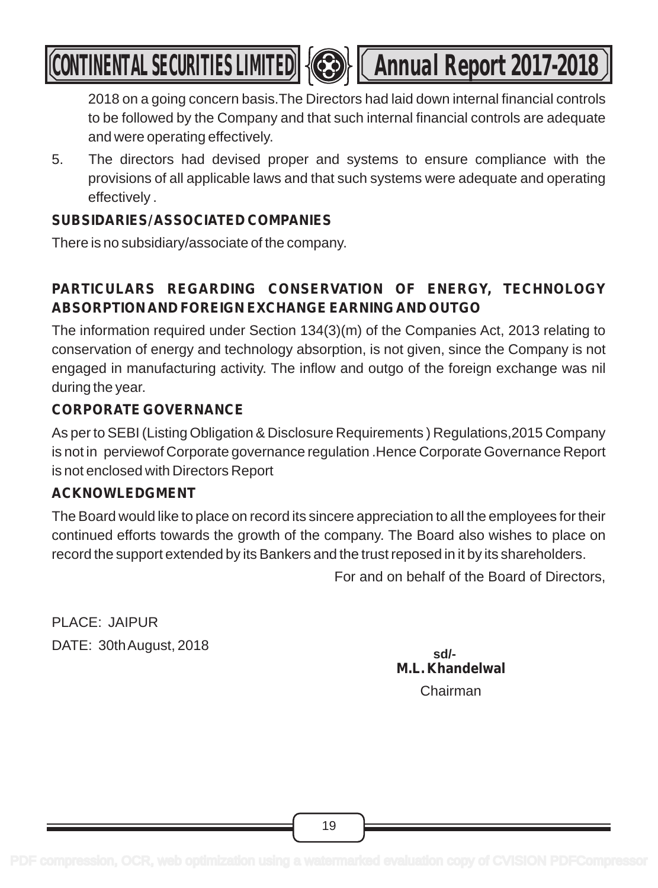2018 on a going concern basis.The Directors had laid down internal financial controls to be followed by the Company and that such internal financial controls are adequate and were operating effectively.

5. The directors had devised proper and systems to ensure compliance with the provisions of all applicable laws and that such systems were adequate and operating effectively .

**SUBSIDARIES/ASSOCIATED COMPANIES**

There is no subsidiary/associate of the company.

**PARTICULARS REGARDING CONSERVATION OF ENERGY, TECHNOLOGY ABSORPTION AND FOREIGN EXCHANGE EARNING AND OUTGO**

The information required under Section 134(3)(m) of the Companies Act, 2013 relating to conservation of energy and technology absorption, is not given, since the Company is not engaged in manufacturing activity. The inflow and outgo of the foreign exchange was nil during the year.

**CORPORATE GOVERNANCE**

As per to SEBI (Listing Obligation & Disclosure Requirements ) Regulations,2015 Company is not in perviewof Corporate governance regulation .Hence Corporate Governance Report is not enclosed with Directors Report

**ACKNOWLEDGMENT**

The Board would like to place on record its sincere appreciation to all the employees for their continued efforts towards the growth of the company. The Board also wishes to place on record the support extended by its Bankers and the trust reposed in it by its shareholders.

For and on behalf of the Board of Directors,

PLACE: JAIPUR

DATE: 30th August, 2018

sd/-

**M.L. Khandelwal**

Chairman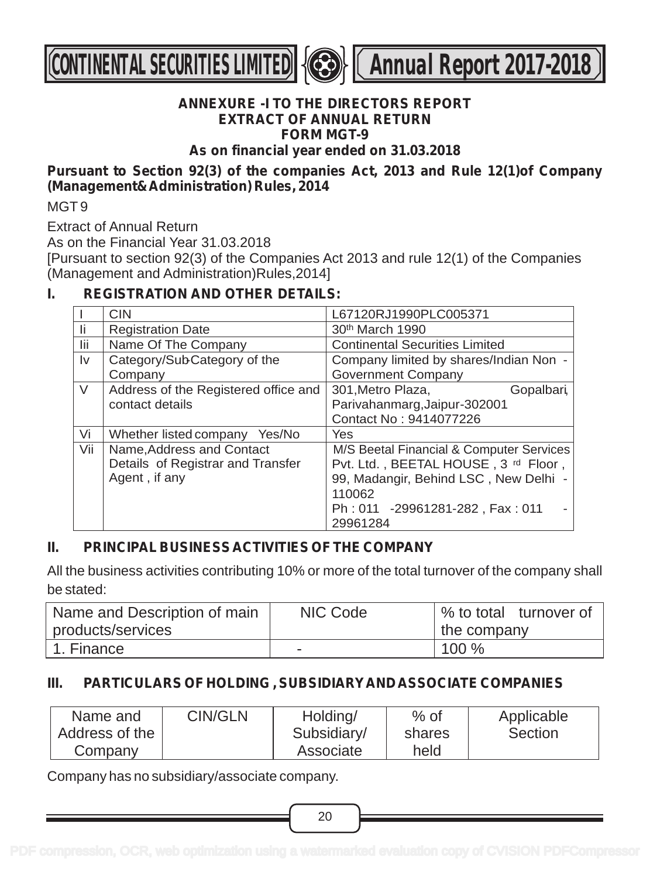## ANNEXURE -I TO THE DIRECTORS REPORT
## EXTRACT OF ANNUAL RETURN
## FORM MGT-9
## As on financial year ended on 31.03.2018

**Pursuant to Section 92(3) of the companies Act, 2013 and Rule 12(1)of Company (Management& Administration) Rules, 2014**

MGT 9

Extract of Annual Return
As on the Financial Year 31.03.2018
[Pursuant to section 92(3) of the Companies Act 2013 and rule 12(1) of the Companies (Management and Administration)Rules,2014]

### I. REGISTRATION AND OTHER DETAILS:

| | | |
|---|---|---|
| I | CIN | L67120RJ1990PLC005371 |
| Ii | Registration Date | 30th March 1990 |
| Iii | Name Of The Company | Continental Securities Limited |
| Iv | Category/Sub-Category of the Company | Company limited by shares/Indian Non - Government Company |
| V | Address of the Registered office and contact details | 301,Metro Plaza, Gopalbari, Parivahanmarg,Jaipur-302001 Contact No : 9414077226 |
| Vi | Whether listed company Yes/No | Yes |
| Vii | Name,Address and Contact Details of Registrar and Transfer Agent , if any | M/S Beetal Financial & Computer Services Pvt. Ltd. , BEETAL HOUSE , 3rd Floor , 99, Madangir, Behind LSC , New Delhi - 110062 Ph : 011 -29961281-282 , Fax : 011 - 29961284 |

### II. PRINCIPAL BUSINESS ACTIVITIES OF THE COMPANY

All the business activities contributing 10% or more of the total turnover of the company shall be stated:

| Name and Description of main products/services | NIC Code | % to total turnover of the company |
|---|---|---|
| 1. Finance | - | 100 % |

### III. PARTICULARS OF HOLDING , SUBSIDIARY AND ASSOCIATE COMPANIES

| Name and Address of the Company | CIN/GLN | Holding/ Subsidiary/ Associate | % of shares held | Applicable Section |
|---|---|---|---|---|

Company has no subsidiary/associate company.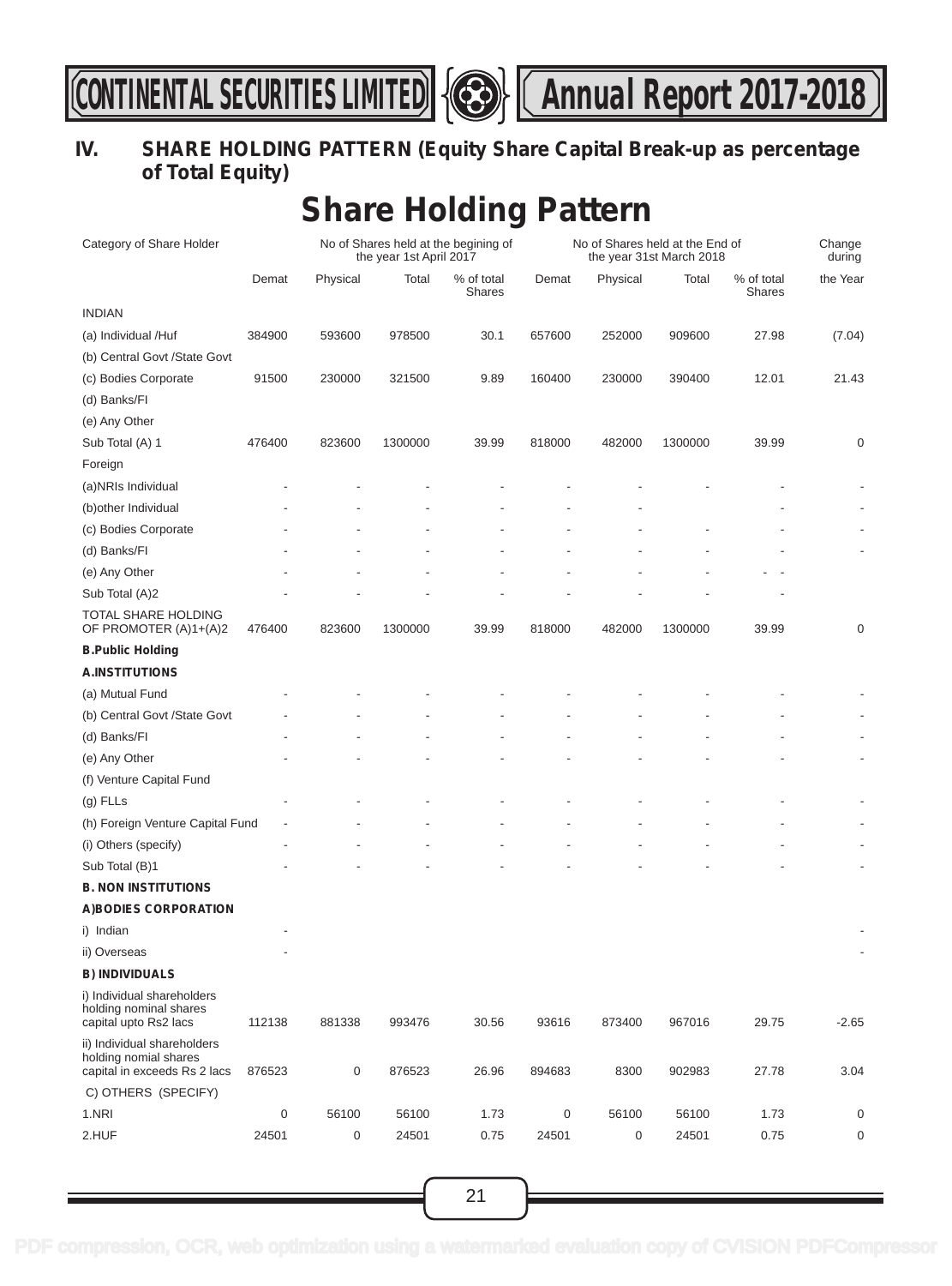## IV. SHARE HOLDING PATTERN (Equity Share Capital Break-up as percentage of Total Equity)

# Share Holding Pattern

| Category of Share Holder | No of Shares held at the begining of the year 1st April 2017 | | | | No of Shares held at the End of the year 31st March 2018 | | | | Change during |
|---|---|---|---|---|---|---|---|---|---|
| | Demat | Physical | Total | % of total Shares | Demat | Physical | Total | % of total Shares | the Year |
| INDIAN | | | | | | | | | |
| (a) Individual /Huf | 384900 | 593600 | 978500 | 30.1 | 657600 | 252000 | 909600 | 27.98 | (7.04) |
| (b) Central Govt /State Govt | | | | | | | | | |
| (c) Bodies Corporate | 91500 | 230000 | 321500 | 9.89 | 160400 | 230000 | 390400 | 12.01 | 21.43 |
| (d) Banks/FI | | | | | | | | | |
| (e) Any Other | | | | | | | | | |
| Sub Total (A) 1 | 476400 | 823600 | 1300000 | 39.99 | 818000 | 482000 | 1300000 | 39.99 | 0 |
| Foreign | | | | | | | | | |
| (a)NRIs Individual | - | - | - | - | - | - | - | - | - |
| (b)other Individual | - | - | - | - | - | - | | - | - |
| (c) Bodies Corporate | - | - | - | - | - | - | - | - | - |
| (d) Banks/FI | - | - | - | - | - | - | - | - | - |
| (e) Any Other | - | - | - | - | - | - | - | - - | |
| Sub Total (A)2 | - | - | - | - | - | - | - | - | |
| TOTAL SHARE HOLDING OF PROMOTER (A)1+(A)2 | 476400 | 823600 | 1300000 | 39.99 | 818000 | 482000 | 1300000 | 39.99 | 0 |
| **B.Public Holding** | | | | | | | | | |
| **A.INSTITUTIONS** | | | | | | | | | |
| (a) Mutual Fund | - | - | - | - | - | - | - | - | - |
| (b) Central Govt /State Govt | - | - | - | - | - | - | - | - | - |
| (d) Banks/FI | - | - | - | - | - | - | - | - | - |
| (e) Any Other | - | - | - | - | - | - | - | - | - |
| (f) Venture Capital Fund | | | | | | | | | |
| (g) FLLs | - | - | - | - | - | - | - | - | - |
| (h) Foreign Venture Capital Fund | - | - | - | - | - | - | - | - | - |
| (i) Others (specify) | - | - | - | - | - | - | - | - | - |
| Sub Total (B)1 | - | - | - | - | - | - | - | - | - |
| **B. NON INSTITUTIONS** | | | | | | | | | |
| **A)BODIES CORPORATION** | | | | | | | | | |
| i) Indian | - | | | | | | | | - |
| ii) Overseas | - | | | | | | | | - |
| **B) INDIVIDUALS** | | | | | | | | | |
| i) Individual shareholders holding nominal shares capital upto Rs2 lacs | 112138 | 881338 | 993476 | 30.56 | 93616 | 873400 | 967016 | 29.75 | -2.65 |
| ii) Individual shareholders holding nomial shares capital in exceeds Rs 2 lacs | 876523 | 0 | 876523 | 26.96 | 894683 | 8300 | 902983 | 27.78 | 3.04 |
| C) OTHERS (SPECIFY) | | | | | | | | | |
| 1.NRI | 0 | 56100 | 56100 | 1.73 | 0 | 56100 | 56100 | 1.73 | 0 |
| 2.HUF | 24501 | 0 | 24501 | 0.75 | 24501 | 0 | 24501 | 0.75 | 0 |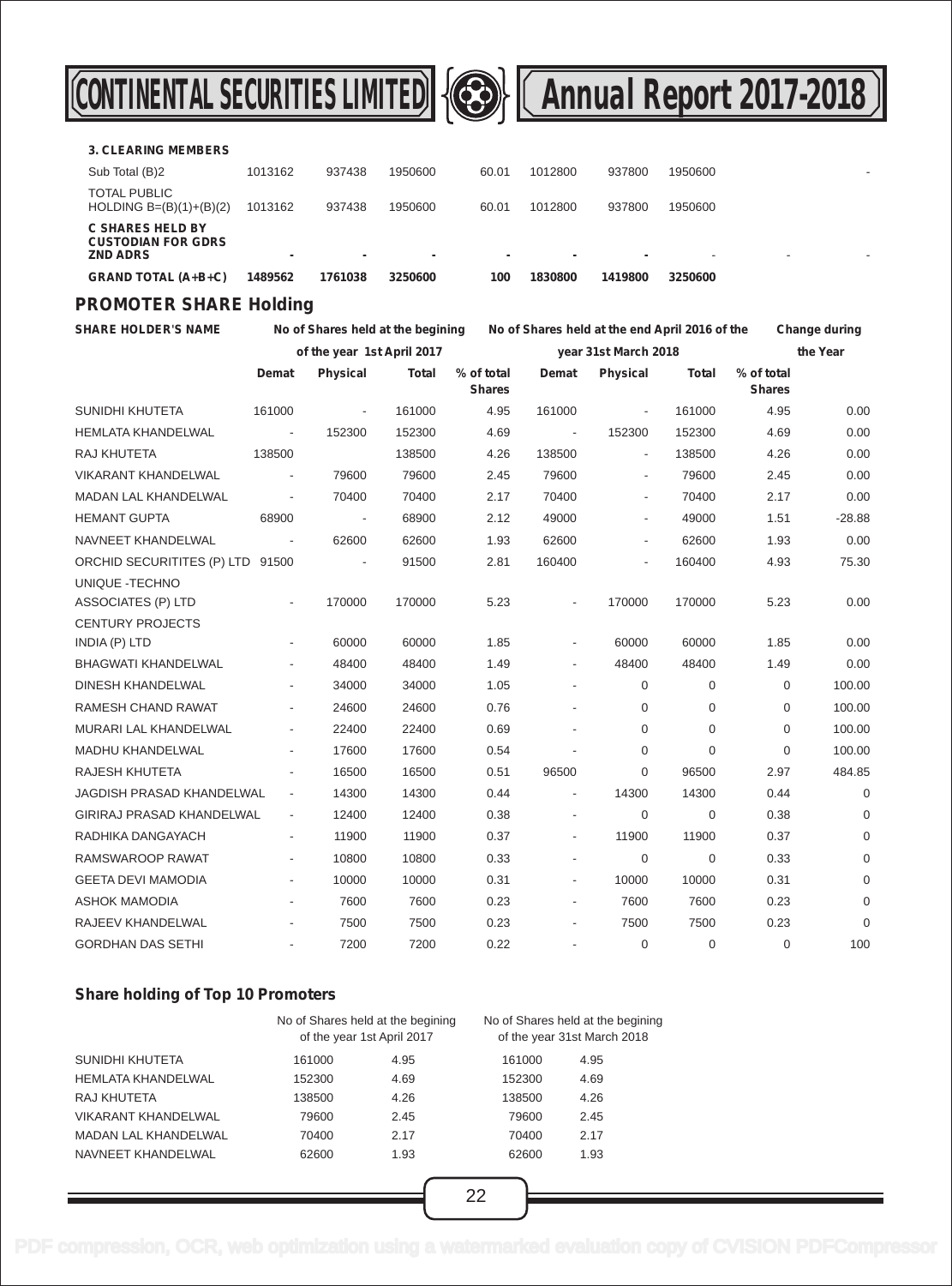| **3. CLEARING MEMBERS** | | | | | | | | | |
|---|---|---|---|---|---|---|---|---|---|
| Sub Total (B)2 | 1013162 | 937438 | 1950600 | 60.01 | 1012800 | 937800 | 1950600 | | - |
| TOTAL PUBLIC HOLDING B=(B)(1)+(B)(2) | 1013162 | 937438 | 1950600 | 60.01 | 1012800 | 937800 | 1950600 | | |
| **C SHARES HELD BY CUSTODIAN FOR GDRS ZND ADRS** | - | - | - | - | - | - | - | - | - |
| **GRAND TOTAL (A+B+C)** | **1489562** | **1761038** | **3250600** | **100** | **1830800** | **1419800** | **3250600** | | |

## PROMOTER SHARE Holding

| SHARE HOLDER'S NAME | No of Shares held at the begining of the year 1st April 2017 | | | | No of Shares held at the end April 2016 of the year 31st March 2018 | | | | Change during the Year |
|---|---|---|---|---|---|---|---|---|---|
| | Demat | Physical | Total | % of total Shares | Demat | Physical | Total | % of total Shares | |
| SUNIDHI KHUTETA | 161000 | - | 161000 | 4.95 | 161000 | - | 161000 | 4.95 | 0.00 |
| HEMLATA KHANDELWAL | - | 152300 | 152300 | 4.69 | - | 152300 | 152300 | 4.69 | 0.00 |
| RAJ KHUTETA | 138500 | | 138500 | 4.26 | 138500 | - | 138500 | 4.26 | 0.00 |
| VIKARANT KHANDELWAL | - | 79600 | 79600 | 2.45 | 79600 | - | 79600 | 2.45 | 0.00 |
| MADAN LAL KHANDELWAL | - | 70400 | 70400 | 2.17 | 70400 | - | 70400 | 2.17 | 0.00 |
| HEMANT GUPTA | 68900 | - | 68900 | 2.12 | 49000 | - | 49000 | 1.51 | -28.88 |
| NAVNEET KHANDELWAL | - | 62600 | 62600 | 1.93 | 62600 | - | 62600 | 1.93 | 0.00 |
| ORCHID SECURITITES (P) LTD | 91500 | - | 91500 | 2.81 | 160400 | - | 160400 | 4.93 | 75.30 |
| UNIQUE -TECHNO ASSOCIATES (P) LTD | - | 170000 | 170000 | 5.23 | - | 170000 | 170000 | 5.23 | 0.00 |
| CENTURY PROJECTS INDIA (P) LTD | - | 60000 | 60000 | 1.85 | - | 60000 | 60000 | 1.85 | 0.00 |
| BHAGWATI KHANDELWAL | - | 48400 | 48400 | 1.49 | - | 48400 | 48400 | 1.49 | 0.00 |
| DINESH KHANDELWAL | - | 34000 | 34000 | 1.05 | - | 0 | 0 | 0 | 100.00 |
| RAMESH CHAND RAWAT | - | 24600 | 24600 | 0.76 | - | 0 | 0 | 0 | 100.00 |
| MURARI LAL KHANDELWAL | - | 22400 | 22400 | 0.69 | - | 0 | 0 | 0 | 100.00 |
| MADHU KHANDELWAL | - | 17600 | 17600 | 0.54 | - | 0 | 0 | 0 | 100.00 |
| RAJESH KHUTETA | - | 16500 | 16500 | 0.51 | 96500 | 0 | 96500 | 2.97 | 484.85 |
| JAGDISH PRASAD KHANDELWAL | - | 14300 | 14300 | 0.44 | - | 14300 | 14300 | 0.44 | 0 |
| GIRIRAJ PRASAD KHANDELWAL | - | 12400 | 12400 | 0.38 | - | 0 | 0 | 0.38 | 0 |
| RADHIKA DANGAYACH | - | 11900 | 11900 | 0.37 | - | 11900 | 11900 | 0.37 | 0 |
| RAMSWAROOP RAWAT | - | 10800 | 10800 | 0.33 | - | 0 | 0 | 0.33 | 0 |
| GEETA DEVI MAMODIA | - | 10000 | 10000 | 0.31 | - | 10000 | 10000 | 0.31 | 0 |
| ASHOK MAMODIA | - | 7600 | 7600 | 0.23 | - | 7600 | 7600 | 0.23 | 0 |
| RAJEEV KHANDELWAL | - | 7500 | 7500 | 0.23 | - | 7500 | 7500 | 0.23 | 0 |
| GORDHAN DAS SETHI | - | 7200 | 7200 | 0.22 | - | 0 | 0 | 0 | 100 |

## Share holding of Top 10 Promoters

| | No of Shares held at the begining of the year 1st April 2017 | | No of Shares held at the begining of the year 31st March 2018 | |
|---|---|---|---|---|
| SUNIDHI KHUTETA | 161000 | 4.95 | 161000 | 4.95 |
| HEMLATA KHANDELWAL | 152300 | 4.69 | 152300 | 4.69 |
| RAJ KHUTETA | 138500 | 4.26 | 138500 | 4.26 |
| VIKARANT KHANDELWAL | 79600 | 2.45 | 79600 | 2.45 |
| MADAN LAL KHANDELWAL | 70400 | 2.17 | 70400 | 2.17 |
| NAVNEET KHANDELWAL | 62600 | 1.93 | 62600 | 1.93 |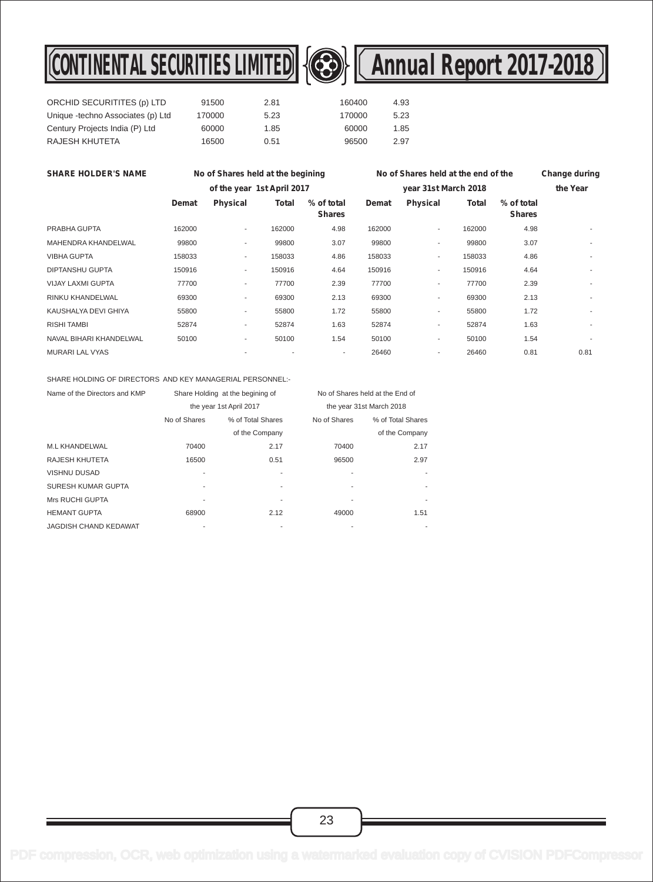| | | | | |
|---|---|---|---|---|
| ORCHID SECURITITES (p) LTD | 91500 | 2.81 | 160400 | 4.93 |
| Unique -techno Associates (p) Ltd | 170000 | 5.23 | 170000 | 5.23 |
| Century Projects India (P) Ltd | 60000 | 1.85 | 60000 | 1.85 |
| RAJESH KHUTETA | 16500 | 0.51 | 96500 | 2.97 |

| SHARE HOLDER'S NAME | No of Shares held at the begining of the year 1st April 2017 | | | | No of Shares held at the end of the year 31st March 2018 | | | | Change during the Year |
|---|---|---|---|---|---|---|---|---|---|
| | Demat | Physical | Total | % of total Shares | Demat | Physical | Total | % of total Shares | |
| PRABHA GUPTA | 162000 | - | 162000 | 4.98 | 162000 | - | 162000 | 4.98 | - |
| MAHENDRA KHANDELWAL | 99800 | - | 99800 | 3.07 | 99800 | - | 99800 | 3.07 | - |
| VIBHA GUPTA | 158033 | - | 158033 | 4.86 | 158033 | - | 158033 | 4.86 | - |
| DIPTANSHU GUPTA | 150916 | - | 150916 | 4.64 | 150916 | - | 150916 | 4.64 | - |
| VIJAY LAXMI GUPTA | 77700 | - | 77700 | 2.39 | 77700 | - | 77700 | 2.39 | - |
| RINKU KHANDELWAL | 69300 | - | 69300 | 2.13 | 69300 | - | 69300 | 2.13 | - |
| KAUSHALYA DEVI GHIYA | 55800 | - | 55800 | 1.72 | 55800 | - | 55800 | 1.72 | - |
| RISHI TAMBI | 52874 | - | 52874 | 1.63 | 52874 | - | 52874 | 1.63 | - |
| NAVAL BIHARI KHANDELWAL | 50100 | - | 50100 | 1.54 | 50100 | - | 50100 | 1.54 | - |
| MURARI LAL VYAS | | - | - | - | 26460 | - | 26460 | 0.81 | 0.81 |

SHARE HOLDING OF DIRECTORS AND KEY MANAGERIAL PERSONNEL:-

| Name of the Directors and KMP | Share Holding at the begining of the year 1st April 2017 | | No of Shares held at the End of the year 31st March 2018 | |
|---|---|---|---|---|
| | No of Shares | % of Total Shares of the Company | No of Shares | % of Total Shares of the Company |
| M.L KHANDELWAL | 70400 | 2.17 | 70400 | 2.17 |
| RAJESH KHUTETA | 16500 | 0.51 | 96500 | 2.97 |
| VISHNU DUSAD | - | - | - | - |
| SURESH KUMAR GUPTA | - | - | - | - |
| Mrs RUCHI GUPTA | - | - | - | - |
| HEMANT GUPTA | 68900 | 2.12 | 49000 | 1.51 |
| JAGDISH CHAND KEDAWAT | - | - | - | - |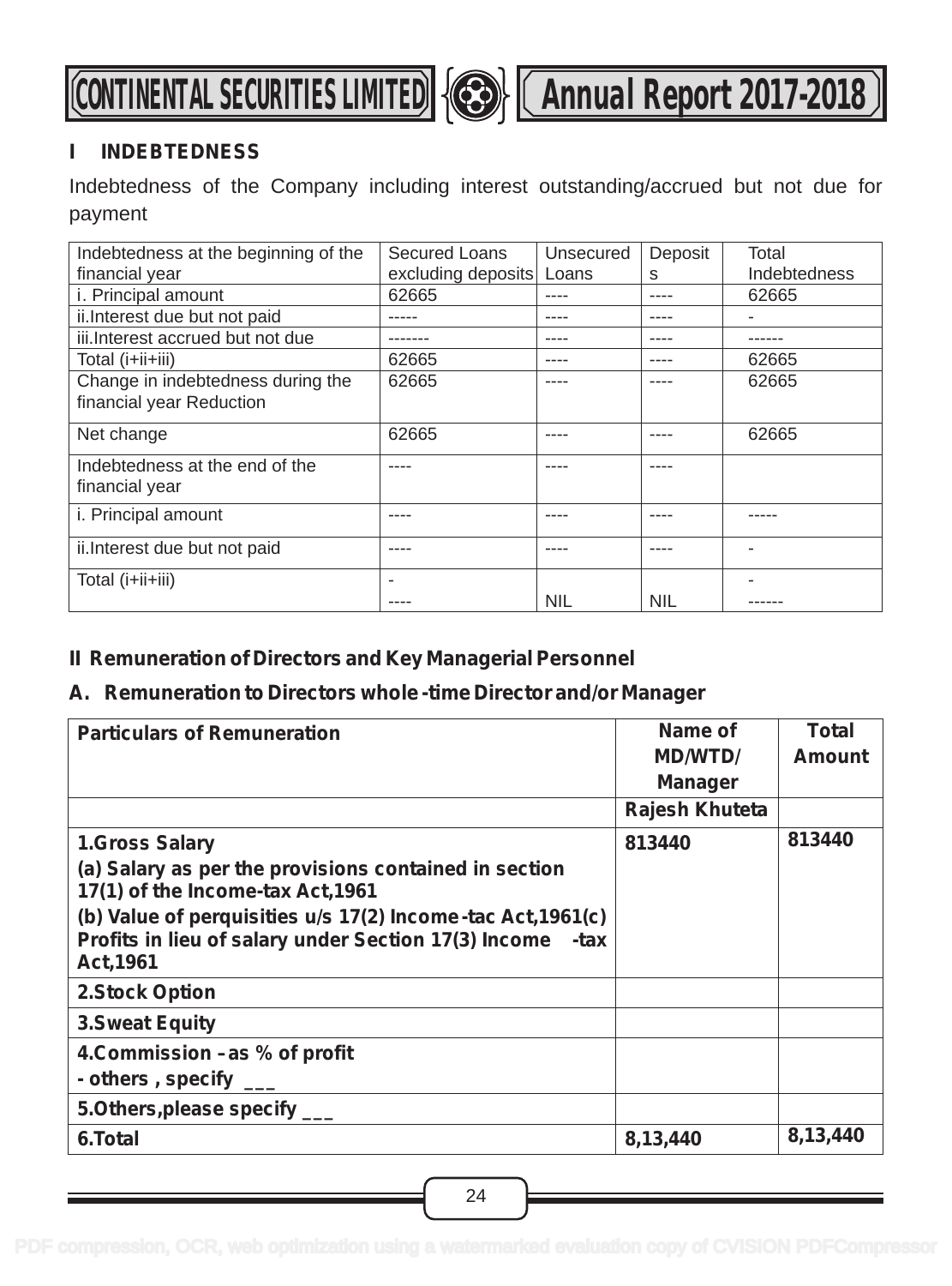## I INDEBTEDNESS

Indebtedness of the Company including interest outstanding/accrued but not due for payment

| Indebtedness at the beginning of the financial year | Secured Loans excluding deposits | Unsecured Loans | Deposits | Total Indebtedness |
|---|---|---|---|---|
| i. Principal amount | 62665 | ---- | ---- | 62665 |
| ii.Interest due but not paid | ----- | ---- | ---- | - |
| iii.Interest accrued but not due | ------- | ---- | ---- | ------ |
| Total (i+ii+iii) | 62665 | ---- | ---- | 62665 |
| Change in indebtedness during the financial year Reduction | 62665 | ---- | ---- | 62665 |
| Net change | 62665 | ---- | ---- | 62665 |
| Indebtedness at the end of the financial year | ---- | ---- | ---- | |
| i. Principal amount | ---- | ---- | ---- | ----- |
| ii.Interest due but not paid | ---- | ---- | ---- | - |
| Total (i+ii+iii) | - ---- | NIL | NIL | - ------ |

## II Remuneration of Directors and Key Managerial Personnel

### A. Remuneration to Directors whole -time Director and/or Manager

| Particulars of Remuneration | Name of MD/WTD/ Manager | Total Amount |
|---|---|---|
| | Rajesh Khuteta | |
| 1.Gross Salary<br>(a) Salary as per the provisions contained in section 17(1) of the Income-tax Act,1961<br>(b) Value of perquisities u/s 17(2) Income-tac Act,1961(c) Profits in lieu of salary under Section 17(3) Income -tax Act,1961 | 813440 | 813440 |
| 2.Stock Option | | |
| 3.Sweat Equity | | |
| 4.Commission – as % of profit<br>- others , specify ___ | | |
| 5.Others,please specify ___ | | |
| 6.Total | 8,13,440 | 8,13,440 |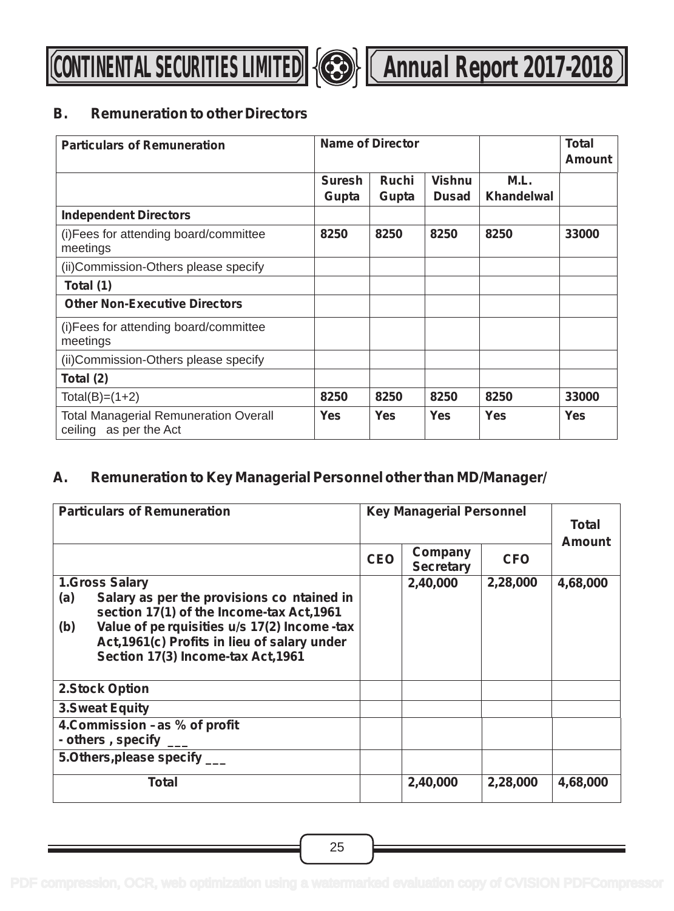## B. Remuneration to other Directors

| Particulars of Remuneration | Name of Director | | | | Total Amount |
|---|---|---|---|---|---|
| | Suresh Gupta | Ruchi Gupta | Vishnu Dusad | M.L. Khandelwal | |
| **Independent Directors** | | | | | |
| (i)Fees for attending board/committee meetings | 8250 | 8250 | 8250 | 8250 | 33000 |
| (ii)Commission-Others please specify | | | | | |
| **Total (1)** | | | | | |
| **Other Non-Executive Directors** | | | | | |
| (i)Fees for attending board/committee meetings | | | | | |
| (ii)Commission-Others please specify | | | | | |
| **Total (2)** | | | | | |
| Total(B)=(1+2) | 8250 | 8250 | 8250 | 8250 | 33000 |
| Total Managerial Remuneration Overall ceiling as per the Act | Yes | Yes | Yes | Yes | Yes |

## A. Remuneration to Key Managerial Personnel other than MD/Manager/

| Particulars of Remuneration | Key Managerial Personnel | | | Total Amount |
|---|---|---|---|---|
| | CEO | Company Secretary | CFO | |
| **1.Gross Salary**<br>(a) Salary as per the provisions co ntained in section 17(1) of the Income-tax Act,1961<br>(b) Value of pe rquisities u/s 17(2) Income -tax Act,1961(c) Profits in lieu of salary under Section 17(3) Income-tax Act,1961 | | 2,40,000 | 2,28,000 | 4,68,000 |
| **2.Stock Option** | | | | |
| **3.Sweat Equity** | | | | |
| **4.Commission –as % of profit**<br>**- others , specify ___** | | | | |
| **5.Others,please specify ___** | | | | |
| **Total** | | 2,40,000 | 2,28,000 | 4,68,000 |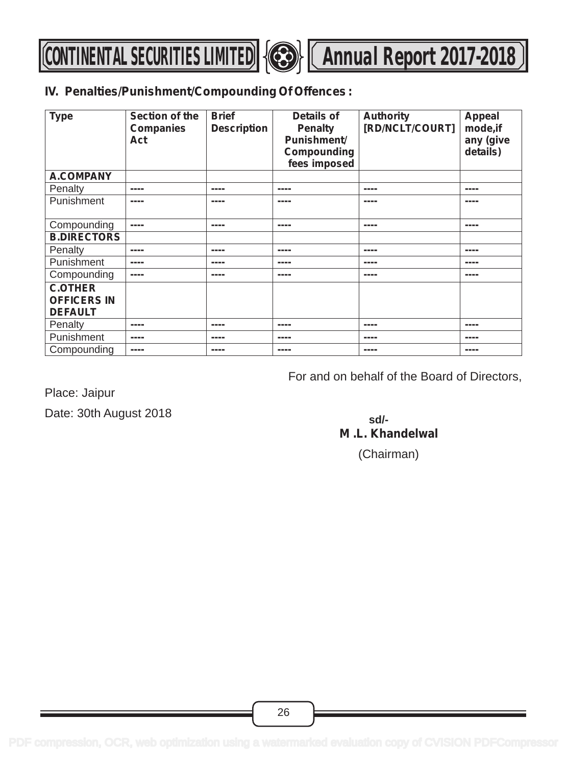## IV. Penalties/Punishment/Compounding Of Offences :

| Type | Section of the Companies Act | Brief Description | Details of Penalty Punishment/ Compounding fees imposed | Authority [RD/NCLT/COURT] | Appeal mode,if any (give details) |
|---|---|---|---|---|---|
| **A.COMPANY** | | | | | |
| Penalty | ---- | ---- | ---- | ---- | ---- |
| Punishment | ---- | ---- | ---- | ---- | ---- |
| Compounding | ---- | ---- | ---- | ---- | ---- |
| **B.DIRECTORS** | | | | | |
| Penalty | ---- | ---- | ---- | ---- | ---- |
| Punishment | ---- | ---- | ---- | ---- | ---- |
| Compounding | ---- | ---- | ---- | ---- | ---- |
| **C.OTHER OFFICERS IN DEFAULT** | | | | | |
| Penalty | ---- | ---- | ---- | ---- | ---- |
| Punishment | ---- | ---- | ---- | ---- | ---- |
| Compounding | ---- | ---- | ---- | ---- | ---- |

For and on behalf of the Board of Directors,

Place: Jaipur

Date: 30th August 2018

sd/-

**M .L. Khandelwal**

(Chairman)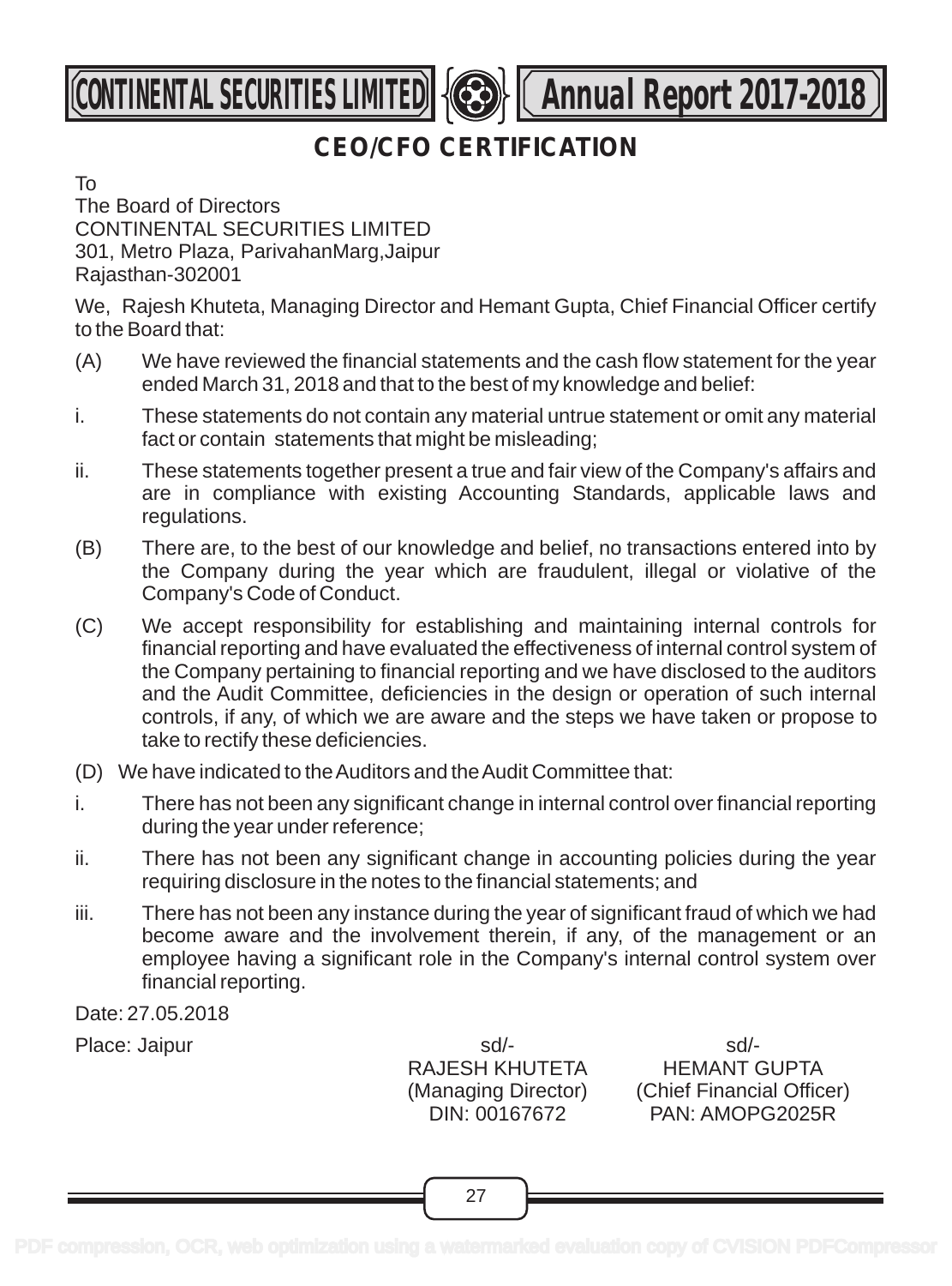## CEO/CFO CERTIFICATION

To
The Board of Directors
CONTINENTAL SECURITIES LIMITED
301, Metro Plaza, ParivahanMarg,Jaipur
Rajasthan-302001

We, Rajesh Khuteta, Managing Director and Hemant Gupta, Chief Financial Officer certify to the Board that:

(A) We have reviewed the financial statements and the cash flow statement for the year ended March 31, 2018 and that to the best of my knowledge and belief:

i. These statements do not contain any material untrue statement or omit any material fact or contain statements that might be misleading;

ii. These statements together present a true and fair view of the Company's affairs and are in compliance with existing Accounting Standards, applicable laws and regulations.

(B) There are, to the best of our knowledge and belief, no transactions entered into by the Company during the year which are fraudulent, illegal or violative of the Company's Code of Conduct.

(C) We accept responsibility for establishing and maintaining internal controls for financial reporting and have evaluated the effectiveness of internal control system of the Company pertaining to financial reporting and we have disclosed to the auditors and the Audit Committee, deficiencies in the design or operation of such internal controls, if any, of which we are aware and the steps we have taken or propose to take to rectify these deficiencies.

(D) We have indicated to the Auditors and the Audit Committee that:

i. There has not been any significant change in internal control over financial reporting during the year under reference;

ii. There has not been any significant change in accounting policies during the year requiring disclosure in the notes to the financial statements; and

iii. There has not been any instance during the year of significant fraud of which we had become aware and the involvement therein, if any, of the management or an employee having a significant role in the Company's internal control system over financial reporting.

Date: 27.05.2018

Place: Jaipur

| | sd/- | sd/- |
|---|---|---|
| | RAJESH KHUTETA | HEMANT GUPTA |
| | (Managing Director) | (Chief Financial Officer) |
| | DIN: 00167672 | PAN: AMOPG2025R |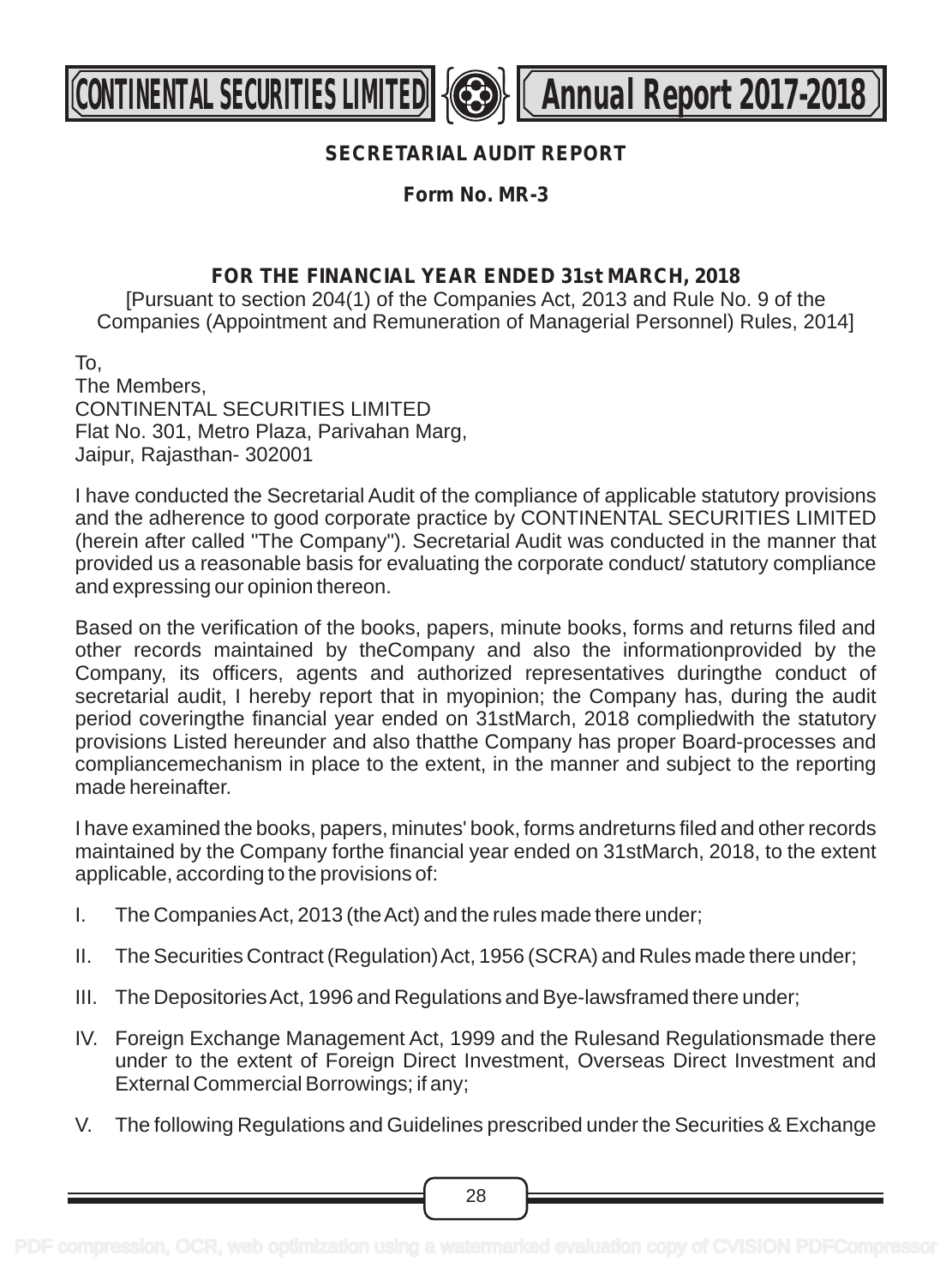## SECRETARIAL AUDIT REPORT

**Form No. MR-3**

**FOR THE FINANCIAL YEAR ENDED 31st MARCH, 2018**

[Pursuant to section 204(1) of the Companies Act, 2013 and Rule No. 9 of the Companies (Appointment and Remuneration of Managerial Personnel) Rules, 2014]

To,
The Members,
CONTINENTAL SECURITIES LIMITED
Flat No. 301, Metro Plaza, Parivahan Marg,
Jaipur, Rajasthan- 302001

I have conducted the Secretarial Audit of the compliance of applicable statutory provisions and the adherence to good corporate practice by CONTINENTAL SECURITIES LIMITED (herein after called "The Company"). Secretarial Audit was conducted in the manner that provided us a reasonable basis for evaluating the corporate conduct/ statutory compliance and expressing our opinion thereon.

Based on the verification of the books, papers, minute books, forms and returns filed and other records maintained by theCompany and also the informationprovided by the Company, its officers, agents and authorized representatives duringthe conduct of secretarial audit, I hereby report that in myopinion; the Company has, during the audit period coveringthe financial year ended on 31stMarch, 2018 compliedwith the statutory provisions Listed hereunder and also thatthe Company has proper Board-processes and compliancemechanism in place to the extent, in the manner and subject to the reporting made hereinafter.

I have examined the books, papers, minutes' book, forms andreturns filed and other records maintained by the Company forthe financial year ended on 31stMarch, 2018, to the extent applicable, according to the provisions of:

I. The Companies Act, 2013 (the Act) and the rules made there under;

II. The Securities Contract (Regulation) Act, 1956 (SCRA) and Rules made there under;

III. The Depositories Act, 1996 and Regulations and Bye-lawsframed there under;

IV. Foreign Exchange Management Act, 1999 and the Rulesand Regulationsmade there under to the extent of Foreign Direct Investment, Overseas Direct Investment and External Commercial Borrowings; if any;

V. The following Regulations and Guidelines prescribed under the Securities & Exchange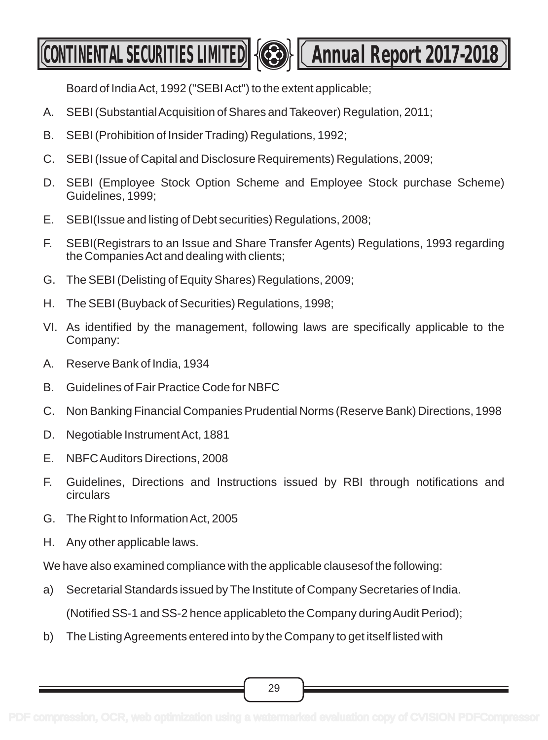Board of India Act, 1992 ("SEBI Act") to the extent applicable;

A. SEBI (Substantial Acquisition of Shares and Takeover) Regulation, 2011;

B. SEBI (Prohibition of Insider Trading) Regulations, 1992;

C. SEBI (Issue of Capital and Disclosure Requirements) Regulations, 2009;

D. SEBI (Employee Stock Option Scheme and Employee Stock purchase Scheme) Guidelines, 1999;

E. SEBI(Issue and listing of Debt securities) Regulations, 2008;

F. SEBI(Registrars to an Issue and Share Transfer Agents) Regulations, 1993 regarding the Companies Act and dealing with clients;

G. The SEBI (Delisting of Equity Shares) Regulations, 2009;

H. The SEBI (Buyback of Securities) Regulations, 1998;

VI. As identified by the management, following laws are specifically applicable to the Company:

A. Reserve Bank of India, 1934

B. Guidelines of Fair Practice Code for NBFC

C. Non Banking Financial Companies Prudential Norms (Reserve Bank) Directions, 1998

D. Negotiable Instrument Act, 1881

E. NBFC Auditors Directions, 2008

F. Guidelines, Directions and Instructions issued by RBI through notifications and circulars

G. The Right to Information Act, 2005

H. Any other applicable laws.

We have also examined compliance with the applicable clausesof the following:

a) Secretarial Standards issued by The Institute of Company Secretaries of India.

   (Notified SS-1 and SS-2 hence applicableto the Company during Audit Period);

b) The Listing Agreements entered into by the Company to get itself listed with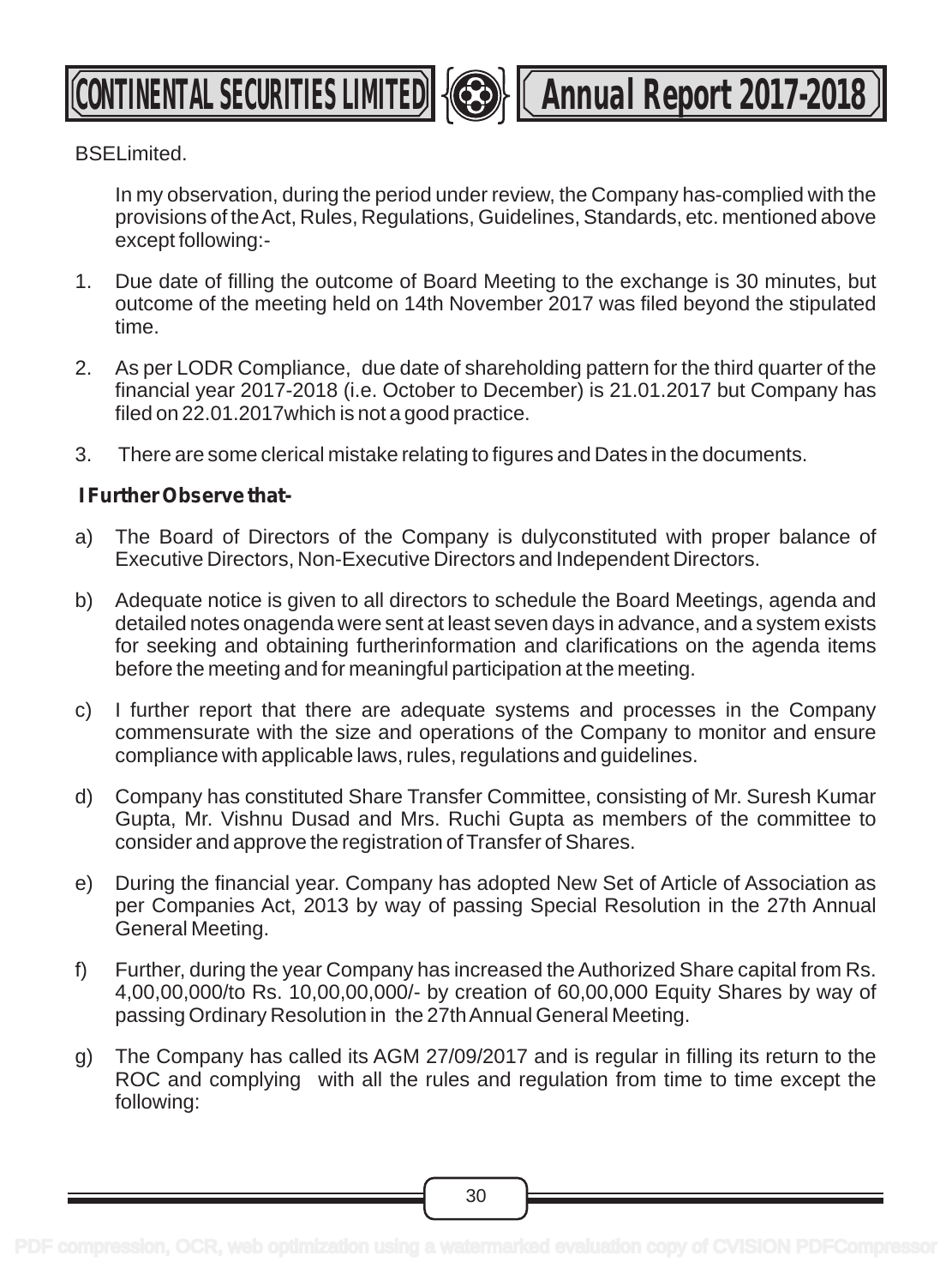BSELimited.

In my observation, during the period under review, the Company has-complied with the provisions of the Act, Rules, Regulations, Guidelines, Standards, etc. mentioned above except following:-

1. Due date of filling the outcome of Board Meeting to the exchange is 30 minutes, but outcome of the meeting held on 14th November 2017 was filed beyond the stipulated time.
2. As per LODR Compliance, due date of shareholding pattern for the third quarter of the financial year 2017-2018 (i.e. October to December) is 21.01.2017 but Company has filed on 22.01.2017which is not a good practice.
3. There are some clerical mistake relating to figures and Dates in the documents.

**I Further Observe that-**

a) The Board of Directors of the Company is dulyconstituted with proper balance of Executive Directors, Non-Executive Directors and Independent Directors.

b) Adequate notice is given to all directors to schedule the Board Meetings, agenda and detailed notes onagenda were sent at least seven days in advance, and a system exists for seeking and obtaining furtherinformation and clarifications on the agenda items before the meeting and for meaningful participation at the meeting.

c) I further report that there are adequate systems and processes in the Company commensurate with the size and operations of the Company to monitor and ensure compliance with applicable laws, rules, regulations and guidelines.

d) Company has constituted Share Transfer Committee, consisting of Mr. Suresh Kumar Gupta, Mr. Vishnu Dusad and Mrs. Ruchi Gupta as members of the committee to consider and approve the registration of Transfer of Shares.

e) During the financial year. Company has adopted New Set of Article of Association as per Companies Act, 2013 by way of passing Special Resolution in the 27th Annual General Meeting.

f) Further, during the year Company has increased the Authorized Share capital from Rs. 4,00,00,000/to Rs. 10,00,00,000/- by creation of 60,00,000 Equity Shares by way of passing Ordinary Resolution in the 27th Annual General Meeting.

g) The Company has called its AGM 27/09/2017 and is regular in filling its return to the ROC and complying with all the rules and regulation from time to time except the following: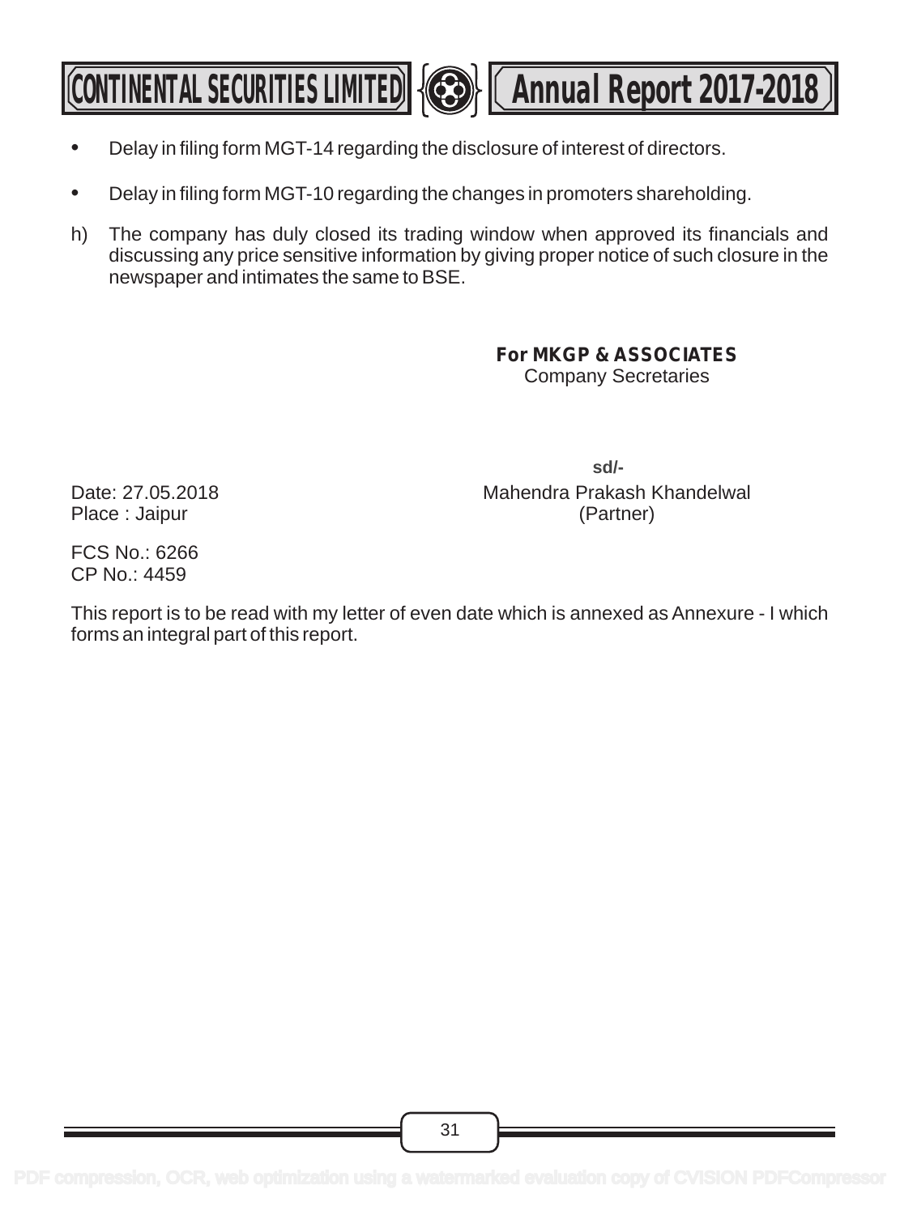- Delay in filing form MGT-14 regarding the disclosure of interest of directors.
- Delay in filing form MGT-10 regarding the changes in promoters shareholding.

h) The company has duly closed its trading window when approved its financials and discussing any price sensitive information by giving proper notice of such closure in the newspaper and intimates the same to BSE.

**For MKGP & ASSOCIATES**
Company Secretaries

sd/-

Date: 27.05.2018
Place : Jaipur

Mahendra Prakash Khandelwal
(Partner)

FCS No.: 6266
CP No.: 4459

This report is to be read with my letter of even date which is annexed as Annexure - I which forms an integral part of this report.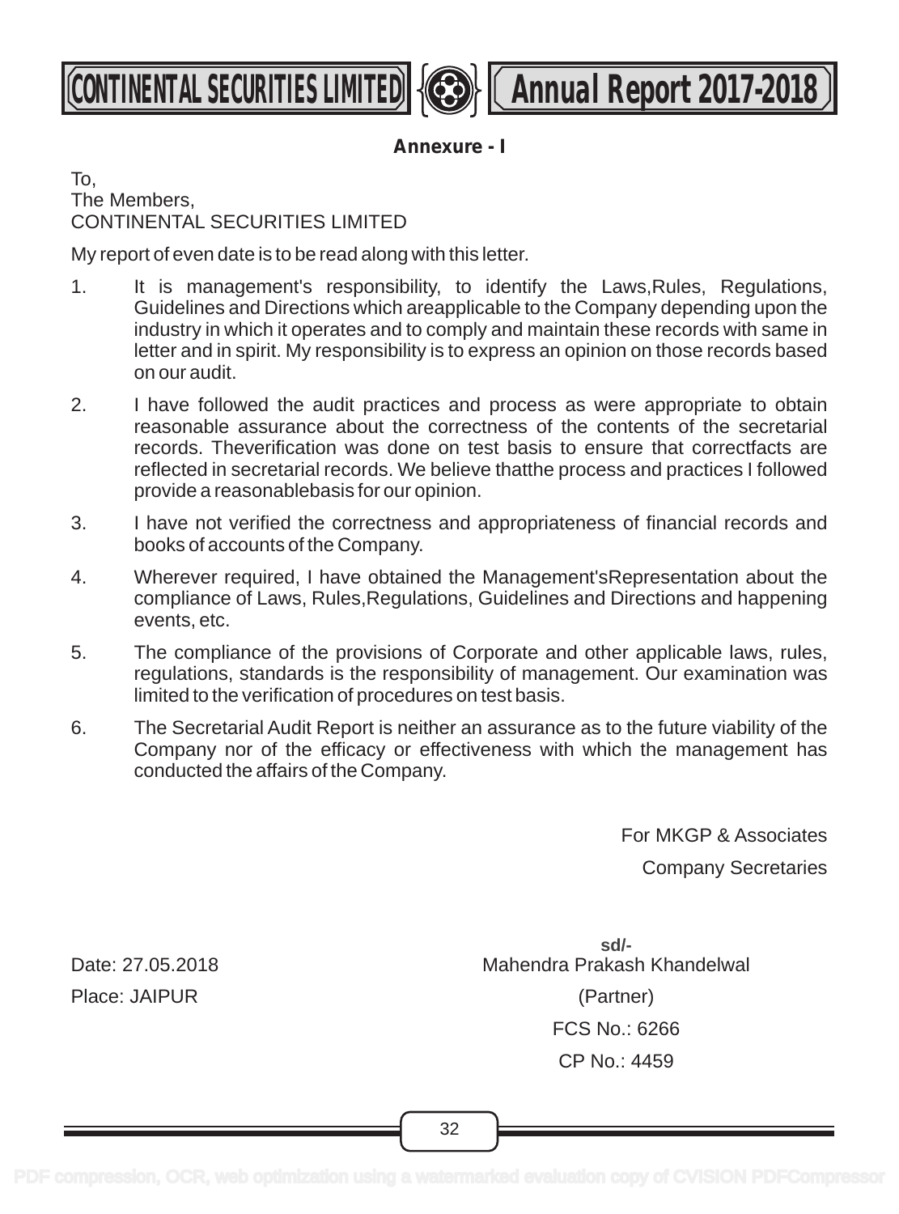**Annexure - I**

To,
The Members,
CONTINENTAL SECURITIES LIMITED

My report of even date is to be read along with this letter.

1. It is management's responsibility, to identify the Laws,Rules, Regulations, Guidelines and Directions which areapplicable to the Company depending upon the industry in which it operates and to comply and maintain these records with same in letter and in spirit. My responsibility is to express an opinion on those records based on our audit.
2. I have followed the audit practices and process as were appropriate to obtain reasonable assurance about the correctness of the contents of the secretarial records. Theverification was done on test basis to ensure that correctfacts are reflected in secretarial records. We believe thatthe process and practices I followed provide a reasonablebasis for our opinion.
3. I have not verified the correctness and appropriateness of financial records and books of accounts of the Company.
4. Wherever required, I have obtained the Management'sRepresentation about the compliance of Laws, Rules,Regulations, Guidelines and Directions and happening events, etc.
5. The compliance of the provisions of Corporate and other applicable laws, rules, regulations, standards is the responsibility of management. Our examination was limited to the verification of procedures on test basis.
6. The Secretarial Audit Report is neither an assurance as to the future viability of the Company nor of the efficacy or effectiveness with which the management has conducted the affairs of the Company.

For MKGP & Associates
Company Secretaries

sd/-
Mahendra Prakash Khandelwal
(Partner)
FCS No.: 6266
CP No.: 4459

Date: 27.05.2018
Place: JAIPUR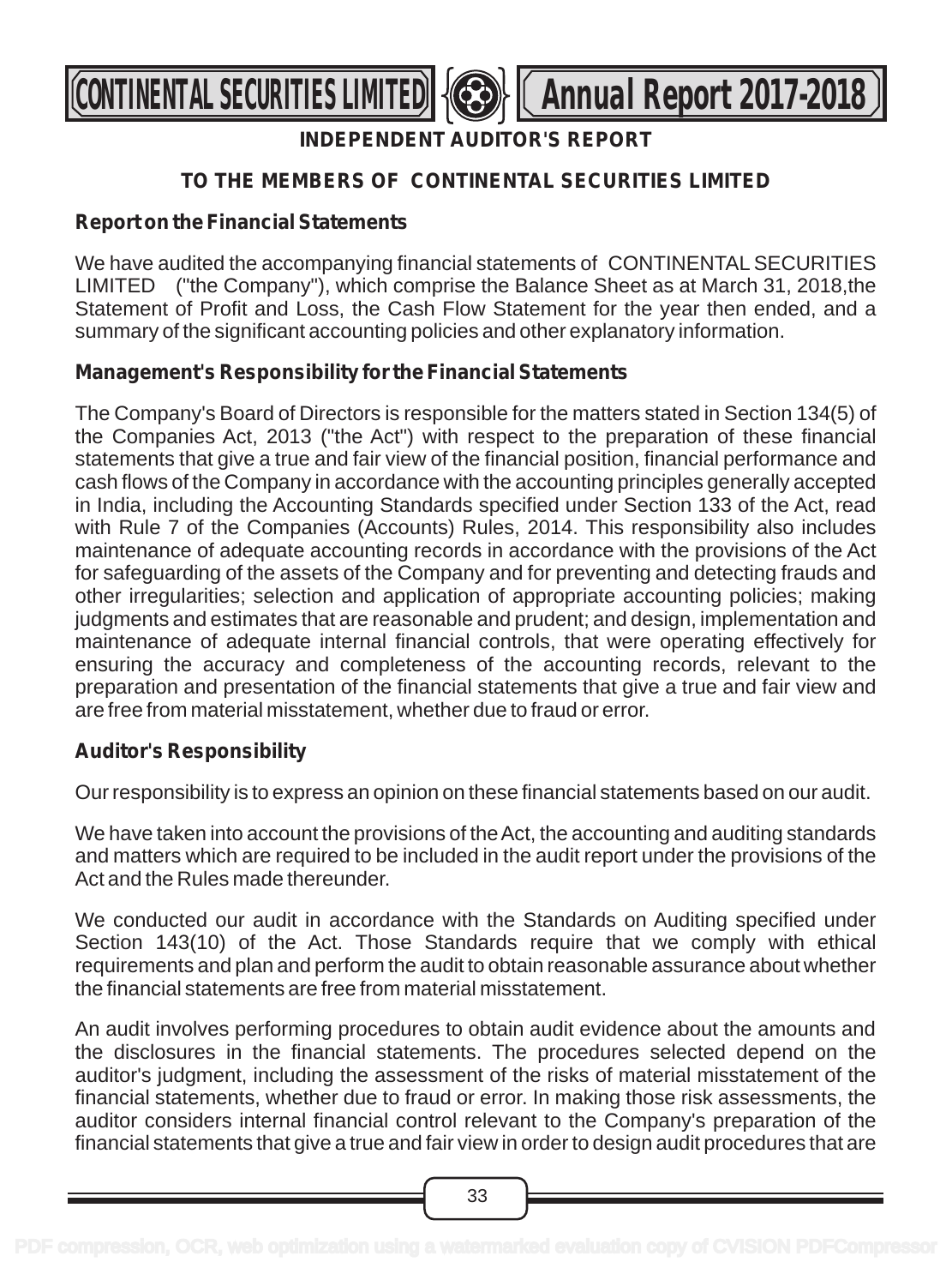## INDEPENDENT AUDITOR'S REPORT

## TO THE MEMBERS OF CONTINENTAL SECURITIES LIMITED

**Report on the Financial Statements**

We have audited the accompanying financial statements of CONTINENTAL SECURITIES LIMITED ("the Company"), which comprise the Balance Sheet as at March 31, 2018,the Statement of Profit and Loss, the Cash Flow Statement for the year then ended, and a summary of the significant accounting policies and other explanatory information.

**Management's Responsibility for the Financial Statements**

The Company's Board of Directors is responsible for the matters stated in Section 134(5) of the Companies Act, 2013 ("the Act") with respect to the preparation of these financial statements that give a true and fair view of the financial position, financial performance and cash flows of the Company in accordance with the accounting principles generally accepted in India, including the Accounting Standards specified under Section 133 of the Act, read with Rule 7 of the Companies (Accounts) Rules, 2014. This responsibility also includes maintenance of adequate accounting records in accordance with the provisions of the Act for safeguarding of the assets of the Company and for preventing and detecting frauds and other irregularities; selection and application of appropriate accounting policies; making judgments and estimates that are reasonable and prudent; and design, implementation and maintenance of adequate internal financial controls, that were operating effectively for ensuring the accuracy and completeness of the accounting records, relevant to the preparation and presentation of the financial statements that give a true and fair view and are free from material misstatement, whether due to fraud or error.

**Auditor's Responsibility**

Our responsibility is to express an opinion on these financial statements based on our audit.

We have taken into account the provisions of the Act, the accounting and auditing standards and matters which are required to be included in the audit report under the provisions of the Act and the Rules made thereunder.

We conducted our audit in accordance with the Standards on Auditing specified under Section 143(10) of the Act. Those Standards require that we comply with ethical requirements and plan and perform the audit to obtain reasonable assurance about whether the financial statements are free from material misstatement.

An audit involves performing procedures to obtain audit evidence about the amounts and the disclosures in the financial statements. The procedures selected depend on the auditor's judgment, including the assessment of the risks of material misstatement of the financial statements, whether due to fraud or error. In making those risk assessments, the auditor considers internal financial control relevant to the Company's preparation of the financial statements that give a true and fair view in order to design audit procedures that are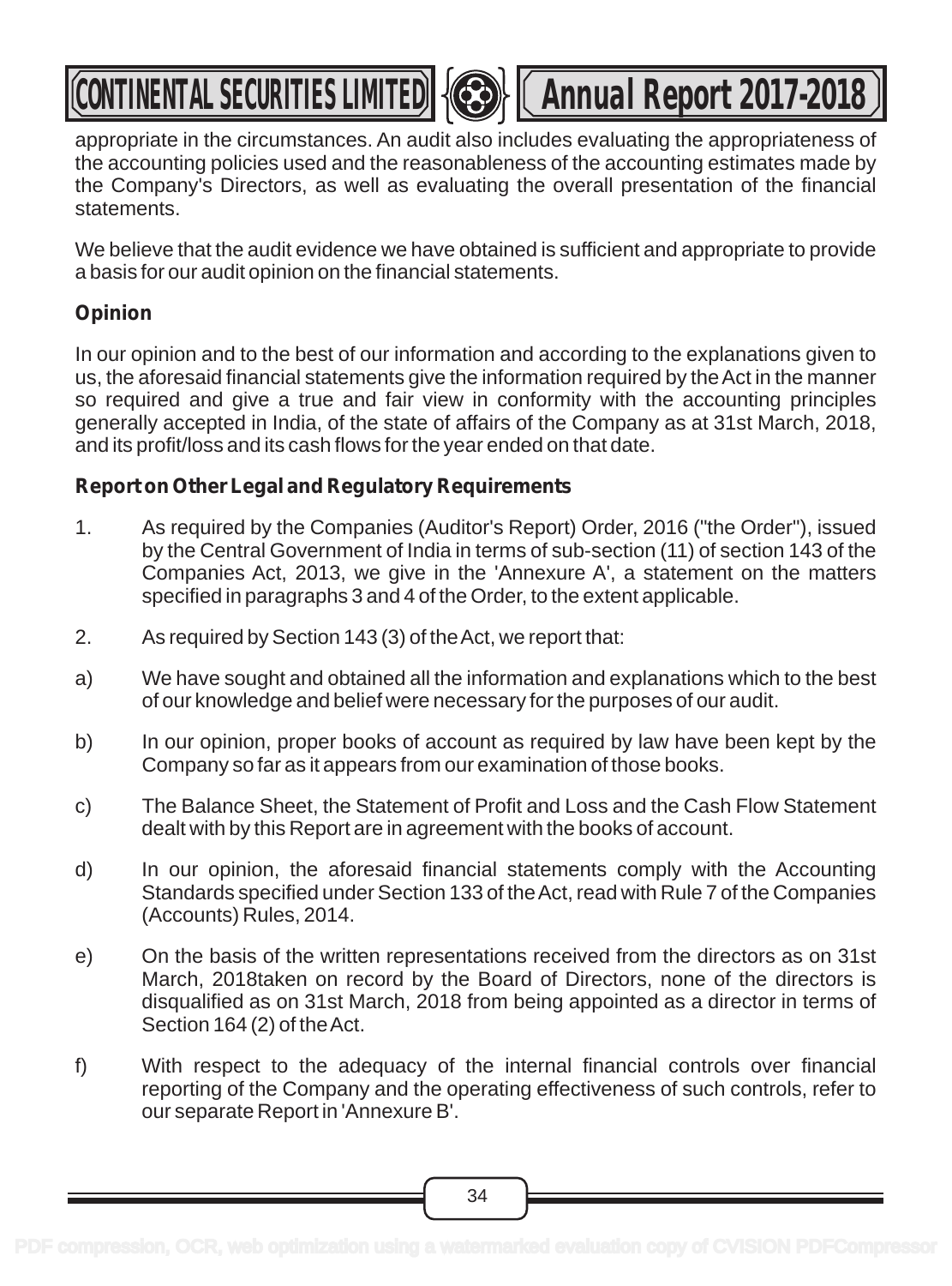appropriate in the circumstances. An audit also includes evaluating the appropriateness of the accounting policies used and the reasonableness of the accounting estimates made by the Company's Directors, as well as evaluating the overall presentation of the financial statements.

We believe that the audit evidence we have obtained is sufficient and appropriate to provide a basis for our audit opinion on the financial statements.

**Opinion**

In our opinion and to the best of our information and according to the explanations given to us, the aforesaid financial statements give the information required by the Act in the manner so required and give a true and fair view in conformity with the accounting principles generally accepted in India, of the state of affairs of the Company as at 31st March, 2018, and its profit/loss and its cash flows for the year ended on that date.

**Report on Other Legal and Regulatory Requirements**

1. As required by the Companies (Auditor's Report) Order, 2016 ("the Order"), issued by the Central Government of India in terms of sub-section (11) of section 143 of the Companies Act, 2013, we give in the 'Annexure A', a statement on the matters specified in paragraphs 3 and 4 of the Order, to the extent applicable.

2. As required by Section 143 (3) of the Act, we report that:

a) We have sought and obtained all the information and explanations which to the best of our knowledge and belief were necessary for the purposes of our audit.

b) In our opinion, proper books of account as required by law have been kept by the Company so far as it appears from our examination of those books.

c) The Balance Sheet, the Statement of Profit and Loss and the Cash Flow Statement dealt with by this Report are in agreement with the books of account.

d) In our opinion, the aforesaid financial statements comply with the Accounting Standards specified under Section 133 of the Act, read with Rule 7 of the Companies (Accounts) Rules, 2014.

e) On the basis of the written representations received from the directors as on 31st March, 2018taken on record by the Board of Directors, none of the directors is disqualified as on 31st March, 2018 from being appointed as a director in terms of Section 164 (2) of the Act.

f) With respect to the adequacy of the internal financial controls over financial reporting of the Company and the operating effectiveness of such controls, refer to our separate Report in 'Annexure B'.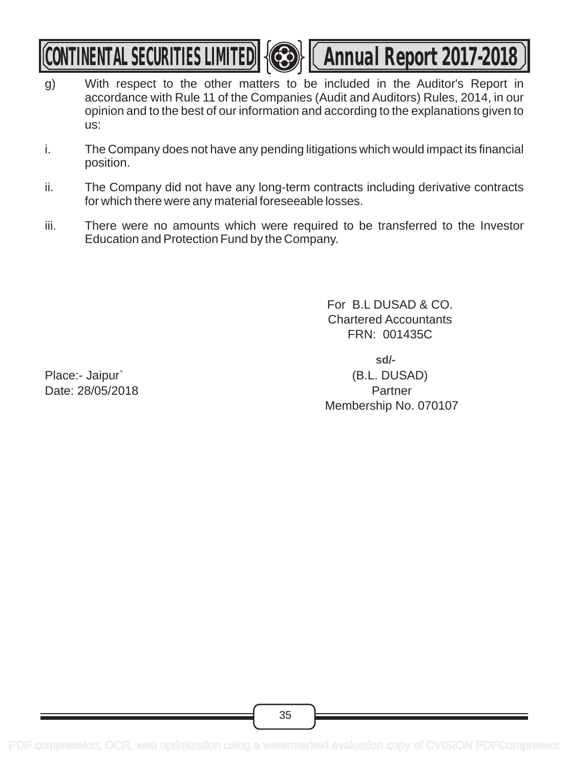g) With respect to the other matters to be included in the Auditor's Report in accordance with Rule 11 of the Companies (Audit and Auditors) Rules, 2014, in our opinion and to the best of our information and according to the explanations given to us:

i. The Company does not have any pending litigations which would impact its financial position.

ii. The Company did not have any long-term contracts including derivative contracts for which there were any material foreseeable losses.

iii. There were no amounts which were required to be transferred to the Investor Education and Protection Fund by the Company.

For B.L DUSAD & CO.
Chartered Accountants
FRN: 001435C

**sd/-**
(B.L. DUSAD)
Partner
Membership No. 070107

Place:- Jaipur`
Date: 28/05/2018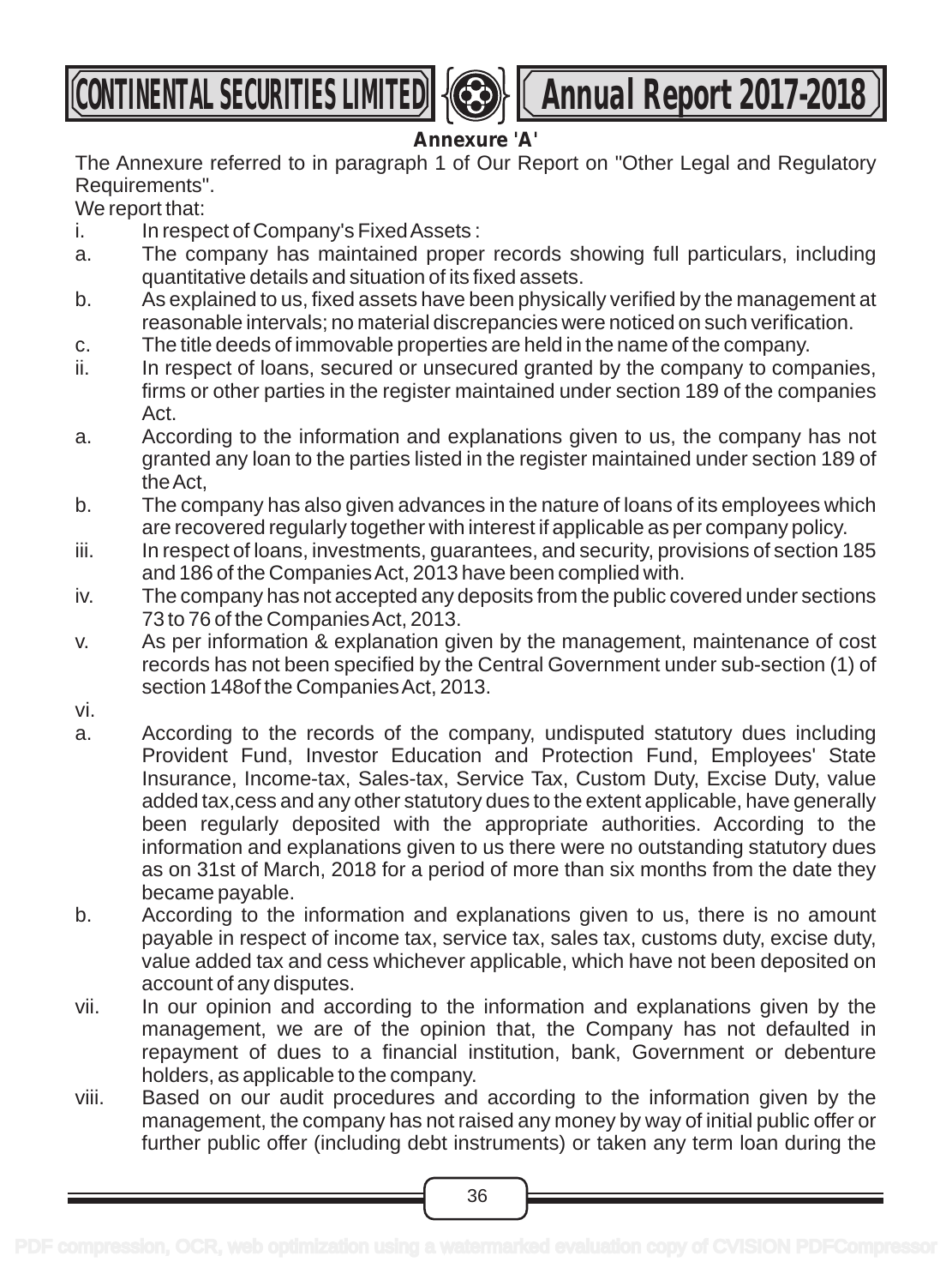## Annexure 'A'

The Annexure referred to in paragraph 1 of Our Report on "Other Legal and Regulatory Requirements".

We report that:

i. In respect of Company's Fixed Assets :

a. The company has maintained proper records showing full particulars, including quantitative details and situation of its fixed assets.

b. As explained to us, fixed assets have been physically verified by the management at reasonable intervals; no material discrepancies were noticed on such verification.

c. The title deeds of immovable properties are held in the name of the company.

ii. In respect of loans, secured or unsecured granted by the company to companies, firms or other parties in the register maintained under section 189 of the companies Act.

a. According to the information and explanations given to us, the company has not granted any loan to the parties listed in the register maintained under section 189 of the Act,

b. The company has also given advances in the nature of loans of its employees which are recovered regularly together with interest if applicable as per company policy.

iii. In respect of loans, investments, guarantees, and security, provisions of section 185 and 186 of the Companies Act, 2013 have been complied with.

iv. The company has not accepted any deposits from the public covered under sections 73 to 76 of the Companies Act, 2013.

v. As per information & explanation given by the management, maintenance of cost records has not been specified by the Central Government under sub-section (1) of section 148of the Companies Act, 2013.

vi.

a. According to the records of the company, undisputed statutory dues including Provident Fund, Investor Education and Protection Fund, Employees' State Insurance, Income-tax, Sales-tax, Service Tax, Custom Duty, Excise Duty, value added tax,cess and any other statutory dues to the extent applicable, have generally been regularly deposited with the appropriate authorities. According to the information and explanations given to us there were no outstanding statutory dues as on 31st of March, 2018 for a period of more than six months from the date they became payable.

b. According to the information and explanations given to us, there is no amount payable in respect of income tax, service tax, sales tax, customs duty, excise duty, value added tax and cess whichever applicable, which have not been deposited on account of any disputes.

vii. In our opinion and according to the information and explanations given by the management, we are of the opinion that, the Company has not defaulted in repayment of dues to a financial institution, bank, Government or debenture holders, as applicable to the company.

viii. Based on our audit procedures and according to the information given by the management, the company has not raised any money by way of initial public offer or further public offer (including debt instruments) or taken any term loan during the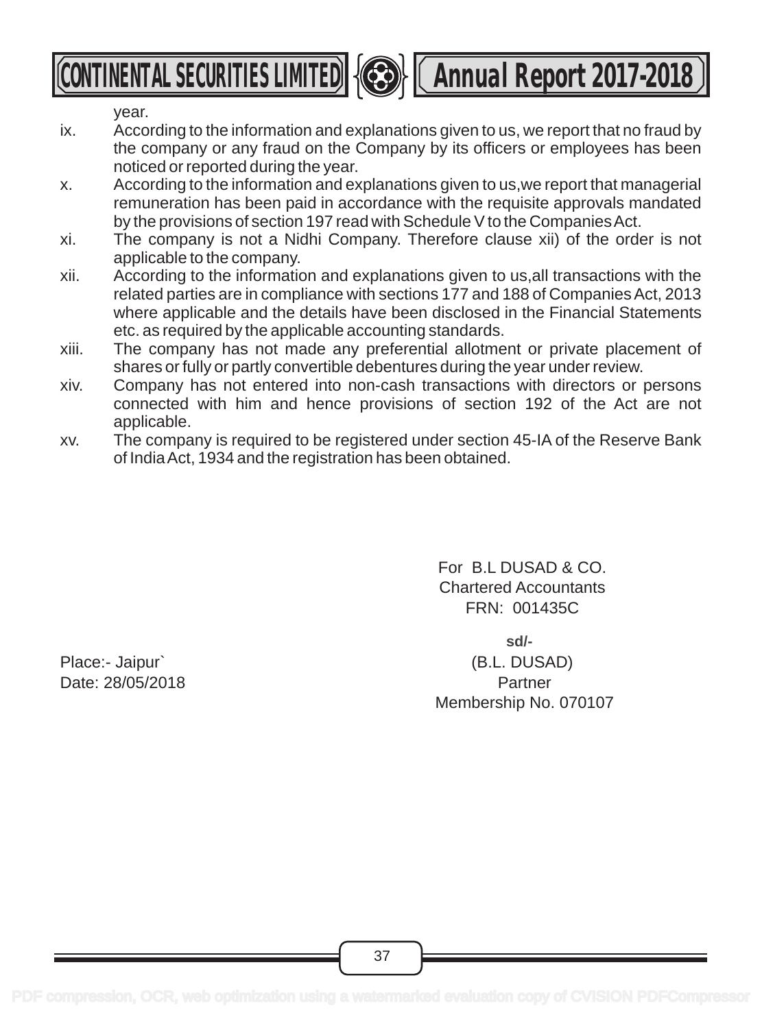year.

ix. According to the information and explanations given to us, we report that no fraud by the company or any fraud on the Company by its officers or employees has been noticed or reported during the year.

x. According to the information and explanations given to us,we report that managerial remuneration has been paid in accordance with the requisite approvals mandated by the provisions of section 197 read with Schedule V to the Companies Act.

xi. The company is not a Nidhi Company. Therefore clause xii) of the order is not applicable to the company.

xii. According to the information and explanations given to us,all transactions with the related parties are in compliance with sections 177 and 188 of Companies Act, 2013 where applicable and the details have been disclosed in the Financial Statements etc. as required by the applicable accounting standards.

xiii. The company has not made any preferential allotment or private placement of shares or fully or partly convertible debentures during the year under review.

xiv. Company has not entered into non-cash transactions with directors or persons connected with him and hence provisions of section 192 of the Act are not applicable.

xv. The company is required to be registered under section 45-IA of the Reserve Bank of India Act, 1934 and the registration has been obtained.

For B.L DUSAD & CO.
Chartered Accountants
FRN: 001435C

sd/-
(B.L. DUSAD)
Partner
Membership No. 070107

Place:- Jaipur`
Date: 28/05/2018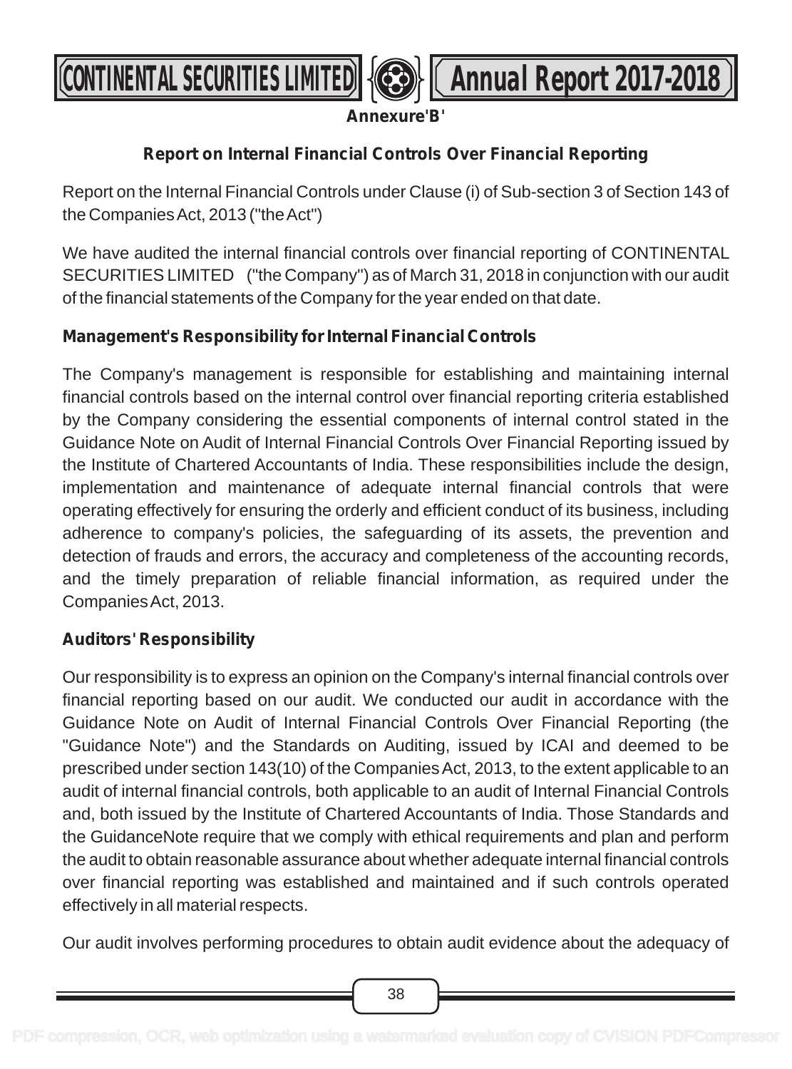**Annexure'B'**

## Report on Internal Financial Controls Over Financial Reporting

Report on the Internal Financial Controls under Clause (i) of Sub-section 3 of Section 143 of the Companies Act, 2013 ("the Act")

We have audited the internal financial controls over financial reporting of CONTINENTAL SECURITIES LIMITED ("the Company") as of March 31, 2018 in conjunction with our audit of the financial statements of the Company for the year ended on that date.

### Management's Responsibility for Internal Financial Controls

The Company's management is responsible for establishing and maintaining internal financial controls based on the internal control over financial reporting criteria established by the Company considering the essential components of internal control stated in the Guidance Note on Audit of Internal Financial Controls Over Financial Reporting issued by the Institute of Chartered Accountants of India. These responsibilities include the design, implementation and maintenance of adequate internal financial controls that were operating effectively for ensuring the orderly and efficient conduct of its business, including adherence to company's policies, the safeguarding of its assets, the prevention and detection of frauds and errors, the accuracy and completeness of the accounting records, and the timely preparation of reliable financial information, as required under the Companies Act, 2013.

### Auditors' Responsibility

Our responsibility is to express an opinion on the Company's internal financial controls over financial reporting based on our audit. We conducted our audit in accordance with the Guidance Note on Audit of Internal Financial Controls Over Financial Reporting (the "Guidance Note") and the Standards on Auditing, issued by ICAI and deemed to be prescribed under section 143(10) of the Companies Act, 2013, to the extent applicable to an audit of internal financial controls, both applicable to an audit of Internal Financial Controls and, both issued by the Institute of Chartered Accountants of India. Those Standards and the GuidanceNote require that we comply with ethical requirements and plan and perform the audit to obtain reasonable assurance about whether adequate internal financial controls over financial reporting was established and maintained and if such controls operated effectively in all material respects.

Our audit involves performing procedures to obtain audit evidence about the adequacy of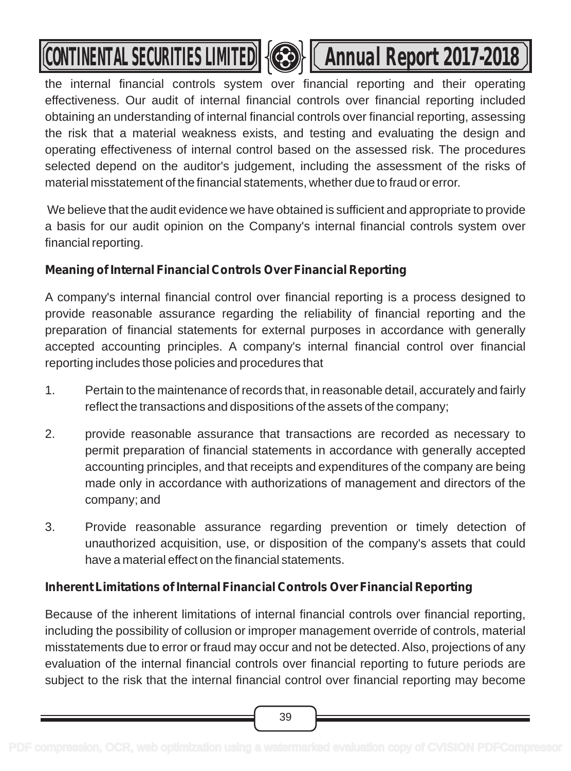the internal financial controls system over financial reporting and their operating effectiveness. Our audit of internal financial controls over financial reporting included obtaining an understanding of internal financial controls over financial reporting, assessing the risk that a material weakness exists, and testing and evaluating the design and operating effectiveness of internal control based on the assessed risk. The procedures selected depend on the auditor's judgement, including the assessment of the risks of material misstatement of the financial statements, whether due to fraud or error.

We believe that the audit evidence we have obtained is sufficient and appropriate to provide a basis for our audit opinion on the Company's internal financial controls system over financial reporting.

**Meaning of Internal Financial Controls Over Financial Reporting**

A company's internal financial control over financial reporting is a process designed to provide reasonable assurance regarding the reliability of financial reporting and the preparation of financial statements for external purposes in accordance with generally accepted accounting principles. A company's internal financial control over financial reporting includes those policies and procedures that

1. Pertain to the maintenance of records that, in reasonable detail, accurately and fairly reflect the transactions and dispositions of the assets of the company;
2. provide reasonable assurance that transactions are recorded as necessary to permit preparation of financial statements in accordance with generally accepted accounting principles, and that receipts and expenditures of the company are being made only in accordance with authorizations of management and directors of the company; and
3. Provide reasonable assurance regarding prevention or timely detection of unauthorized acquisition, use, or disposition of the company's assets that could have a material effect on the financial statements.

**Inherent Limitations of Internal Financial Controls Over Financial Reporting**

Because of the inherent limitations of internal financial controls over financial reporting, including the possibility of collusion or improper management override of controls, material misstatements due to error or fraud may occur and not be detected. Also, projections of any evaluation of the internal financial controls over financial reporting to future periods are subject to the risk that the internal financial control over financial reporting may become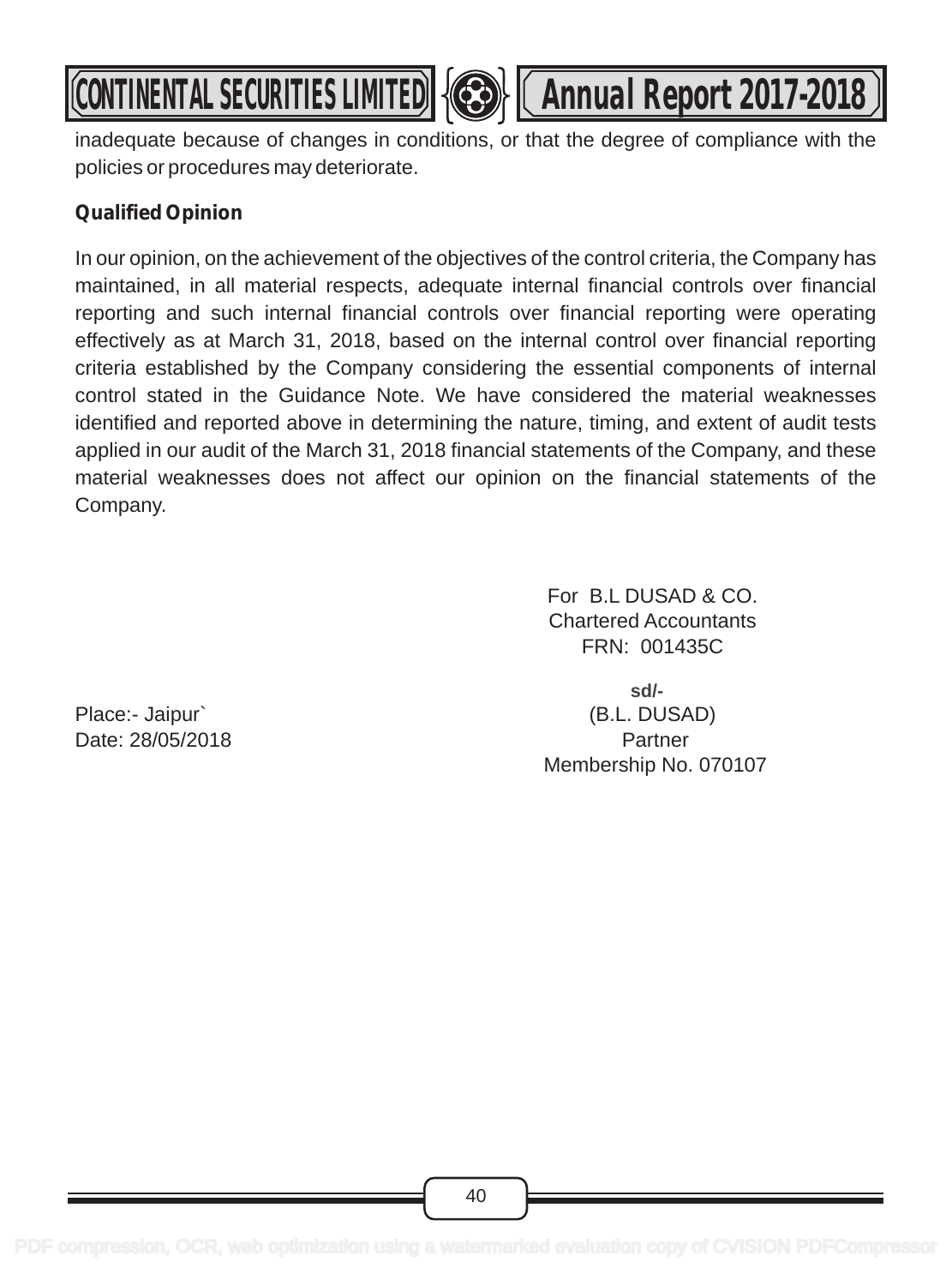inadequate because of changes in conditions, or that the degree of compliance with the policies or procedures may deteriorate.

**Qualified Opinion**

In our opinion, on the achievement of the objectives of the control criteria, the Company has maintained, in all material respects, adequate internal financial controls over financial reporting and such internal financial controls over financial reporting were operating effectively as at March 31, 2018, based on the internal control over financial reporting criteria established by the Company considering the essential components of internal control stated in the Guidance Note. We have considered the material weaknesses identified and reported above in determining the nature, timing, and extent of audit tests applied in our audit of the March 31, 2018 financial statements of the Company, and these material weaknesses does not affect our opinion on the financial statements of the Company.

For B.L DUSAD & CO.
Chartered Accountants
FRN: 001435C

sd/-
(B.L. DUSAD)
Partner
Membership No. 070107

Place:- Jaipur`
Date: 28/05/2018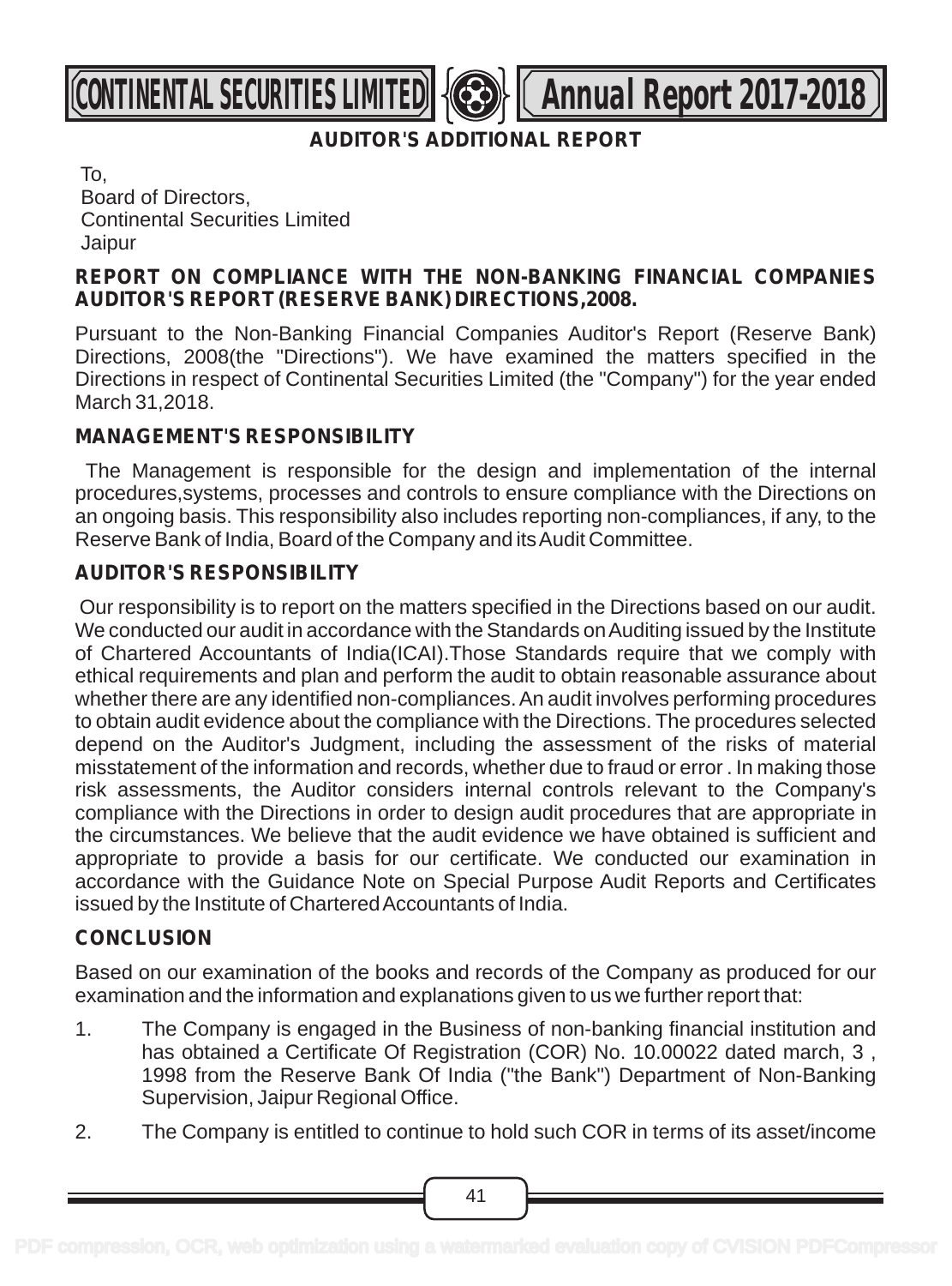## AUDITOR'S ADDITIONAL REPORT

To,
Board of Directors,
Continental Securities Limited
Jaipur

### REPORT ON COMPLIANCE WITH THE NON-BANKING FINANCIAL COMPANIES AUDITOR'S REPORT (RESERVE BANK) DIRECTIONS,2008.

Pursuant to the Non-Banking Financial Companies Auditor's Report (Reserve Bank) Directions, 2008(the "Directions"). We have examined the matters specified in the Directions in respect of Continental Securities Limited (the "Company") for the year ended March 31,2018.

### MANAGEMENT'S RESPONSIBILITY

The Management is responsible for the design and implementation of the internal procedures,systems, processes and controls to ensure compliance with the Directions on an ongoing basis. This responsibility also includes reporting non-compliances, if any, to the Reserve Bank of India, Board of the Company and its Audit Committee.

### AUDITOR'S RESPONSIBILITY

Our responsibility is to report on the matters specified in the Directions based on our audit. We conducted our audit in accordance with the Standards on Auditing issued by the Institute of Chartered Accountants of India(ICAI).Those Standards require that we comply with ethical requirements and plan and perform the audit to obtain reasonable assurance about whether there are any identified non-compliances. An audit involves performing procedures to obtain audit evidence about the compliance with the Directions. The procedures selected depend on the Auditor's Judgment, including the assessment of the risks of material misstatement of the information and records, whether due to fraud or error . In making those risk assessments, the Auditor considers internal controls relevant to the Company's compliance with the Directions in order to design audit procedures that are appropriate in the circumstances. We believe that the audit evidence we have obtained is sufficient and appropriate to provide a basis for our certificate. We conducted our examination in accordance with the Guidance Note on Special Purpose Audit Reports and Certificates issued by the Institute of Chartered Accountants of India.

### CONCLUSION

Based on our examination of the books and records of the Company as produced for our examination and the information and explanations given to us we further report that:

1. The Company is engaged in the Business of non-banking financial institution and has obtained a Certificate Of Registration (COR) No. 10.00022 dated march, 3 , 1998 from the Reserve Bank Of India ("the Bank") Department of Non-Banking Supervision, Jaipur Regional Office.

2. The Company is entitled to continue to hold such COR in terms of its asset/income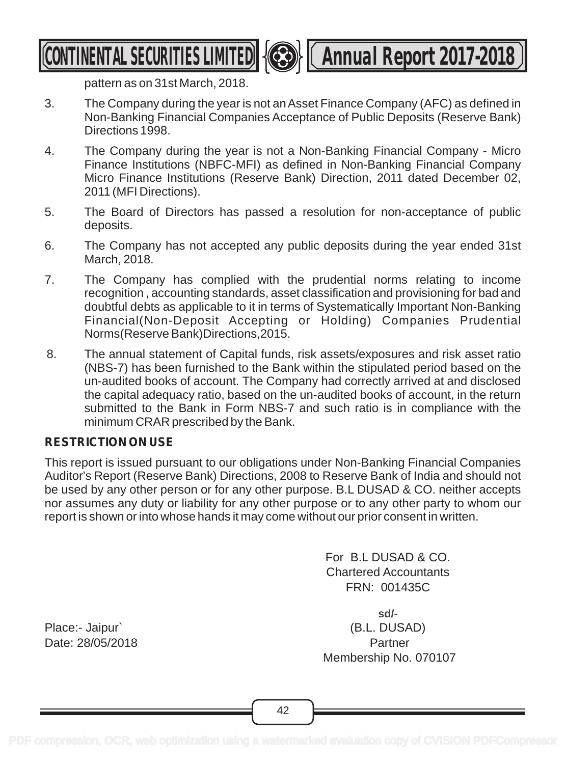pattern as on 31st March, 2018.

3. The Company during the year is not an Asset Finance Company (AFC) as defined in Non-Banking Financial Companies Acceptance of Public Deposits (Reserve Bank) Directions 1998.

4. The Company during the year is not a Non-Banking Financial Company - Micro Finance Institutions (NBFC-MFI) as defined in Non-Banking Financial Company Micro Finance Institutions (Reserve Bank) Direction, 2011 dated December 02, 2011 (MFI Directions).

5. The Board of Directors has passed a resolution for non-acceptance of public deposits.

6. The Company has not accepted any public deposits during the year ended 31st March, 2018.

7. The Company has complied with the prudential norms relating to income recognition , accounting standards, asset classification and provisioning for bad and doubtful debts as applicable to it in terms of Systematically Important Non-Banking Financial(Non-Deposit Accepting or Holding) Companies Prudential Norms(Reserve Bank)Directions,2015.

8. The annual statement of Capital funds, risk assets/exposures and risk asset ratio (NBS-7) has been furnished to the Bank within the stipulated period based on the un-audited books of account. The Company had correctly arrived at and disclosed the capital adequacy ratio, based on the un-audited books of account, in the return submitted to the Bank in Form NBS-7 and such ratio is in compliance with the minimum CRAR prescribed by the Bank.

**RESTRICTION ON USE**

This report is issued pursuant to our obligations under Non-Banking Financial Companies Auditor's Report (Reserve Bank) Directions, 2008 to Reserve Bank of India and should not be used by any other person or for any other purpose. B.L DUSAD & CO. neither accepts nor assumes any duty or liability for any other purpose or to any other party to whom our report is shown or into whose hands it may come without our prior consent in written.

For B.L DUSAD & CO.
Chartered Accountants
FRN: 001435C

sd/-
(B.L. DUSAD)
Partner
Membership No. 070107

Place:- Jaipur`
Date: 28/05/2018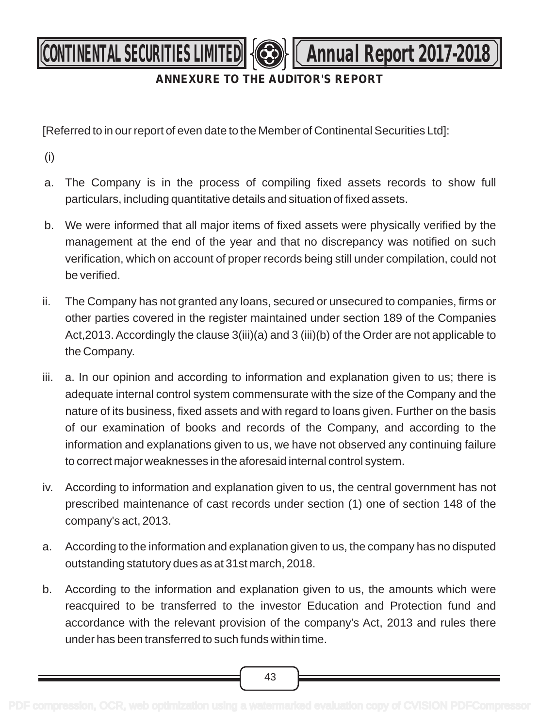## ANNEXURE TO THE AUDITOR'S REPORT

[Referred to in our report of even date to the Member of Continental Securities Ltd]:

(i)

a. The Company is in the process of compiling fixed assets records to show full particulars, including quantitative details and situation of fixed assets.

b. We were informed that all major items of fixed assets were physically verified by the management at the end of the year and that no discrepancy was notified on such verification, which on account of proper records being still under compilation, could not be verified.

ii. The Company has not granted any loans, secured or unsecured to companies, firms or other parties covered in the register maintained under section 189 of the Companies Act,2013. Accordingly the clause 3(iii)(a) and 3 (iii)(b) of the Order are not applicable to the Company.

iii. a. In our opinion and according to information and explanation given to us; there is adequate internal control system commensurate with the size of the Company and the nature of its business, fixed assets and with regard to loans given. Further on the basis of our examination of books and records of the Company, and according to the information and explanations given to us, we have not observed any continuing failure to correct major weaknesses in the aforesaid internal control system.

iv. According to information and explanation given to us, the central government has not prescribed maintenance of cast records under section (1) one of section 148 of the company's act, 2013.

a. According to the information and explanation given to us, the company has no disputed outstanding statutory dues as at 31st march, 2018.

b. According to the information and explanation given to us, the amounts which were reacquired to be transferred to the investor Education and Protection fund and accordance with the relevant provision of the company's Act, 2013 and rules there under has been transferred to such funds within time.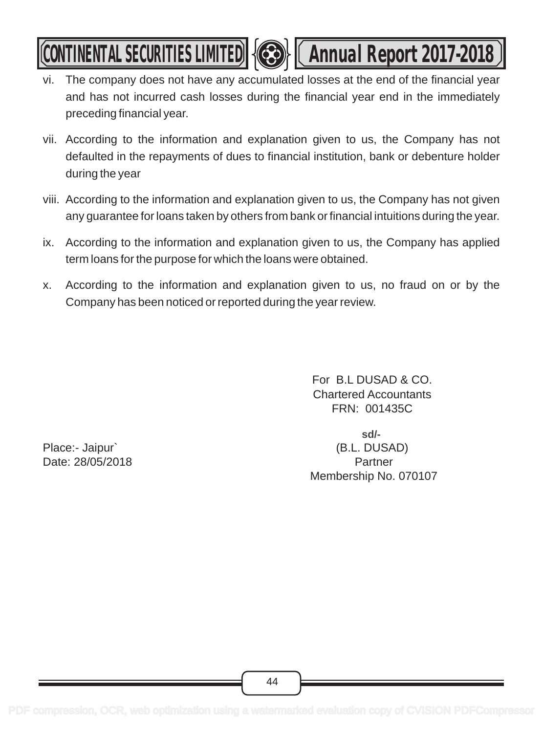vi. The company does not have any accumulated losses at the end of the financial year and has not incurred cash losses during the financial year end in the immediately preceding financial year.

vii. According to the information and explanation given to us, the Company has not defaulted in the repayments of dues to financial institution, bank or debenture holder during the year

viii. According to the information and explanation given to us, the Company has not given any guarantee for loans taken by others from bank or financial intuitions during the year.

ix. According to the information and explanation given to us, the Company has applied term loans for the purpose for which the loans were obtained.

x. According to the information and explanation given to us, no fraud on or by the Company has been noticed or reported during the year review.

For B.L DUSAD & CO.
Chartered Accountants
FRN: 001435C

sd/-
(B.L. DUSAD)
Partner
Membership No. 070107

Place:- Jaipur`
Date: 28/05/2018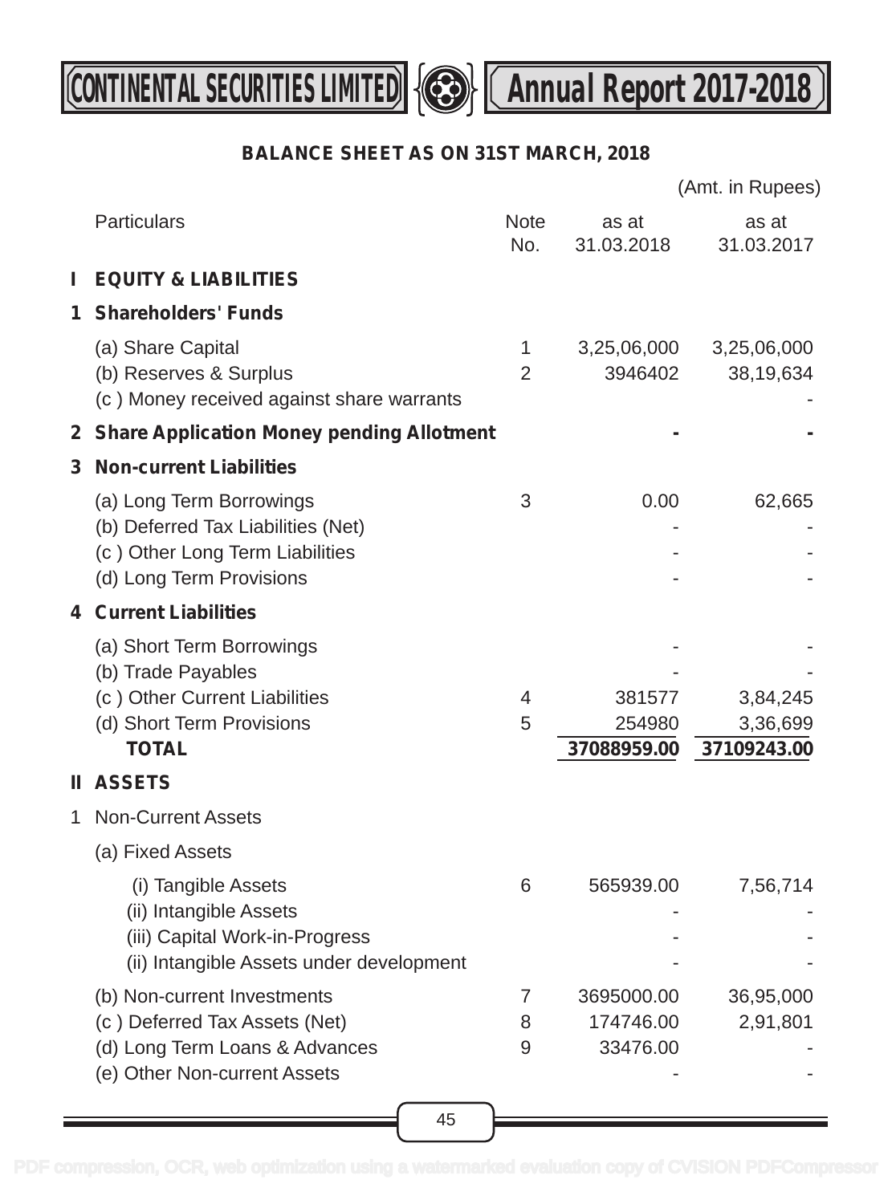## BALANCE SHEET AS ON 31ST MARCH, 2018

(Amt. in Rupees)

| | Particulars | Note No. | as at 31.03.2018 | as at 31.03.2017 |
|---|---|---|---|---|
| **I** | **EQUITY & LIABILITIES** | | | |
| **1** | **Shareholders' Funds** | | | |
| | (a) Share Capital | 1 | 3,25,06,000 | 3,25,06,000 |
| | (b) Reserves & Surplus | 2 | 3946402 | 38,19,634 |
| | (c ) Money received against share warrants | | | - |
| **2** | **Share Application Money pending Allotment** | | - | - |
| **3** | **Non-current Liabilities** | | | |
| | (a) Long Term Borrowings | 3 | 0.00 | 62,665 |
| | (b) Deferred Tax Liabilities (Net) | | - | - |
| | (c ) Other Long Term Liabilities | | - | - |
| | (d) Long Term Provisions | | - | - |
| **4** | **Current Liabilities** | | | |
| | (a) Short Term Borrowings | | - | - |
| | (b) Trade Payables | | - | - |
| | (c ) Other Current Liabilities | 4 | 381577 | 3,84,245 |
| | (d) Short Term Provisions | 5 | 254980 | 3,36,699 |
| | **TOTAL** | | **37088959.00** | **37109243.00** |
| **II** | **ASSETS** | | | |
| 1 | Non-Current Assets | | | |
| | (a) Fixed Assets | | | |
| | (i) Tangible Assets | 6 | 565939.00 | 7,56,714 |
| | (ii) Intangible Assets | | - | - |
| | (iii) Capital Work-in-Progress | | - | - |
| | (ii) Intangible Assets under development | | - | - |
| | (b) Non-current Investments | 7 | 3695000.00 | 36,95,000 |
| | (c ) Deferred Tax Assets (Net) | 8 | 174746.00 | 2,91,801 |
| | (d) Long Term Loans & Advances | 9 | 33476.00 | - |
| | (e) Other Non-current Assets | | - | - |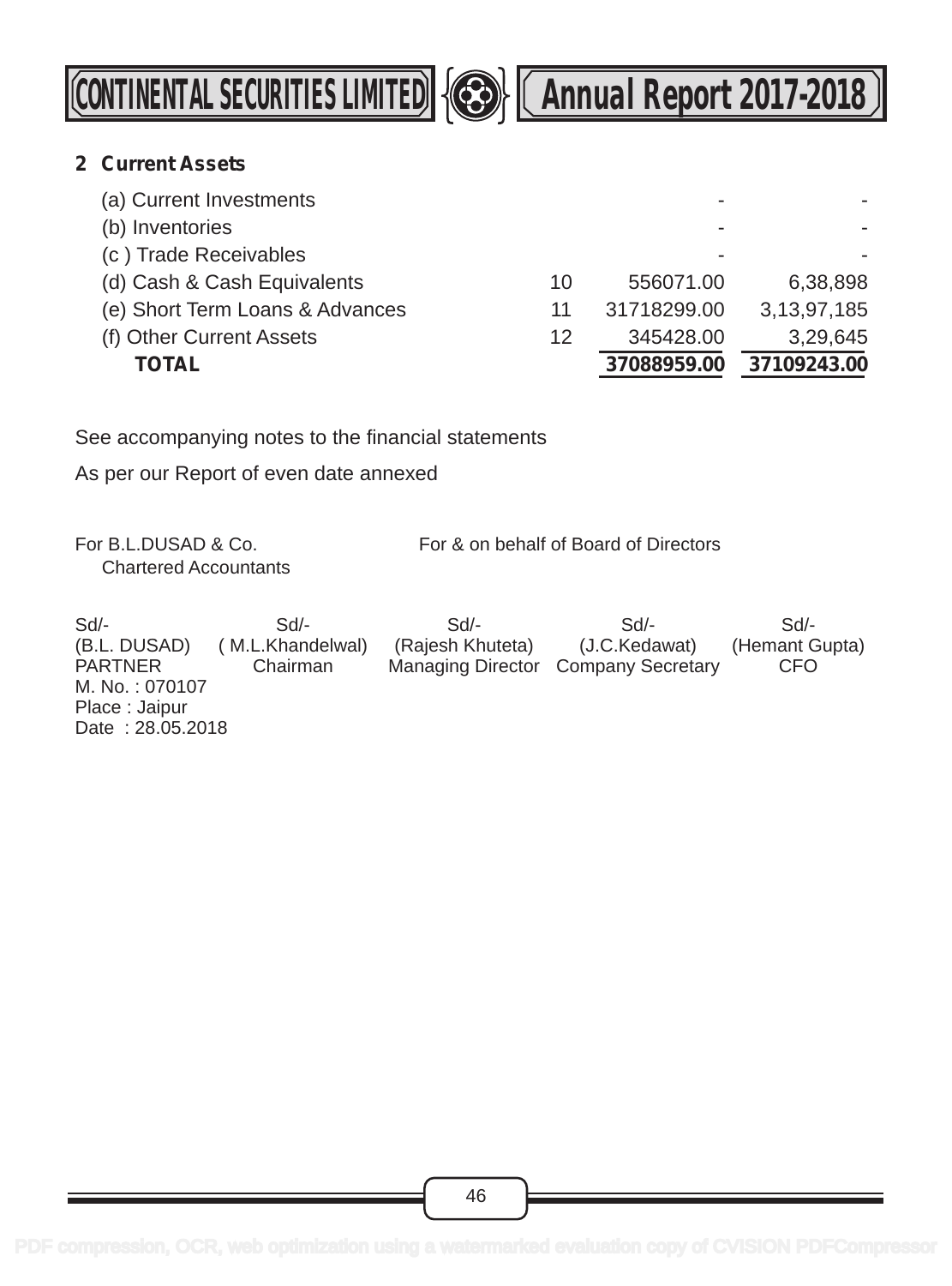## 2 Current Assets

| | | | |
|---|---|---|---|
| (a) Current Investments | | - | - |
| (b) Inventories | | - | - |
| (c ) Trade Receivables | | - | - |
| (d) Cash & Cash Equivalents | 10 | 556071.00 | 6,38,898 |
| (e) Short Term Loans & Advances | 11 | 31718299.00 | 3,13,97,185 |
| (f) Other Current Assets | 12 | 345428.00 | 3,29,645 |
| **TOTAL** | | **37088959.00** | **37109243.00** |

See accompanying notes to the financial statements

As per our Report of even date annexed

For B.L.DUSAD & Co.
Chartered Accountants

For & on behalf of Board of Directors

| Sd/- | Sd/- | Sd/- | Sd/- | Sd/- |
|---|---|---|---|---|
| (B.L. DUSAD) | ( M.L.Khandelwal) | (Rajesh Khuteta) | (J.C.Kedawat) | (Hemant Gupta) |
| PARTNER | Chairman | Managing Director | Company Secretary | CFO |

M. No. : 070107
Place : Jaipur
Date : 28.05.2018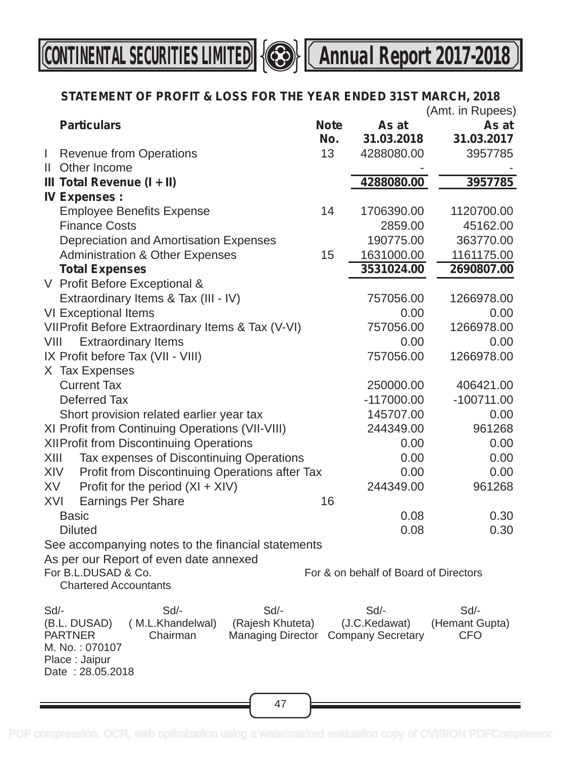## STATEMENT OF PROFIT & LOSS FOR THE YEAR ENDED 31ST MARCH, 2018

(Amt. in Rupees)

| | Particulars | Note No. | As at 31.03.2018 | As at 31.03.2017 |
|---|---|---|---|---|
| I | Revenue from Operations | 13 | 4288080.00 | 3957785 |
| II | Other Income | | - | - |
| III | **Total Revenue (I + II)** | | **4288080.00** | **3957785** |
| IV | **Expenses :** | | | |
| | Employee Benefits Expense | 14 | 1706390.00 | 1120700.00 |
| | Finance Costs | | 2859.00 | 45162.00 |
| | Depreciation and Amortisation Expenses | | 190775.00 | 363770.00 |
| | Administration & Other Expenses | 15 | 1631000.00 | 1161175.00 |
| | **Total Expenses** | | **3531024.00** | **2690807.00** |
| V | Profit Before Exceptional & Extraordinary Items & Tax (III - IV) | | 757056.00 | 1266978.00 |
| VI | Exceptional Items | | 0.00 | 0.00 |
| VII | Profit Before Extraordinary Items & Tax (V-VI) | | 757056.00 | 1266978.00 |
| VIII | Extraordinary Items | | 0.00 | 0.00 |
| IX | Profit before Tax (VII - VIII) | | 757056.00 | 1266978.00 |
| X | Tax Expenses | | | |
| | Current Tax | | 250000.00 | 406421.00 |
| | Deferred Tax | | -117000.00 | -100711.00 |
| | Short provision related earlier year tax | | 145707.00 | 0.00 |
| XI | Profit from Continuing Operations (VII-VIII) | | 244349.00 | 961268 |
| XII | Profit from Discontinuing Operations | | 0.00 | 0.00 |
| XIII | Tax expenses of Discontinuing Operations | | 0.00 | 0.00 |
| XIV | Profit from Discontinuing Operations after Tax | | 0.00 | 0.00 |
| XV | Profit for the period (XI + XIV) | | 244349.00 | 961268 |
| XVI | Earnings Per Share | 16 | | |
| | Basic | | 0.08 | 0.30 |
| | Diluted | | 0.08 | 0.30 |

See accompanying notes to the financial statements

As per our Report of even date annexed

For B.L.DUSAD & Co.
Chartered Accountants

For & on behalf of Board of Directors

| Sd/- | Sd/- | Sd/- | Sd/- | Sd/- |
|---|---|---|---|---|
| (B.L. DUSAD) | ( M.L.Khandelwal) | (Rajesh Khuteta) | (J.C.Kedawat) | (Hemant Gupta) |
| PARTNER | Chairman | Managing Director | Company Secretary | CFO |

M. No. : 070107
Place : Jaipur
Date : 28.05.2018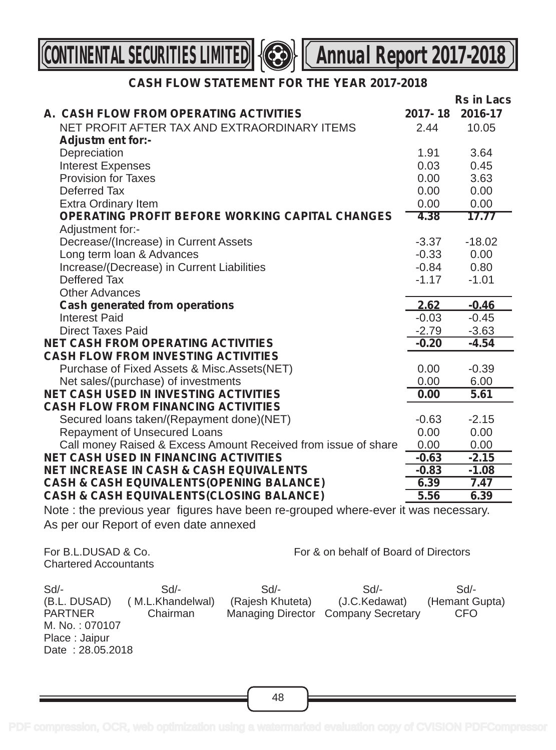## CASH FLOW STATEMENT FOR THE YEAR 2017-2018

| | 2017- 18 | Rs in Lacs 2016-17 |
|---|---|---|
| **A. CASH FLOW FROM OPERATING ACTIVITIES** | | |
| NET PROFIT AFTER TAX AND EXTRAORDINARY ITEMS | 2.44 | 10.05 |
| **Adjustm ent for:-** | | |
| Depreciation | 1.91 | 3.64 |
| Interest Expenses | 0.03 | 0.45 |
| Provision for Taxes | 0.00 | 3.63 |
| Deferred Tax | 0.00 | 0.00 |
| Extra Ordinary Item | 0.00 | 0.00 |
| **OPERATING PROFIT BEFORE WORKING CAPITAL CHANGES** | **4.38** | **17.77** |
| Adjustment for:- | | |
| Decrease/(Increase) in Current Assets | -3.37 | -18.02 |
| Long term loan & Advances | -0.33 | 0.00 |
| Increase/(Decrease) in Current Liabilities | -0.84 | 0.80 |
| Deffered Tax | -1.17 | -1.01 |
| Other Advances | | |
| **Cash generated from operations** | **2.62** | **-0.46** |
| Interest Paid | -0.03 | -0.45 |
| Direct Taxes Paid | -2.79 | -3.63 |
| **NET CASH FROM OPERATING ACTIVITIES** | **-0.20** | **-4.54** |
| **CASH FLOW FROM INVESTING ACTIVITIES** | | |
| Purchase of Fixed Assets & Misc.Assets(NET) | 0.00 | -0.39 |
| Net sales/(purchase) of investments | 0.00 | 6.00 |
| **NET CASH USED IN INVESTING ACTIVITIES** | **0.00** | **5.61** |
| **CASH FLOW FROM FINANCING ACTIVITIES** | | |
| Secured loans taken/(Repayment done)(NET) | -0.63 | -2.15 |
| Repayment of Unsecured Loans | 0.00 | 0.00 |
| Call money Raised & Excess Amount Received from issue of share | 0.00 | 0.00 |
| **NET CASH USED IN FINANCING ACTIVITIES** | **-0.63** | **-2.15** |
| **NET INCREASE IN CASH & CASH EQUIVALENTS** | **-0.83** | **-1.08** |
| **CASH & CASH EQUIVALENTS(OPENING BALANCE)** | **6.39** | **7.47** |
| **CASH & CASH EQUIVALENTS(CLOSING BALANCE)** | **5.56** | **6.39** |

Note : the previous year figures have been re-grouped where-ever it was necessary.

As per our Report of even date annexed

For B.L.DUSAD & Co.
Chartered Accountants

For & on behalf of Board of Directors

| Sd/- | Sd/- | Sd/- | Sd/- | Sd/- |
|---|---|---|---|---|
| (B.L. DUSAD) | ( M.L.Khandelwal) | (Rajesh Khuteta) | (J.C.Kedawat) | (Hemant Gupta) |
| PARTNER | Chairman | Managing Director | Company Secretary | CFO |

M. No. : 070107
Place : Jaipur
Date : 28.05.2018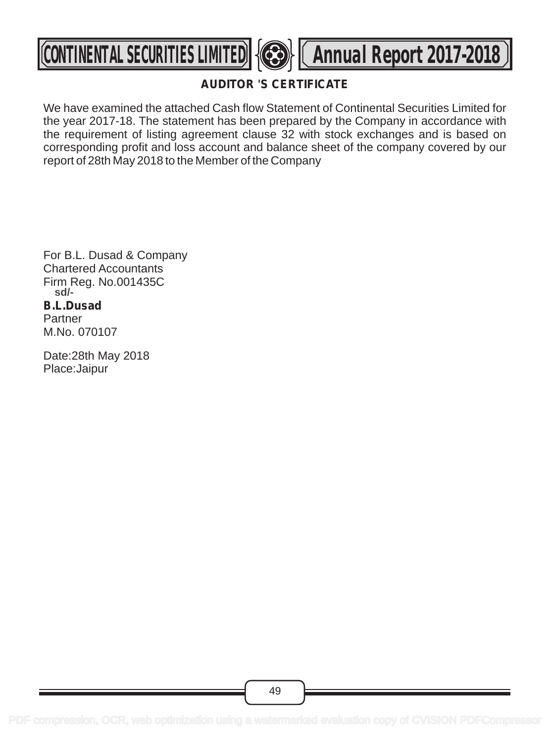## AUDITOR 'S CERTIFICATE

We have examined the attached Cash flow Statement of Continental Securities Limited for the year 2017-18. The statement has been prepared by the Company in accordance with the requirement of listing agreement clause 32 with stock exchanges and is based on corresponding profit and loss account and balance sheet of the company covered by our report of 28th May 2018 to the Member of the Company

For B.L. Dusad & Company
Chartered Accountants
Firm Reg. No.001435C
sd/-
**B.L.Dusad**
Partner
M.No. 070107

Date:28th May 2018
Place:Jaipur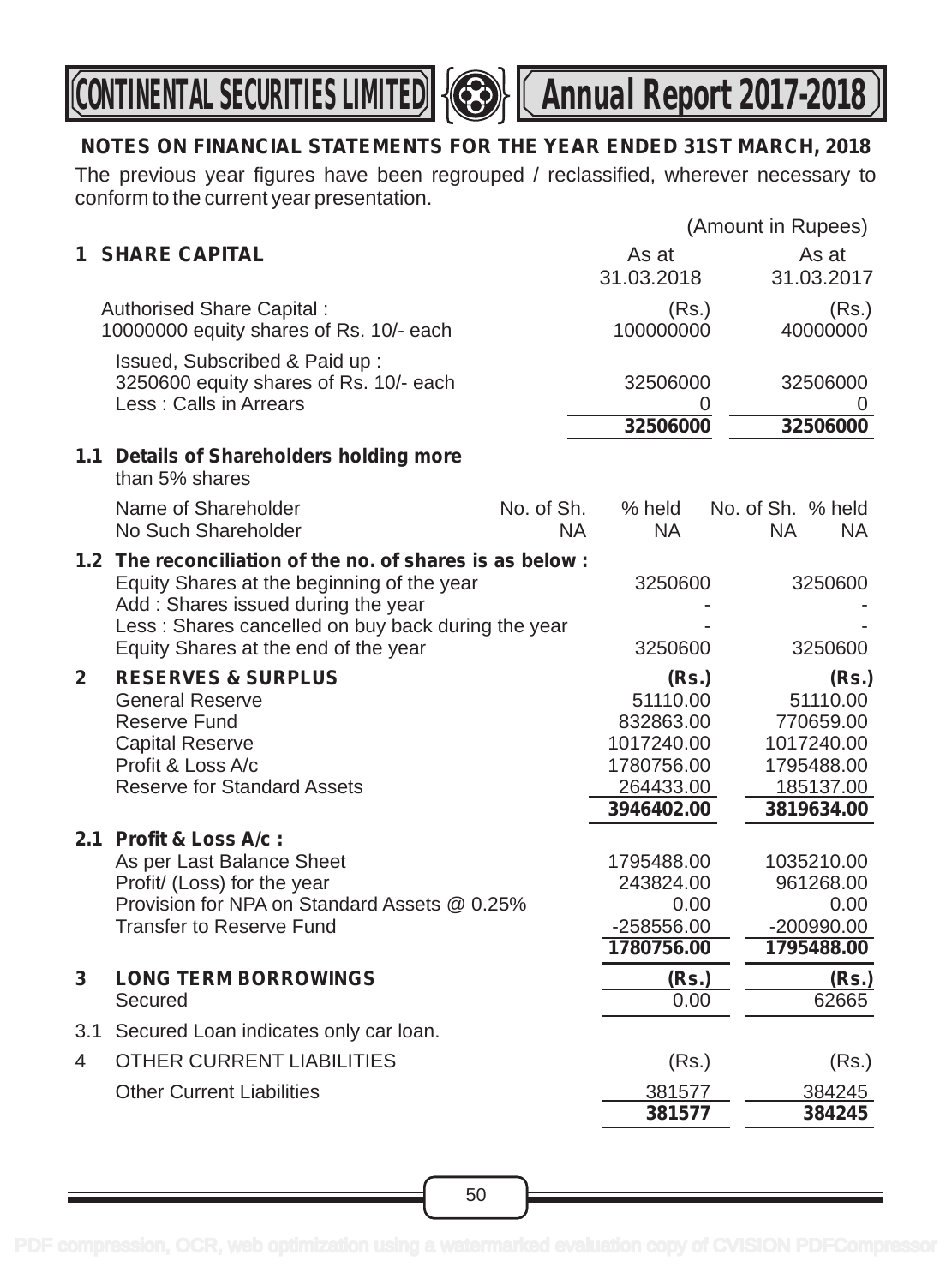## NOTES ON FINANCIAL STATEMENTS FOR THE YEAR ENDED 31ST MARCH, 2018

The previous year figures have been regrouped / reclassified, wherever necessary to conform to the current year presentation.

(Amount in Rupees)

| | | | As at 31.03.2018 | As at 31.03.2017 |
|---|---|---|---|---|
| **1** | **SHARE CAPITAL** | | | |
| | Authorised Share Capital : | | (Rs.) | (Rs.) |
| | 10000000 equity shares of Rs. 10/- each | | 100000000 | 40000000 |
| | Issued, Subscribed & Paid up : | | | |
| | 3250600 equity shares of Rs. 10/- each | | 32506000 | 32506000 |
| | Less : Calls in Arrears | | 0 | 0 |
| | | | **32506000** | **32506000** |

**1.1 Details of Shareholders holding more** than 5% shares

| Name of Shareholder | No. of Sh. | % held | No. of Sh. | % held |
|---|---|---|---|---|
| No Such Shareholder | NA | NA | NA | NA |

| | | 31.03.2018 | 31.03.2017 |
|---|---|---|---|
| **1.2** | **The reconciliation of the no. of shares is as below :** | | |
| | Equity Shares at the beginning of the year | 3250600 | 3250600 |
| | Add : Shares issued during the year | - | - |
| | Less : Shares cancelled on buy back during the year | - | - |
| | Equity Shares at the end of the year | 3250600 | 3250600 |
| **2** | **RESERVES & SURPLUS** | **(Rs.)** | **(Rs.)** |
| | General Reserve | 51110.00 | 51110.00 |
| | Reserve Fund | 832863.00 | 770659.00 |
| | Capital Reserve | 1017240.00 | 1017240.00 |
| | Profit & Loss A/c | 1780756.00 | 1795488.00 |
| | Reserve for Standard Assets | 264433.00 | 185137.00 |
| | | **3946402.00** | **3819634.00** |
| **2.1** | **Profit & Loss A/c :** | | |
| | As per Last Balance Sheet | 1795488.00 | 1035210.00 |
| | Profit/ (Loss) for the year | 243824.00 | 961268.00 |
| | Provision for NPA on Standard Assets @ 0.25% | 0.00 | 0.00 |
| | Transfer to Reserve Fund | -258556.00 | -200990.00 |
| | | **1780756.00** | **1795488.00** |
| **3** | **LONG TERM BORROWINGS** | **(Rs.)** | **(Rs.)** |
| | Secured | 0.00 | 62665 |
| 3.1 | Secured Loan indicates only car loan. | | |
| 4 | OTHER CURRENT LIABILITIES | (Rs.) | (Rs.) |
| | Other Current Liabilities | 381577 | 384245 |
| | | **381577** | **384245** |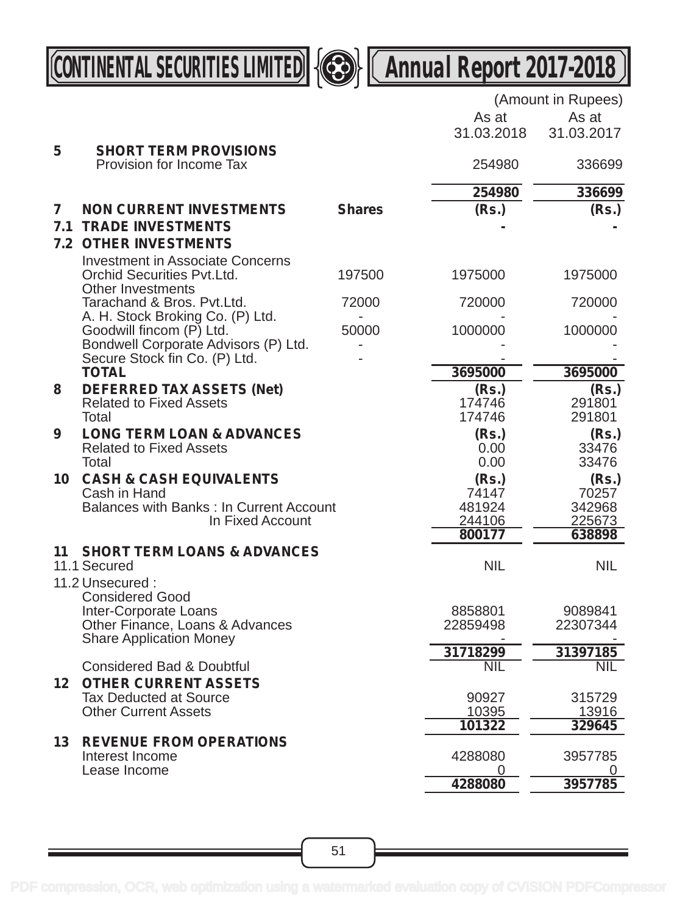| | | | (Amount in Rupees) | |
|---|---|---|---|---|
| | | | As at 31.03.2018 | As at 31.03.2017 |
| **5** | **SHORT TERM PROVISIONS** | | | |
| | Provision for Income Tax | | 254980 | 336699 |
| | | | **254980** | **336699** |
| **7** | **NON CURRENT INVESTMENTS** | **Shares** | **(Rs.)** | **(Rs.)** |
| **7.1** | **TRADE INVESTMENTS** | | **-** | **-** |
| **7.2** | **OTHER INVESTMENTS** | | | |
| | Investment in Associate Concerns | | | |
| | Orchid Securities Pvt.Ltd. | 197500 | 1975000 | 1975000 |
| | Other Investments | | | |
| | Tarachand & Bros. Pvt.Ltd. | 72000 | 720000 | 720000 |
| | A. H. Stock Broking Co. (P) Ltd. | - | - | - |
| | Goodwill fincom (P) Ltd. | 50000 | 1000000 | 1000000 |
| | Bondwell Corporate Advisors (P) Ltd. | - | - | - |
| | Secure Stock fin Co. (P) Ltd. | - | - | - |
| | **TOTAL** | | **3695000** | **3695000** |
| **8** | **DEFERRED TAX ASSETS (Net)** | | **(Rs.)** | **(Rs.)** |
| | Related to Fixed Assets | | 174746 | 291801 |
| | Total | | 174746 | 291801 |
| **9** | **LONG TERM LOAN & ADVANCES** | | **(Rs.)** | **(Rs.)** |
| | Related to Fixed Assets | | 0.00 | 33476 |
| | Total | | 0.00 | 33476 |
| **10** | **CASH & CASH EQUIVALENTS** | | **(Rs.)** | **(Rs.)** |
| | Cash in Hand | | 74147 | 70257 |
| | Balances with Banks : In Current Account | | 481924 | 342968 |
| | In Fixed Account | | 244106 | 225673 |
| | | | **800177** | **638898** |
| **11** | **SHORT TERM LOANS & ADVANCES** | | | |
| | 11.1 Secured | | NIL | NIL |
| | 11.2 Unsecured : | | | |
| | Considered Good | | | |
| | Inter-Corporate Loans | | 8858801 | 9089841 |
| | Other Finance, Loans & Advances | | 22859498 | 22307344 |
| | Share Application Money | | - | - |
| | | | **31718299** | **31397185** |
| | Considered Bad & Doubtful | | NIL | NIL |
| **12** | **OTHER CURRENT ASSETS** | | | |
| | Tax Deducted at Source | | 90927 | 315729 |
| | Other Current Assets | | 10395 | 13916 |
| | | | **101322** | **329645** |
| **13** | **REVENUE FROM OPERATIONS** | | | |
| | Interest Income | | 4288080 | 3957785 |
| | Lease Income | | 0 | 0 |
| | | | **4288080** | **3957785** |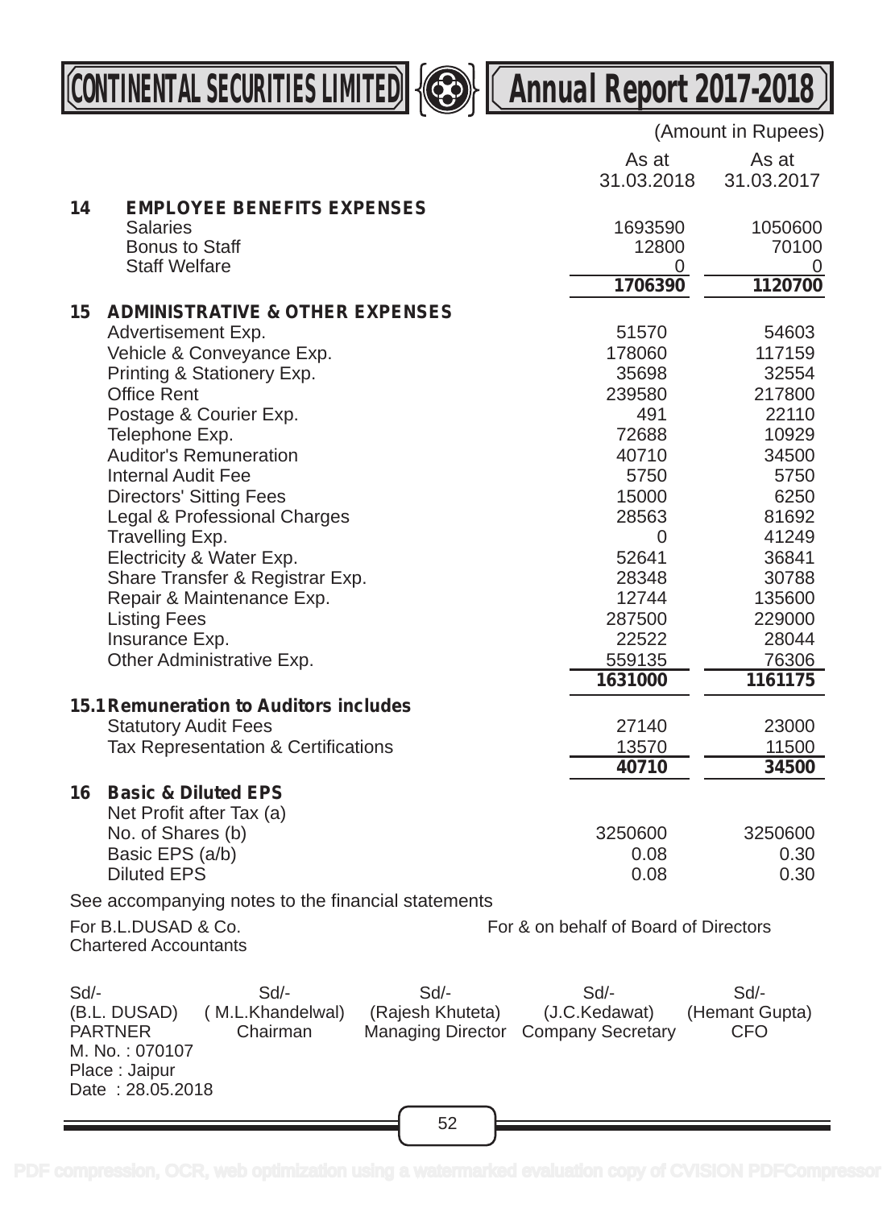(Amount in Rupees)

| | | As at 31.03.2018 | As at 31.03.2017 |
|---|---|---|---|
| **14** | **EMPLOYEE BENEFITS EXPENSES** | | |
| | Salaries | 1693590 | 1050600 |
| | Bonus to Staff | 12800 | 70100 |
| | Staff Welfare | 0 | 0 |
| | | **1706390** | **1120700** |
| **15** | **ADMINISTRATIVE & OTHER EXPENSES** | | |
| | Advertisement Exp. | 51570 | 54603 |
| | Vehicle & Conveyance Exp. | 178060 | 117159 |
| | Printing & Stationery Exp. | 35698 | 32554 |
| | Office Rent | 239580 | 217800 |
| | Postage & Courier Exp. | 491 | 22110 |
| | Telephone Exp. | 72688 | 10929 |
| | Auditor's Remuneration | 40710 | 34500 |
| | Internal Audit Fee | 5750 | 5750 |
| | Directors' Sitting Fees | 15000 | 6250 |
| | Legal & Professional Charges | 28563 | 81692 |
| | Travelling Exp. | 0 | 41249 |
| | Electricity & Water Exp. | 52641 | 36841 |
| | Share Transfer & Registrar Exp. | 28348 | 30788 |
| | Repair & Maintenance Exp. | 12744 | 135600 |
| | Listing Fees | 287500 | 229000 |
| | Insurance Exp. | 22522 | 28044 |
| | Other Administrative Exp. | 559135 | 76306 |
| | | **1631000** | **1161175** |
| **15.1** | **Remuneration to Auditors includes** | | |
| | Statutory Audit Fees | 27140 | 23000 |
| | Tax Representation & Certifications | 13570 | 11500 |
| | | **40710** | **34500** |
| **16** | **Basic & Diluted EPS** | | |
| | Net Profit after Tax (a) | | |
| | No. of Shares (b) | 3250600 | 3250600 |
| | Basic EPS (a/b) | 0.08 | 0.30 |
| | Diluted EPS | 0.08 | 0.30 |

See accompanying notes to the financial statements

For B.L.DUSAD & Co.
Chartered Accountants

For & on behalf of Board of Directors

| Sd/- | Sd/- | Sd/- | Sd/- | Sd/- |
|---|---|---|---|---|
| (B.L. DUSAD) | ( M.L.Khandelwal) | (Rajesh Khuteta) | (J.C.Kedawat) | (Hemant Gupta) |
| PARTNER | Chairman | Managing Director | Company Secretary | CFO |

M. No. : 070107
Place : Jaipur
Date : 28.05.2018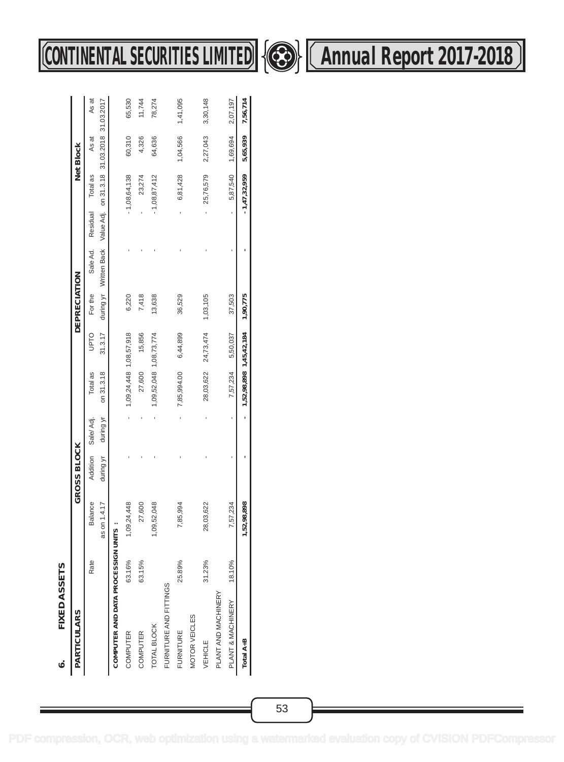## 6. FIXED ASSETS

| PARTICULARS | Rate | GROSS BLOCK | | | | DEPRECIATION | | | | | Net Block | |
|---|---|---|---|---|---|---|---|---|---|---|---|---|
| | | Balance as on 1.4.17 | Addition during yr | Sale/ Adj. during yr | Total as on 31.3.18 | UPTO 31.3.17 | For the during yr | Sale Ad. Written Back | Residual Value Adj. | Total as on 31.3.18 | As at 31.03.2018 | As at 31.03.2017 |
| **COMPUTER AND DATA PROCESSIGN UNITS :** | | | | | | | | | | | | |
| COMPUTER | 63.16% | 1,09,24,448 | - | - | 1,09,24,448 | 1,08,57,918 | 6,220 | - | - | 1,08,64,138 | 60,310 | 65,530 |
| COMPUTER | 63.15% | 27,600 | - | - | 27,600 | 15,856 | 7,418 | - | - | 23,274 | 4,326 | 11,744 |
| TOTAL BLOCK | | 1,09,52,048 | - | - | 1,09,52,048 | 1,08,73,774 | 13,638 | - | - | 1,08,87,412 | 64,636 | 78,274 |
| FURNITURE AND FITTINGS | | | | | | | | | | | | |
| FURNITURE | 25.89% | 7,85,994 | - | - | 7,85,994.00 | 6,44,899 | 36,529 | - | - | 6,81,428 | 1,04,566 | 1,41,095 |
| MOTOR VEICLES | | | | | | | | | | | | |
| VEHICLE | 31.23% | 28,03,622 | - | - | 28,03,622 | 24,73,474 | 1,03,105 | - | - | 25,76,579 | 2,27,043 | 3,30,148 |
| PLANT AND MACHINERY | | | | | | | | | | | | |
| PLANT & MACHINERY | 18.10% | 7,57,234 | - | - | 7,57,234 | 5,50,037 | 37,503 | - | - | 5,87,540 | 1,69,694 | 2,07,197 |
| **Total A+B** | | **1,52,98,898** | **-** | **-** | **1,52,98,898** | **1,45,42,184** | **1,90,775** | **-** | **-** | **1,47,32,959** | **5,65,939** | **7,56,714** |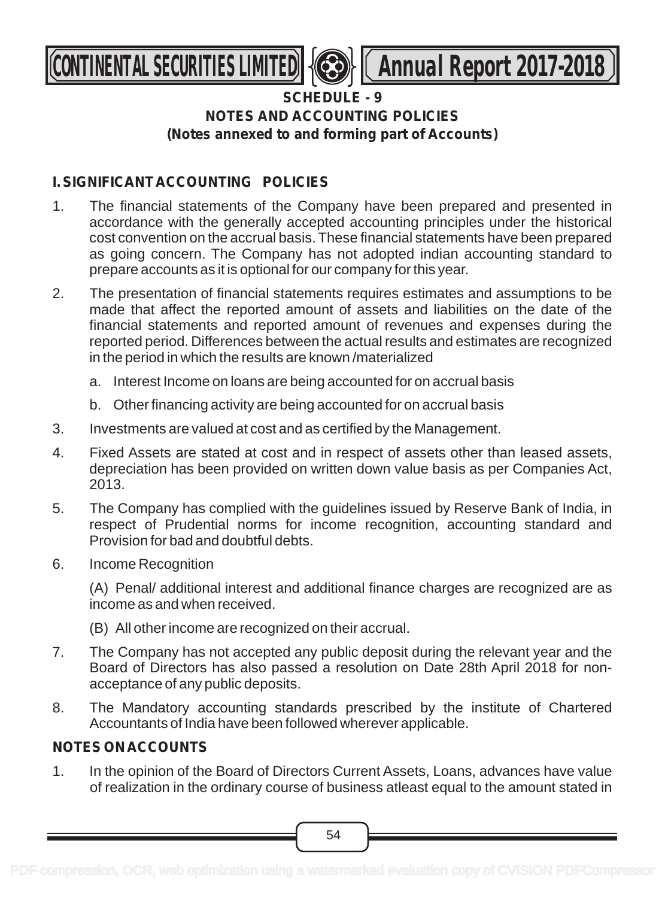# SCHEDULE - 9

## NOTES AND ACCOUNTING POLICIES

**(Notes annexed to and forming part of Accounts)**

### I. SIGNIFICANT ACCOUNTING POLICIES

1. The financial statements of the Company have been prepared and presented in accordance with the generally accepted accounting principles under the historical cost convention on the accrual basis. These financial statements have been prepared as going concern. The Company has not adopted indian accounting standard to prepare accounts as it is optional for our company for this year.

2. The presentation of financial statements requires estimates and assumptions to be made that affect the reported amount of assets and liabilities on the date of the financial statements and reported amount of revenues and expenses during the reported period. Differences between the actual results and estimates are recognized in the period in which the results are known /materialized

   a. Interest Income on loans are being accounted for on accrual basis

   b. Other financing activity are being accounted for on accrual basis

3. Investments are valued at cost and as certified by the Management.

4. Fixed Assets are stated at cost and in respect of assets other than leased assets, depreciation has been provided on written down value basis as per Companies Act, 2013.

5. The Company has complied with the guidelines issued by Reserve Bank of India, in respect of Prudential norms for income recognition, accounting standard and Provision for bad and doubtful debts.

6. Income Recognition

   (A) Penal/ additional interest and additional finance charges are recognized are as income as and when received.

   (B) All other income are recognized on their accrual.

7. The Company has not accepted any public deposit during the relevant year and the Board of Directors has also passed a resolution on Date 28th April 2018 for non-acceptance of any public deposits.

8. The Mandatory accounting standards prescribed by the institute of Chartered Accountants of India have been followed wherever applicable.

### NOTES ON ACCOUNTS

1. In the opinion of the Board of Directors Current Assets, Loans, advances have value of realization in the ordinary course of business atleast equal to the amount stated in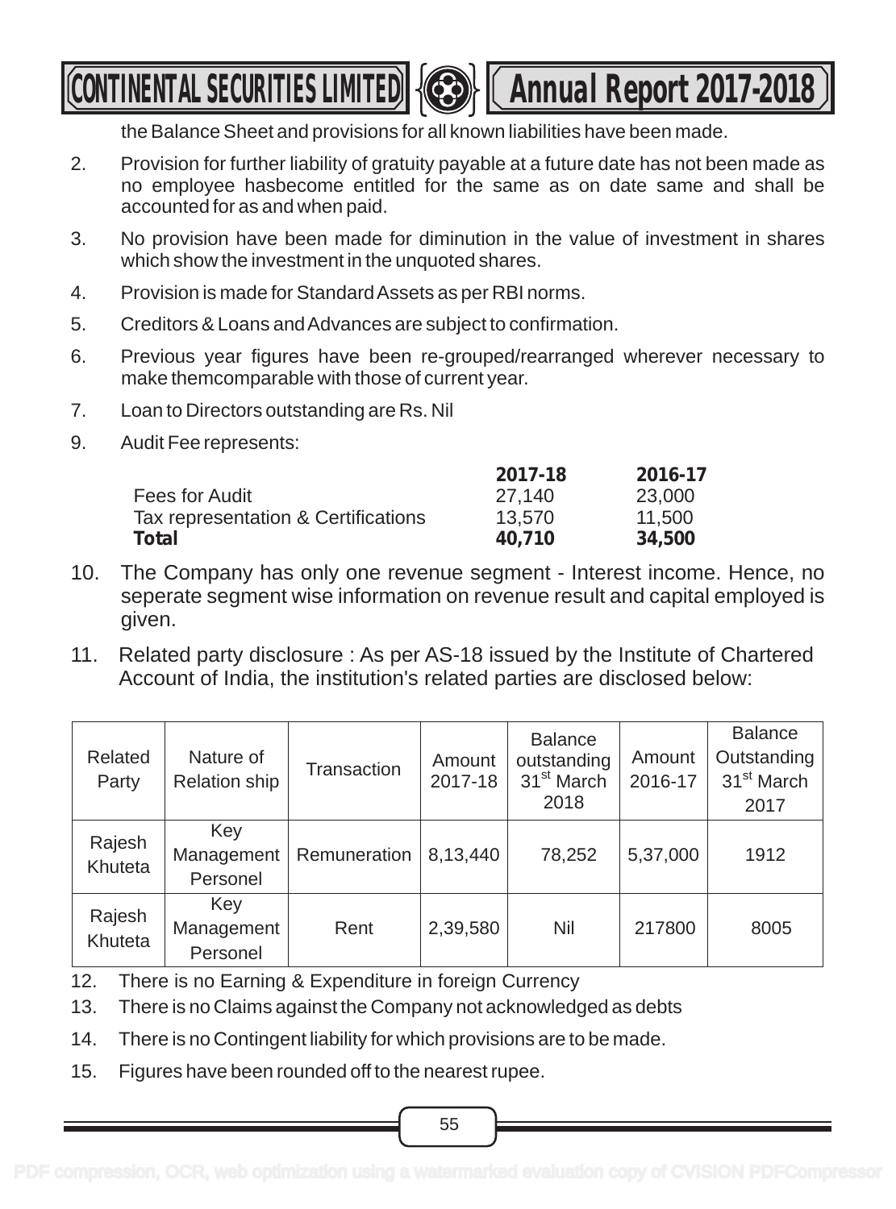the Balance Sheet and provisions for all known liabilities have been made.

2. Provision for further liability of gratuity payable at a future date has not been made as no employee hasbecome entitled for the same as on date same and shall be accounted for as and when paid.

3. No provision have been made for diminution in the value of investment in shares which show the investment in the unquoted shares.

4. Provision is made for Standard Assets as per RBI norms.

5. Creditors & Loans and Advances are subject to confirmation.

6. Previous year figures have been re-grouped/rearranged wherever necessary to make themcomparable with those of current year.

7. Loan to Directors outstanding are Rs. Nil

9. Audit Fee represents:

| | 2017-18 | 2016-17 |
|---|---|---|
| Fees for Audit | 27,140 | 23,000 |
| Tax representation & Certifications | 13,570 | 11,500 |
| **Total** | **40,710** | **34,500** |

10. The Company has only one revenue segment - Interest income. Hence, no seperate segment wise information on revenue result and capital employed is given.

11. Related party disclosure : As per AS-18 issued by the Institute of Chartered Account of India, the institution's related parties are disclosed below:

| Related Party | Nature of Relation ship | Transaction | Amount 2017-18 | Balance outstanding 31st March 2018 | Amount 2016-17 | Balance Outstanding 31st March 2017 |
|---|---|---|---|---|---|---|
| Rajesh Khuteta | Key Management Personel | Remuneration | 8,13,440 | 78,252 | 5,37,000 | 1912 |
| Rajesh Khuteta | Key Management Personel | Rent | 2,39,580 | Nil | 217800 | 8005 |

12. There is no Earning & Expenditure in foreign Currency

13. There is no Claims against the Company not acknowledged as debts

14. There is no Contingent liability for which provisions are to be made.

15. Figures have been rounded off to the nearest rupee.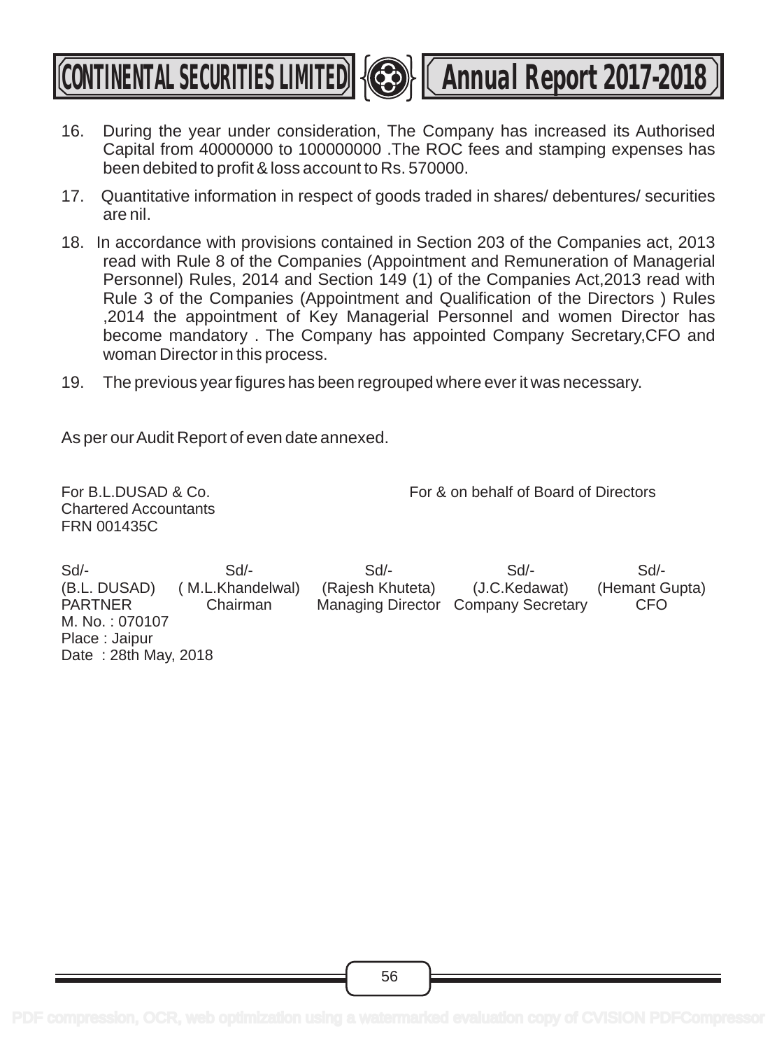16. During the year under consideration, The Company has increased its Authorised Capital from 40000000 to 100000000 .The ROC fees and stamping expenses has been debited to profit & loss account to Rs. 570000.

17. Quantitative information in respect of goods traded in shares/ debentures/ securities are nil.

18. In accordance with provisions contained in Section 203 of the Companies act, 2013 read with Rule 8 of the Companies (Appointment and Remuneration of Managerial Personnel) Rules, 2014 and Section 149 (1) of the Companies Act,2013 read with Rule 3 of the Companies (Appointment and Qualification of the Directors ) Rules ,2014 the appointment of Key Managerial Personnel and women Director has become mandatory . The Company has appointed Company Secretary,CFO and woman Director in this process.

19. The previous year figures has been regrouped where ever it was necessary.

As per our Audit Report of even date annexed.

For B.L.DUSAD & Co.
Chartered Accountants
FRN 001435C

For & on behalf of Board of Directors

| Sd/- | Sd/- | Sd/- | Sd/- | Sd/- |
|---|---|---|---|---|
| (B.L. DUSAD) | ( M.L.Khandelwal) | (Rajesh Khuteta) | (J.C.Kedawat) | (Hemant Gupta) |
| PARTNER | Chairman | Managing Director | Company Secretary | CFO |

M. No. : 070107
Place : Jaipur
Date : 28th May, 2018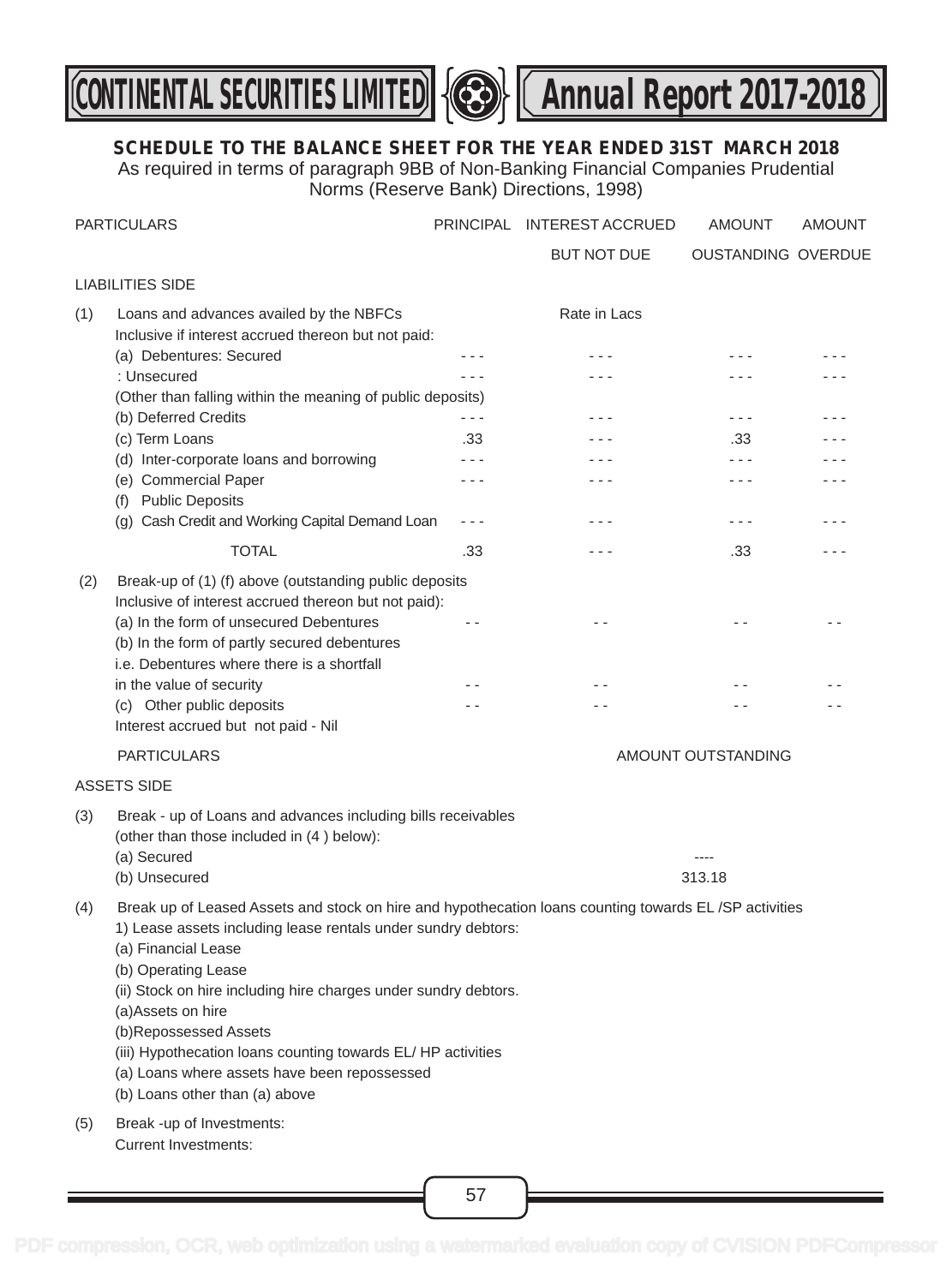## SCHEDULE TO THE BALANCE SHEET FOR THE YEAR ENDED 31ST MARCH 2018

As required in terms of paragraph 9BB of Non-Banking Financial Companies Prudential Norms (Reserve Bank) Directions, 1998)

| PARTICULARS | PRINCIPAL | INTEREST ACCRUED BUT NOT DUE | AMOUNT OUSTANDING | AMOUNT OVERDUE |
|---|---|---|---|---|
| **LIABILITIES SIDE** | | | | |
| (1) Loans and advances availed by the NBFCs Inclusive if interest accrued thereon but not paid: | | Rate in Lacs | | |
| (a) Debentures: Secured | - - - | - - - | - - - | - - - |
| : Unsecured | - - - | - - - | - - - | - - - |
| (Other than falling within the meaning of public deposits) | | | | |
| (b) Deferred Credits | - - - | - - - | - - - | - - - |
| (c) Term Loans | .33 | - - - | .33 | - - - |
| (d) Inter-corporate loans and borrowing | - - - | - - - | - - - | - - - |
| (e) Commercial Paper | - - - | - - - | - - - | - - - |
| (f) Public Deposits | | | | |
| (g) Cash Credit and Working Capital Demand Loan | - - - | - - - | - - - | - - - |
| TOTAL | .33 | - - - | .33 | - - - |
| (2) Break-up of (1) (f) above (outstanding public deposits Inclusive of interest accrued thereon but not paid): | | | | |
| (a) In the form of unsecured Debentures | - - | - - | - - | - - |
| (b) In the form of partly secured debentures i.e. Debentures where there is a shortfall in the value of security | - - | - - | - - | - - |
| (c) Other public deposits | - - | - - | - - | - - |
| Interest accrued but not paid - Nil | | | | |

| PARTICULARS | AMOUNT OUTSTANDING |
|---|---|
| **ASSETS SIDE** | |
| (3) Break - up of Loans and advances including bills receivables (other than those included in (4 ) below): | |
| (a) Secured | ---- |
| (b) Unsecured | 313.18 |

(4) Break up of Leased Assets and stock on hire and hypothecation loans counting towards EL /SP activities

1) Lease assets including lease rentals under sundry debtors:

(a) Financial Lease

(b) Operating Lease

(ii) Stock on hire including hire charges under sundry debtors.

(a)Assets on hire

(b)Repossessed Assets

(iii) Hypothecation loans counting towards EL/ HP activities

(a) Loans where assets have been repossessed

(b) Loans other than (a) above

(5) Break -up of Investments:

Current Investments: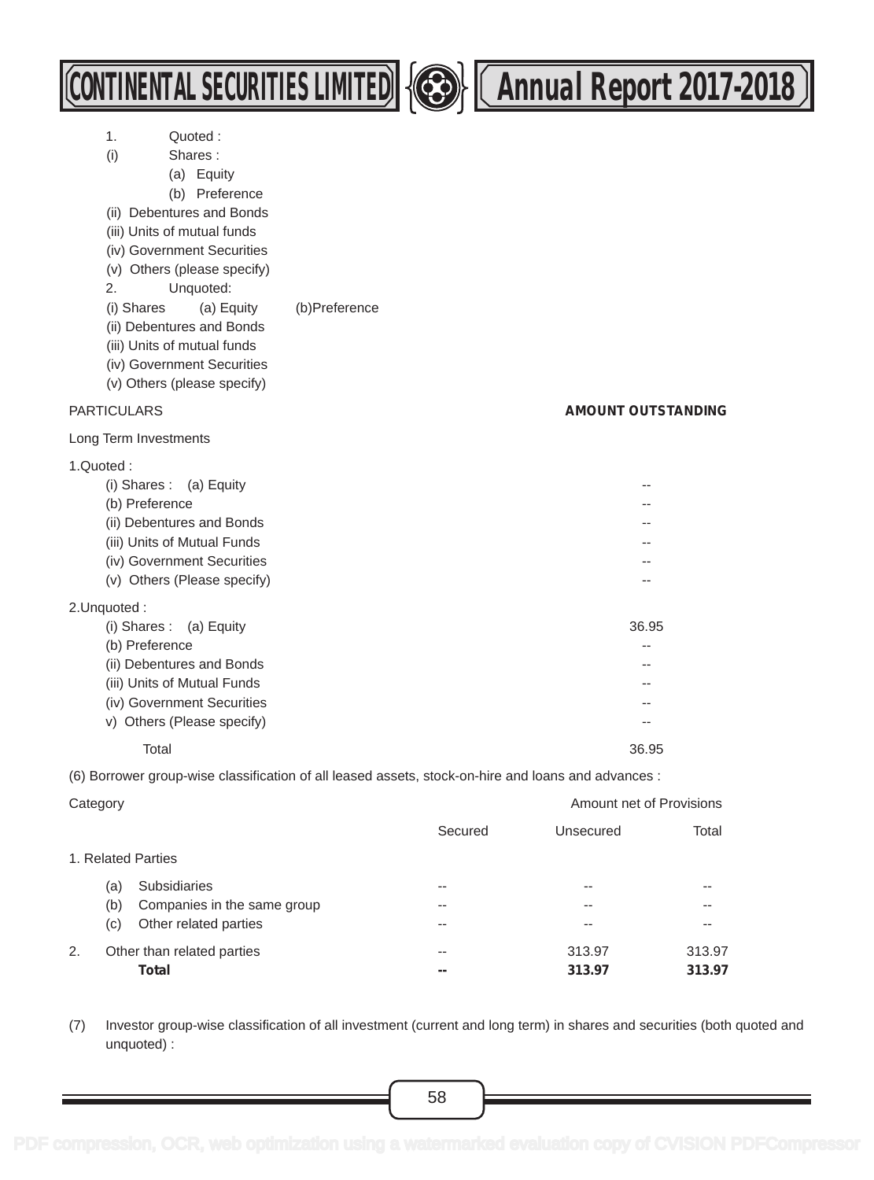1. Quoted :

(i) Shares :

(a) Equity

(b) Preference

(ii) Debentures and Bonds

(iii) Units of mutual funds

(iv) Government Securities

(v) Others (please specify)

2. Unquoted:

(i) Shares (a) Equity (b)Preference

(ii) Debentures and Bonds

(iii) Units of mutual funds

(iv) Government Securities

(v) Others (please specify)

| PARTICULARS | **AMOUNT OUTSTANDING** |
|---|---|
| Long Term Investments | |
| 1.Quoted : | |
| (i) Shares : (a) Equity | -- |
| (b) Preference | -- |
| (ii) Debentures and Bonds | -- |
| (iii) Units of Mutual Funds | -- |
| (iv) Government Securities | -- |
| (v) Others (Please specify) | -- |
| 2.Unquoted : | |
| (i) Shares : (a) Equity | 36.95 |
| (b) Preference | -- |
| (ii) Debentures and Bonds | -- |
| (iii) Units of Mutual Funds | -- |
| (iv) Government Securities | -- |
| v) Others (Please specify) | -- |
| Total | 36.95 |

(6) Borrower group-wise classification of all leased assets, stock-on-hire and loans and advances :

| Category | Amount net of Provisions | | |
|---|---|---|---|
| | Secured | Unsecured | Total |
| 1. Related Parties | | | |
| (a) Subsidiaries | -- | -- | -- |
| (b) Companies in the same group | -- | -- | -- |
| (c) Other related parties | -- | -- | -- |
| 2. Other than related parties | -- | 313.97 | 313.97 |
| **Total** | **--** | **313.97** | **313.97** |

(7) Investor group-wise classification of all investment (current and long term) in shares and securities (both quoted and unquoted) :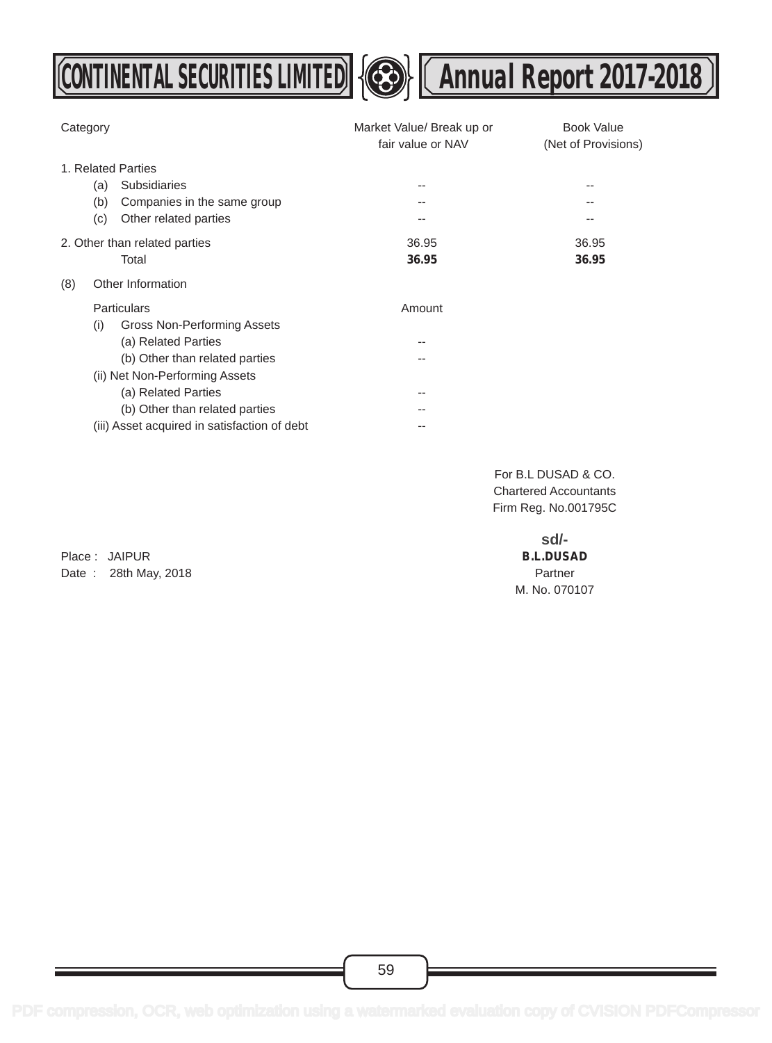| Category | Market Value/ Break up or fair value or NAV | Book Value (Net of Provisions) |
|---|---|---|
| 1. Related Parties | | |
| (a) Subsidiaries | -- | -- |
| (b) Companies in the same group | -- | -- |
| (c) Other related parties | -- | -- |
| 2. Other than related parties | 36.95 | 36.95 |
| Total | **36.95** | **36.95** |

(8) Other Information

| Particulars | Amount |
|---|---|
| (i) Gross Non-Performing Assets | |
| (a) Related Parties | -- |
| (b) Other than related parties | -- |
| (ii) Net Non-Performing Assets | |
| (a) Related Parties | -- |
| (b) Other than related parties | -- |
| (iii) Asset acquired in satisfaction of debt | -- |

For B.L DUSAD & CO.
Chartered Accountants
Firm Reg. No.001795C

sd/-
**B.L.DUSAD**
Partner
M. No. 070107

Place : JAIPUR
Date : 28th May, 2018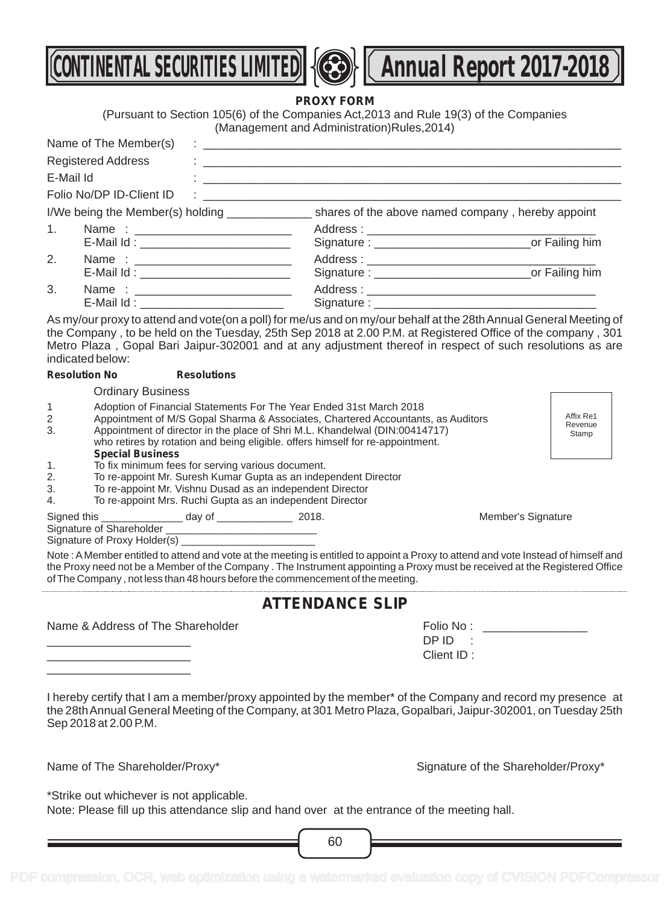## PROXY FORM

(Pursuant to Section 105(6) of the Companies Act,2013 and Rule 19(3) of the Companies (Management and Administration)Rules,2014)

Name of The Member(s) : ____________________________________________

Registered Address : ____________________________________________

E-Mail Id : ____________________________________________

Folio No/DP ID-Client ID : ____________________________________________

I/We being the Member(s) holding _____________ shares of the above named company , hereby appoint

1. Name : ________________________ Address : ___________________________________
   E-Mail Id : ______________________ Signature : ________________________or Failing him
2. Name : ________________________ Address : ___________________________________
   E-Mail Id : ______________________ Signature : ________________________or Failing him
3. Name : ________________________ Address : ___________________________________
   E-Mail Id : ______________________ Signature : ___________________________________

As my/our proxy to attend and vote(on a poll) for me/us and on my/our behalf at the 28th Annual General Meeting of the Company , to be held on the Tuesday, 25th Sep 2018 at 2.00 P.M. at Registered Office of the company , 301 Metro Plaza , Gopal Bari Jaipur-302001 and at any adjustment thereof in respect of such resolutions as are indicated below:

**Resolution No** **Resolutions**

Ordinary Business

1 Adoption of Financial Statements For The Year Ended 31st March 2018
2 Appointment of M/S Gopal Sharma & Associates, Chartered Accountants, as Auditors
3. Appointment of director in the place of Shri M.L. Khandelwal (DIN:00414717) who retires by rotation and being eligible. offers himself for re-appointment.

**Special Business**

1. To fix minimum fees for serving various document.
2. To re-appoint Mr. Suresh Kumar Gupta as an independent Director
3. To re-appoint Mr. Vishnu Dusad as an independent Director
4. To re-appoint Mrs. Ruchi Gupta as an independent Director

Affix Re1 Revenue Stamp

Signed this ______________ day of _____________ 2018. Member's Signature

Signature of Shareholder __________________________

Signature of Proxy Holder(s) _______________________

Note : A Member entitled to attend and vote at the meeting is entitled to appoint a Proxy to attend and vote Instead of himself and the Proxy need not be a Member of the Company . The Instrument appointing a Proxy must be received at the Registered Office of The Company , not less than 48 hours before the commencement of the meeting.

## ATTENDANCE SLIP

Name & Address of The Shareholder

_____________________
_____________________
_____________________

Folio No : ________________
DP ID :
Client ID :

I hereby certify that I am a member/proxy appointed by the member* of the Company and record my presence at the 28th Annual General Meeting of the Company, at 301 Metro Plaza, Gopalbari, Jaipur-302001, on Tuesday 25th Sep 2018 at 2.00 P.M.

Name of The Shareholder/Proxy* Signature of the Shareholder/Proxy*

*Strike out whichever is not applicable.

Note: Please fill up this attendance slip and hand over at the entrance of the meeting hall.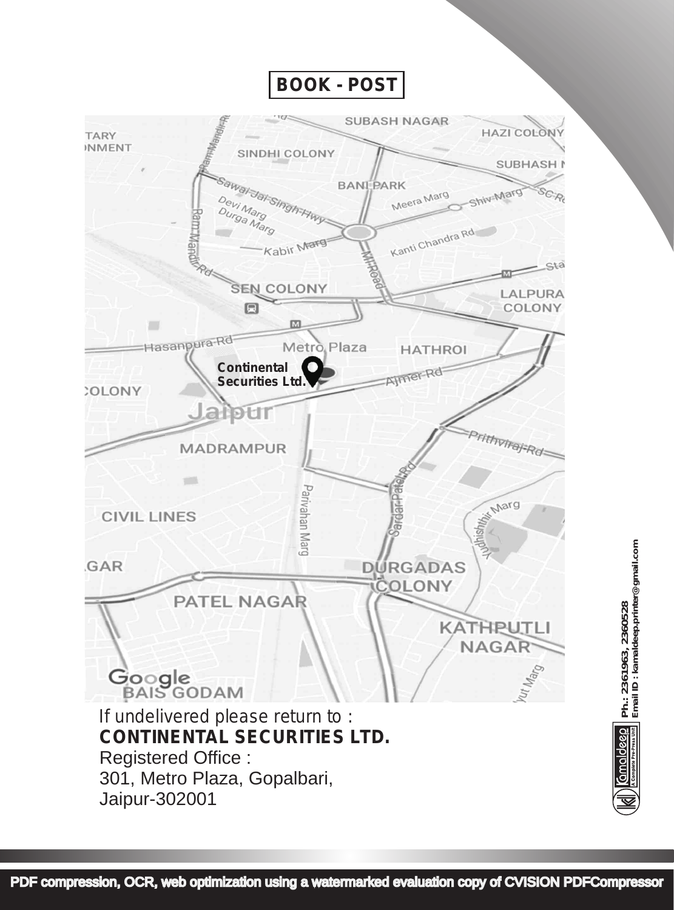**BOOK - POST**

If undelivered please return to :

**CONTINENTAL SECURITIES LTD.**

Registered Office :

301, Metro Plaza, Gopalbari,

Jaipur-302001